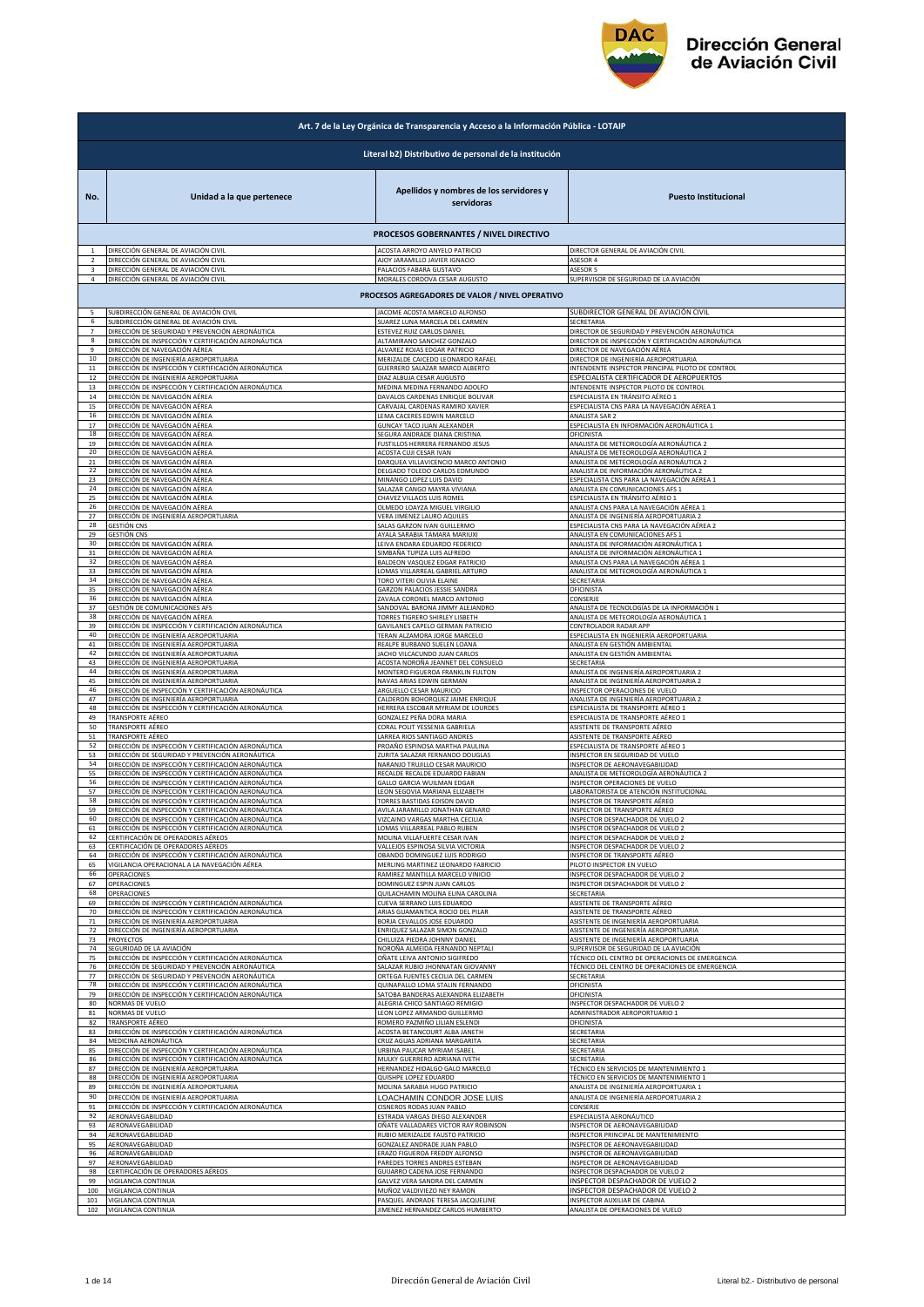# Dirección General de Aviación Civil

| No. | Unidad a la que pertenece | Apellidos y nombres de los servidores y servidoras | Puesto Institucional |
|---|---|---|---|
| **Art. 7 de la Ley Orgánica de Transparencia y Acceso a la Información Pública - LOTAIP** | | | |
| **Literal b2) Distributivo de personal de la institución** | | | |
| **PROCESOS GOBERNANTES / NIVEL DIRECTIVO** | | | |
| 1 | DIRECCIÓN GENERAL DE AVIACIÓN CIVIL | ACOSTA ARROYO ANYELO PATRICIO | DIRECTOR GENERAL DE AVIACIÓN CIVIL |
| 2 | DIRECCIÓN GENERAL DE AVIACIÓN CIVIL | AJOY JARAMILLO JAVIER IGNACIO | ASESOR 4 |
| 3 | DIRECCIÓN GENERAL DE AVIACIÓN CIVIL | PALACIOS FABARA GUSTAVO | ASESOR 5 |
| 4 | DIRECCIÓN GENERAL DE AVIACIÓN CIVIL | MORALES CORDOVA CESAR AUGUSTO | SUPERVISOR DE SEGURIDAD DE LA AVIACIÓN |
| **PROCESOS AGREGADORES DE VALOR / NIVEL OPERATIVO** | | | |
| 5 | SUBDIRECCIÓN GENERAL DE AVIACIÓN CIVIL | JACOME ACOSTA MARCELO ALFONSO | SUBDIRECTOR GENERAL DE AVIACIÓN CIVIL |
| 6 | SUBDIRECCIÓN GENERAL DE AVIACIÓN CIVIL | SUAREZ LUNA MARCELA DEL CARMEN | SECRETARIA |
| 7 | DIRECCIÓN DE SEGURIDAD Y PREVENCIÓN AERONÁUTICA | ESTEVEZ RUIZ CARLOS DANIEL | DIRECTOR DE SEGURIDAD Y PREVENCIÓN AERONÁUTICA |
| 8 | DIRECCIÓN DE INSPECCIÓN Y CERTIFICACIÓN AERONÁUTICA | ALTAMIRANO SANCHEZ GONZALO | DIRECTOR DE INSPECCIÓN Y CERTIFICACIÓN AERONÁUTICA |
| 9 | DIRECCIÓN DE NAVEGACIÓN AÉREA | ALVAREZ ROJAS EDGAR PATRICIO | DIRECTOR DE NAVEGACIÓN AÉREA |
| 10 | DIRECCIÓN DE INGENIERÍA AEROPORTUARIA | MERIZALDE CAICEDO LEONARDO RAFAEL | DIRECTOR DE INGENIERÍA AEROPORTUARIA |
| 11 | DIRECCIÓN DE INSPECCIÓN Y CERTIFICACIÓN AERONÁUTICA | GUERRERO SALAZAR MARCO ALBERTO | INTENDENTE INSPECTOR PRINCIPAL PILOTO DE CONTROL |
| 12 | DIRECCIÓN DE INGENIERÍA AEROPORTUARIA | DIAZ ALBUJA CESAR AUGUSTO | ESPECIALISTA CERTIFICADOR DE AEROPUERTOS |
| 13 | DIRECCIÓN DE INSPECCIÓN Y CERTIFICACIÓN AERONÁUTICA | MEDINA MEDINA FERNANDO ADOLFO | INTENDENTE INSPECTOR PILOTO DE CONTROL |
| 14 | DIRECCIÓN DE NAVEGACIÓN AÉREA | DAVALOS CARDENAS ENRIQUE BOLIVAR | ESPECIALISTA EN TRÁNSITO AÉREO 1 |
| 15 | DIRECCIÓN DE NAVEGACIÓN AÉREA | CARVAJAL CARDENAS RAMIRO XAVIER | ESPECIALISTA CNS PARA LA NAVEGACIÓN AÉREA 1 |
| 16 | DIRECCIÓN DE NAVEGACIÓN AÉREA | LEMA CACERES EDWIN MARCELO | ANALISTA SAR 2 |
| 17 | DIRECCIÓN DE NAVEGACIÓN AÉREA | GUNCAY TACO JUAN ALEXANDER | ESPECIALISTA EN INFORMACIÓN AERONÁUTICA 1 |
| 18 | DIRECCIÓN DE NAVEGACIÓN AÉREA | SEGURA ANDRADE DIANA CRISTINA | OFICINISTA |
| 19 | DIRECCIÓN DE NAVEGACIÓN AÉREA | FUSTILLOS HERRERA FERNANDO JESUS | ANALISTA DE METEOROLOGÍA AERONÁUTICA 2 |
| 20 | DIRECCIÓN DE NAVEGACIÓN AÉREA | ACOSTA CUJI CESAR IVAN | ANALISTA DE METEOROLOGÍA AERONÁUTICA 2 |
| 21 | DIRECCIÓN DE NAVEGACIÓN AÉREA | DARQUEA VILLAVICENCIO MARCO ANTONIO | ANALISTA DE METEOROLOGÍA AERONÁUTICA 2 |
| 22 | DIRECCIÓN DE NAVEGACIÓN AÉREA | DELGADO TOLEDO CARLOS EDMUNDO | ANALISTA DE INFORMACIÓN AERONÁUTICA 2 |
| 23 | DIRECCIÓN DE NAVEGACIÓN AÉREA | MINANGO LOPEZ LUIS DAVID | ESPECIALISTA CNS PARA LA NAVEGACIÓN AÉREA 1 |
| 24 | DIRECCIÓN DE NAVEGACIÓN AÉREA | SALAZAR CANGO MAYRA VIVIANA | ANALISTA EN COMUNICACIONES AFS 1 |
| 25 | DIRECCIÓN DE NAVEGACIÓN AÉREA | CHAVEZ VILLACIS LUIS ROMEL | ESPECIALISTA EN TRÁNSITO AÉREO 1 |
| 26 | DIRECCIÓN DE NAVEGACIÓN AÉREA | OLMEDO LOAYZA MIGUEL VIRGILIO | ANALISTA CNS PARA LA NAVEGACIÓN AÉREA 1 |
| 27 | DIRECCIÓN DE INGENIERÍA AEROPORTUARIA | VERA JIMENEZ LAURO AQUILES | ANALISTA DE INGENIERÍA AEROPORTUARIA 2 |
| 28 | GESTIÓN CNS | SALAS GARZON IVAN GUILLERMO | ESPECIALISTA CNS PARA LA NAVEGACIÓN AÉREA 2 |
| 29 | GESTIÓN CNS | AYALA SARABIA TAMARA MARIUXI | ANALISTA EN COMUNICACIONES AFS 1 |
| 30 | DIRECCIÓN DE NAVEGACIÓN AÉREA | LEIVA ENDARA EDUARDO FEDERICO | ANALISTA DE INFORMACIÓN AERONÁUTICA 1 |
| 31 | DIRECCIÓN DE NAVEGACIÓN AÉREA | SIMBAÑA TUPIZA LUIS ALFREDO | ANALISTA DE INFORMACIÓN AERONÁUTICA 1 |
| 32 | DIRECCIÓN DE NAVEGACIÓN AÉREA | BALDEON VASQUEZ EDGAR PATRICIO | ANALISTA CNS PARA LA NAVEGACIÓN AÉREA 1 |
| 33 | DIRECCIÓN DE NAVEGACIÓN AÉREA | LOMAS VILLARREAL GABRIEL ARTURO | ANALISTA DE METEOROLOGÍA AERONÁUTICA 1 |
| 34 | DIRECCIÓN DE NAVEGACIÓN AÉREA | TORO VITERI OLIVIA ELAINE | SECRETARIA |
| 35 | DIRECCIÓN DE NAVEGACIÓN AÉREA | GARZON PALACIOS JESSIE SANDRA | OFICINISTA |
| 36 | DIRECCIÓN DE NAVEGACIÓN AÉREA | ZAVALA CORONEL MARCO ANTONIO | CONSERJE |
| 37 | GESTIÓN DE COMUNICACIONES AFS | SANDOVAL BARONA JIMMY ALEJANDRO | ANALISTA DE TECNOLOGÍAS DE LA INFORMACIÓN 1 |
| 38 | DIRECCIÓN DE NAVEGACIÓN AÉREA | TORRES TIGRERO SHIRLEY LISBETH | ANALISTA DE METEOROLOGÍA AERONÁUTICA 1 |
| 39 | DIRECCIÓN DE INSPECCIÓN Y CERTIFICACIÓN AERONÁUTICA | GAVILANES CAPELO GERMAN PATRICIO | CONTROLADOR RADAR APP |
| 40 | DIRECCIÓN DE INGENIERÍA AEROPORTUARIA | TERAN ALZAMORA JORGE MARCELO | ESPECIALISTA EN INGENIERÍA AEROPORTUARIA |
| 41 | DIRECCIÓN DE INGENIERÍA AEROPORTUARIA | REALPE BURBANO SUELEN LOANA | ANALISTA EN GESTIÓN AMBIENTAL |
| 42 | DIRECCIÓN DE INGENIERÍA AEROPORTUARIA | JACHO VILCACUNDO JUAN CARLOS | ANALISTA EN GESTIÓN AMBIENTAL |
| 43 | DIRECCIÓN DE INGENIERÍA AEROPORTUARIA | ACOSTA NOROÑA JEANNET DEL CONSUELO | SECRETARIA |
| 44 | DIRECCIÓN DE INGENIERÍA AEROPORTUARIA | MONTERO FIGUEROA FRANKLIN FULTON | ANALISTA DE INGENIERÍA AEROPORTUARIA 2 |
| 45 | DIRECCIÓN DE INGENIERÍA AEROPORTUARIA | NAVAS ARIAS EDWIN GERMAN | ANALISTA DE INGENIERÍA AEROPORTUARIA 2 |
| 46 | DIRECCIÓN DE INSPECCIÓN Y CERTIFICACIÓN AERONÁUTICA | ARGUELLO CESAR MAURICIO | INSPECTOR OPERACIONES DE VUELO |
| 47 | DIRECCIÓN DE INGENIERÍA AEROPORTUARIA | CALDERON BOHORQUEZ JAIME ENRIQUE | ANALISTA DE INGENIERÍA AEROPORTUARIA 2 |
| 48 | DIRECCIÓN DE INSPECCIÓN Y CERTIFICACIÓN AERONÁUTICA | HERRERA ESCOBAR MYRIAM DE LOURDES | ESPECIALISTA DE TRANSPORTE AÉREO 1 |
| 49 | TRANSPORTE AÉREO | GONZALEZ PEÑA DORA MARIA | ESPECIALISTA DE TRANSPORTE AÉREO 1 |
| 50 | TRANSPORTE AÉREO | CORAL POLIT YESSENIA GABRIELA | ASISTENTE DE TRANSPORTE AÉREO |
| 51 | TRANSPORTE AÉREO | LARREA RIOS SANTIAGO ANDRES | ASISTENTE DE TRANSPORTE AÉREO |
| 52 | DIRECCIÓN DE INSPECCIÓN Y CERTIFICACIÓN AERONÁUTICA | PROAÑO ESPINOSA MARTHA PAULINA | ESPECIALISTA DE TRANSPORTE AÉREO 1 |
| 53 | DIRECCIÓN DE SEGURIDAD Y PREVENCIÓN AERONÁUTICA | ZURITA SALAZAR FERNANDO DOUGLAS | INSPECTOR EN SEGURIDAD DE VUELO |
| 54 | DIRECCIÓN DE INSPECCIÓN Y CERTIFICACIÓN AERONÁUTICA | NARANJO TRUJILLO CESAR MAURICIO | INSPECTOR DE AERONAVEGABILIDAD |
| 55 | DIRECCIÓN DE INSPECCIÓN Y CERTIFICACIÓN AERONÁUTICA | RECALDE RECALDE EDUARDO FABIAN | ANALISTA DE METEOROLOGÍA AERONÁUTICA 2 |
| 56 | DIRECCIÓN DE INSPECCIÓN Y CERTIFICACIÓN AERONÁUTICA | GALLO GARCIA WUILMAN EDGAR | INSPECTOR OPERACIONES DE VUELO |
| 57 | DIRECCIÓN DE INSPECCIÓN Y CERTIFICACIÓN AERONÁUTICA | LEON SEGOVIA MARIANA ELIZABETH | LABORATORISTA DE ATENCIÓN INSTITUCIONAL |
| 58 | DIRECCIÓN DE INSPECCIÓN Y CERTIFICACIÓN AERONÁUTICA | TORRES BASTIDAS EDISON DAVID | INSPECTOR DE TRANSPORTE AÉREO |
| 59 | DIRECCIÓN DE INSPECCIÓN Y CERTIFICACIÓN AERONÁUTICA | AVILA JARAMILLO JONATHAN GENARO | INSPECTOR DE TRANSPORTE AÉREO |
| 60 | DIRECCIÓN DE INSPECCIÓN Y CERTIFICACIÓN AERONÁUTICA | VIZCAINO VARGAS MARTHA CECILIA | INSPECTOR DESPACHADOR DE VUELO 2 |
| 61 | DIRECCIÓN DE INSPECCIÓN Y CERTIFICACIÓN AERONÁUTICA | LOMAS VILLARREAL PABLO RUBEN | INSPECTOR DESPACHADOR DE VUELO 2 |
| 62 | CERTIFICACIÓN DE OPERADORES AÉREOS | MOLINA VILLAFUERTE CESAR IVAN | INSPECTOR DESPACHADOR DE VUELO 2 |
| 63 | CERTIFICACIÓN DE OPERADORES AÉREOS | VALLEJOS ESPINOSA SILVIA VICTORIA | INSPECTOR DESPACHADOR DE VUELO 2 |
| 64 | DIRECCIÓN DE INSPECCIÓN Y CERTIFICACIÓN AERONÁUTICA | OBANDO DOMINGUEZ LUIS RODRIGO | INSPECTOR DE TRANSPORTE AÉREO |
| 65 | VIGILANCIA OPERACIONAL A LA NAVEGACIÓN AÉREA | MERLING MARTINEZ LEONARDO FABRICIO | PILOTO INSPECTOR EN VUELO |
| 66 | OPERACIONES | RAMIREZ MANTILLA MARCELO VINICIO | INSPECTOR DESPACHADOR DE VUELO 2 |
| 67 | OPERACIONES | DOMINGUEZ ESPIN JUAN CARLOS | INSPECTOR DESPACHADOR DE VUELO 2 |
| 68 | OPERACIONES | QUILACHAMIN MOLINA ELINA CAROLINA | SECRETARIA |
| 69 | DIRECCIÓN DE INSPECCIÓN Y CERTIFICACIÓN AERONÁUTICA | CUEVA SERRANO LUIS EDUARDO | ASISTENTE DE TRANSPORTE AÉREO |
| 70 | DIRECCIÓN DE INSPECCIÓN Y CERTIFICACIÓN AERONÁUTICA | ARIAS GUAMANTICA ROCIO DEL PILAR | ASISTENTE DE TRANSPORTE AÉREO |
| 71 | DIRECCIÓN DE INGENIERÍA AEROPORTUARIA | BORJA CEVALLOS JOSE EDUARDO | ASISTENTE DE INGENIERÍA AEROPORTUARIA |
| 72 | DIRECCIÓN DE INGENIERÍA AEROPORTUARIA | ENRIQUEZ SALAZAR SIMON GONZALO | ASISTENTE DE INGENIERÍA AEROPORTUARIA |
| 73 | PROYECTOS | CHILUIZA PIEDRA JOHNNY DANIEL | ASISTENTE DE INGENIERÍA AEROPORTUARIA |
| 74 | SEGURIDAD DE LA AVIACIÓN | NOROÑA ALMEIDA FERNANDO NEPTALI | SUPERVISOR DE SEGURIDAD DE LA AVIACIÓN |
| 75 | DIRECCIÓN DE INSPECCIÓN Y CERTIFICACIÓN AERONÁUTICA | OÑATE LEIVA ANTONIO SIGIFREDO | TÉCNICO DEL CENTRO DE OPERACIONES DE EMERGENCIA |
| 76 | DIRECCIÓN DE SEGURIDAD Y PREVENCIÓN AERONÁUTICA | SALAZAR RUBIO JHONNATAN GIOVANNY | TÉCNICO DEL CENTRO DE OPERACIONES DE EMERGENCIA |
| 77 | DIRECCIÓN DE SEGURIDAD Y PREVENCIÓN AERONÁUTICA | ORTEGA FUENTES CECILIA DEL CARMEN | SECRETARIA |
| 78 | DIRECCIÓN DE INSPECCIÓN Y CERTIFICACIÓN AERONÁUTICA | QUINAPALLO LOMA STALIN FERNANDO | OFICINISTA |
| 79 | DIRECCIÓN DE INSPECCIÓN Y CERTIFICACIÓN AERONÁUTICA | SATOBA BANDERAS ALEXANDRA ELIZABETH | OFICINISTA |
| 80 | NORMAS DE VUELO | ALEGRIA CHICO SANTIAGO REMIGIO | INSPECTOR DESPACHADOR DE VUELO 2 |
| 81 | NORMAS DE VUELO | LEON LOPEZ ARMANDO GUILLERMO | ADMINISTRADOR AEROPORTUARIO 1 |
| 82 | TRANSPORTE AÉREO | ROMERO PAZMIÑO LILIAN ESLENDI | OFICINISTA |
| 83 | DIRECCIÓN DE INSPECCIÓN Y CERTIFICACIÓN AERONÁUTICA | ACOSTA BETANCOURT ALBA JANETH | SECRETARIA |
| 84 | MEDICINA AERONÁUTICA | CRUZ AGUAS ADRIANA MARGARITA | SECRETARIA |
| 85 | DIRECCIÓN DE INSPECCIÓN Y CERTIFICACIÓN AERONÁUTICA | URBINA PAUCAR MYRIAM ISABEL | SECRETARIA |
| 86 | DIRECCIÓN DE INSPECCIÓN Y CERTIFICACIÓN AERONÁUTICA | MULKY GUERRERO ADRIANA IVETH | SECRETARIA |
| 87 | DIRECCIÓN DE INGENIERÍA AEROPORTUARIA | HERNANDEZ HIDALGO GALO MARCELO | TÉCNICO EN SERVICIOS DE MANTENIMIENTO 1 |
| 88 | DIRECCIÓN DE INGENIERÍA AEROPORTUARIA | QUISHPE LOPEZ EDUARDO | TÉCNICO EN SERVICIOS DE MANTENIMIENTO 1 |
| 89 | DIRECCIÓN DE INGENIERÍA AEROPORTUARIA | MOLINA SARABIA HUGO PATRICIO | ANALISTA DE INGENIERÍA AEROPORTUARIA 1 |
| 90 | DIRECCIÓN DE INGENIERÍA AEROPORTUARIA | LOACHAMIN CONDOR JOSE LUIS | ANALISTA DE INGENIERÍA AEROPORTUARIA 2 |
| 91 | DIRECCIÓN DE INSPECCIÓN Y CERTIFICACIÓN AERONÁUTICA | CISNEROS RODAS JUAN PABLO | CONSERJE |
| 92 | AERONAVEGABILIDAD | ESTRADA VARGAS DIEGO ALEXANDER | ESPECIALISTA AERONÁUTICO |
| 93 | AERONAVEGABILIDAD | OÑATE VALLADARES VICTOR RAY ROBINSON | INSPECTOR DE AERONAVEGABILIDAD |
| 94 | AERONAVEGABILIDAD | RUBIO MERIZALDE FAUSTO PATRICIO | INSPECTOR PRINCIPAL DE MANTENIMIENTO |
| 95 | AERONAVEGABILIDAD | GONZALEZ ANDRADE JUAN PABLO | INSPECTOR DE AERONAVEGABILIDAD |
| 96 | AERONAVEGABILIDAD | ERAZO FIGUEROA FREDDY ALFONSO | INSPECTOR DE AERONAVEGABILIDAD |
| 97 | AERONAVEGABILIDAD | PAREDES TORRES ANDRES ESTEBAN | INSPECTOR DE AERONAVEGABILIDAD |
| 98 | CERTIFICACIÓN DE OPERADORES AÉREOS | GUIJARRO CADENA JOSE FERNANDO | INSPECTOR DESPACHADOR DE VUELO 2 |
| 99 | VIGILANCIA CONTINUA | GALVEZ VERA SANDRA DEL CARMEN | INSPECTOR DESPACHADOR DE VUELO 2 |
| 100 | VIGILANCIA CONTINUA | MUÑOZ VALDIVIEZO NEY RAMON | INSPECTOR DESPACHADOR DE VUELO 2 |
| 101 | VIGILANCIA CONTINUA | PASQUEL ANDRADE TERESA JACQUELINE | INSPECTOR AUXILIAR DE CABINA |
| 102 | VIGILANCIA CONTINUA | JIMENEZ HERNANDEZ CARLOS HUMBERTO | ANALISTA DE OPERACIONES DE VUELO |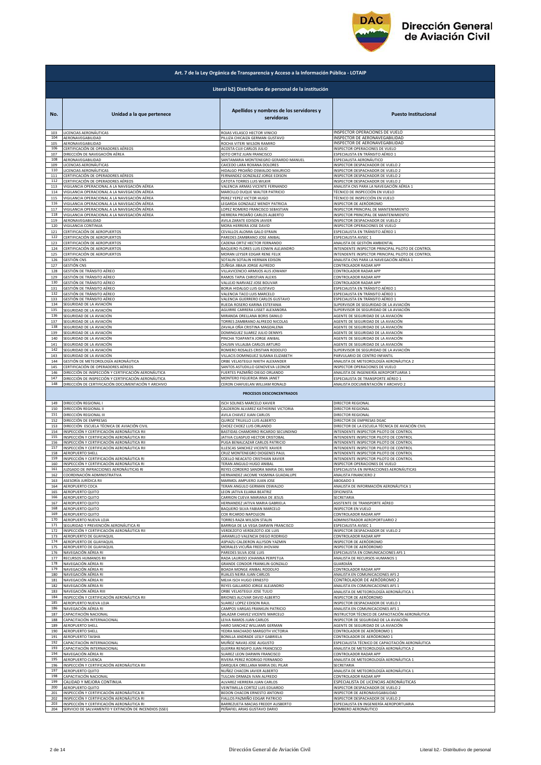# Dirección General de Aviación Civil

## Art. 7 de la Ley Orgánica de Transparencia y Acceso a la Información Pública - LOTAIP

### Literal b2) Distributivo de personal de la institución

| No. | Unidad a la que pertenece | Apellidos y nombres de los servidores y servidoras | Puesto Institucional |
|---|---|---|---|
| 103 | LICENCIAS AERONÁUTICAS | ROJAS VELASCO HECTOR VINICIO | INSPECTOR OPERACIONES DE VUELO |
| 104 | AERONAVEGABILIDAD | PILLIZA CHICAIZA GERMAN GUSTAVO | INSPECTOR DE AERONAVEGABILIDAD |
| 105 | AERONAVEGABILIDAD | ROCHA VITERI WILSON RAMIRO | INSPECTOR DE AERONAVEGABILIDAD |
| 106 | CERTIFICACIÓN DE OPERADORES AÉREOS | ACOSTA CUJI CARLOS JULIO | INSPECTOR OPERACIONES DE VUELO |
| 107 | DIRECCIÓN DE NAVEGACIÓN AÉREA | SOTO ORTIZ JUAN FRANCISCO | ESPECIALISTA EN TRÁNSITO AÉREO 1 |
| 108 | AERONAVEGABILIDAD | SANTAMARIA MONTENEGRO GERARDO MANUEL | ESPECIALISTA AERONÁUTICO |
| 109 | LICENCIAS AERONÁUTICAS | CAICEDO LARA ROXANA DOLORES | INSPECTOR DESPACHADOR DE VUELO 2 |
| 110 | LICENCIAS AERONÁUTICAS | HIDALGO PROAÑO OSWALDO MAURICIO | INSPECTOR DESPACHADOR DE VUELO 2 |
| 111 | CERTIFICACIÓN DE OPERADORES AÉREOS | FERNANDEZ GONZALEZ JORGE EDISON | INSPECTOR DESPACHADOR DE VUELO 2 |
| 112 | CERTIFICACIÓN DE OPERADORES AÉREOS | CATOTA TORRES LUIS WILKIR | INSPECTOR DESPACHADOR DE VUELO 2 |
| 113 | VIGILANCIA OPERACIONAL A LA NAVEGACIÓN AÉREA | VALENCIA ARMAS VICENTE FERNANDO | ANALISTA CNS PARA LA NAVEGACIÓN AÉREA 1 |
| 114 | VIGILANCIA OPERACIONAL A LA NAVEGACIÓN AÉREA | MARCILLO DUQUE WALTER PATRICIO | TÉCNICO DE INSPECCIÓN EN VUELO |
| 115 | VIGILANCIA OPERACIONAL A LA NAVEGACIÓN AÉREA | PEREZ YEPEZ VICTOR HUGO | TÉCNICO DE INSPECCIÓN EN VUELO |
| 116 | VIGILANCIA OPERACIONAL A LA NAVEGACIÓN AÉREA | LEGARDA GONZALEZ WENDY PATRICIA | INSPECTOR DE AERÓDROMO |
| 117 | VIGILANCIA OPERACIONAL A LA NAVEGACIÓN AÉREA | LOPEZ ROMERO FRANCISCO SEBASTIAN | INSPECTOR PRINCIPAL DE MANTENIMIENTO |
| 118 | VIGILANCIA OPERACIONAL A LA NAVEGACIÓN AÉREA | HERRERA PROAÑO CARLOS ALBERTO | INSPECTOR PRINCIPAL DE MANTENIMIENTO |
| 119 | AERONAVEGABILIDAD | AVILA ZARATE EDISON JAVIER | INSPECTOR DESPACHADOR DE VUELO 2 |
| 120 | VIGILANCIA CONTINUA | MORA HERRERA JOSE DAVID | INSPECTOR OPERACIONES DE VUELO |
| 121 | CERTIFICACIÓN DE AEROPUERTOS | CEVALLOS ALOMIA GALO EFRAIN | ESPECIALISTA EN TRÁNSITO AÉREO 1 |
| 122 | CERTIFICACIÓN DE AEROPUERTOS | PAREDES ZAMBRANO JOSE ANIBAL | ESPECIALISTA AVSEC 1 |
| 123 | CERTIFICACIÓN DE AEROPUERTOS | CADENA ORTIZ HECTOR FERNANDO | ANALISTA DE GESTIÓN AMBIENTAL |
| 124 | CERTIFICACIÓN DE AEROPUERTOS | BAQUERO FLORES LUIS EDWIN ALEJANDRO | INTENDENTE INSPECTOR PRINCIPAL PILOTO DE CONTROL |
| 125 | CERTIFICACIÓN DE AEROPUERTOS | MORAN LEYSER EDGAR RENE FELIX | INTENDENTE INSPECTOR PRINCIPAL PILOTO DE CONTROL |
| 126 | GESTIÓN CNS | SOTALIN SOTALIN HERNAN EDISON | ANALISTA CNS PARA LA NAVEGACIÓN AÉREA 1 |
| 127 | GESTIÓN CNS | ZUÑIGA JIBAJA JORGE ALFREDO | CONTROLADOR RADAR APP |
| 128 | GESTIÓN DE TRÁNSITO AÉREO | VILLAVICENCIO ARMIJOS ALIS JOWANY | CONTROLADOR RADAR APP |
| 129 | GESTIÓN DE TRÁNSITO AÉREO | RAMOS TAPIA CHRISTIAN ALEXIS | CONTROLADOR RADAR APP |
| 130 | GESTIÓN DE TRÁNSITO AÉREO | VALLEJO NARVAEZ JOSE BOLIVAR | CONTROLADOR RADAR APP |
| 131 | GESTIÓN DE TRÁNSITO AÉREO | BORJA HIDALGO LUIS GUSTAVO | ESPECIALISTA EN TRÁNSITO AÉREO 1 |
| 132 | GESTIÓN DE TRÁNSITO AÉREO | VALENCIA TACO LUIS MARCELO | ESPECIALISTA EN TRÁNSITO AÉREO 1 |
| 133 | GESTIÓN DE TRÁNSITO AÉREO | VALENCIA GUERRERO CARLOS GUSTAVO | ESPECIALISTA EN TRÁNSITO AÉREO 1 |
| 134 | SEGURIDAD DE LA AVIACIÓN | RUEDA ROSERO KARINA ESTEFANIA | SUPERVISOR DE SEGURIDAD DE LA AVIACIÓN |
| 135 | SEGURIDAD DE LA AVIACIÓN | AGUIRRE CARRERA LISSET ALEXANDRA | SUPERVISOR DE SEGURIDAD DE LA AVIACIÓN |
| 136 | SEGURIDAD DE LA AVIACIÓN | MIRANDA ORELLANA BORIS DANILO | AGENTE DE SEGURIDAD DE LA AVIACIÓN |
| 137 | SEGURIDAD DE LA AVIACIÓN | TORRES ZAMBRANO ALFREDO NICOLAS | AGENTE DE SEGURIDAD DE LA AVIACIÓN |
| 138 | SEGURIDAD DE LA AVIACIÓN | ZAVALA OÑA CRISTINA MAGDALENA | AGENTE DE SEGURIDAD DE LA AVIACIÓN |
| 139 | SEGURIDAD DE LA AVIACIÓN | DOMINGUEZ SUAREZ JULIO DENNYS | AGENTE DE SEGURIDAD DE LA AVIACIÓN |
| 140 | SEGURIDAD DE LA AVIACIÓN | PINCHA TOAPANTA JORGE ANIBAL | AGENTE DE SEGURIDAD DE LA AVIACIÓN |
| 141 | SEGURIDAD DE LA AVIACIÓN | CHUSIN VILLALBA CARLOS ARTURO | AGENTE DE SEGURIDAD DE LA AVIACIÓN |
| 142 | SEGURIDAD DE LA AVIACIÓN | ROMERO ROSALES CRISTIAN RODOLFO | SUPERVISOR DE SEGURIDAD DE LA AVIACIÓN |
| 143 | SEGURIDAD DE LA AVIACIÓN | VILLACIS DOMINGUEZ SUSANA ELIZABETH | PARVULARIO DE CENTRO INFANTIL |
| 144 | GESTIÓN DE METEOROLOGÍA AERONÁUTICA | ORBE VELASTEGUI NIKITH ALEXANDER | ANALISTA DE METEOROLOGÍA AERONÁUTICA 2 |
| 145 | CERTIFICACIÓN DE OPERADORES AÉREOS | SANTOS ASTUDILLO GENOVEVA LEONOR | INSPECTOR OPERACIONES DE VUELO |
| 146 | DIRECCIÓN DE INSPECCIÓN Y CERTIFICACIÓN AERONÁUTICA | FUERTES PAZMIÑO DIEGO ORLANDO | ANALISTA DE INGENIERÍA AEROPORTUARIA 1 |
| 147 | DIRECCIÓN DE INSPECCIÓN Y CERTIFICACIÓN AERONÁUTICA | MONTERO FIGUEROA IRMA JANET | ESPECIALISTA DE TRANSPORTE AÉREO 1 |
| 148 | DIRECCIÓN DE CERTIFICACIÓN DOCUMENTACIÓN Y ARCHIVO | CERON CHAFUELAN WILLIAM RONALD | ANALISTA DOCUMENTACIÓN Y ARCHIVO 2 |
| | | **PROCESOS DESCONCENTRADOS** | |
| 149 | DIRECCIÓN REGIONAL I | ISCH SOLINES MARCELO XAVIER | DIRECTOR REGIONAL |
| 150 | DIRECCIÓN REGIONAL II | CALDERON ALVAREZ KATHERINE VICTORIA | DIRECTOR REGIONAL |
| 151 | DIRECCIÓN REGIONAL III | AVILA CHAVEZ JUAN CARLOS | DIRECTOR REGIONAL |
| 152 | DIRECCIÓN DE EMPRESAS | QUIROZ TRUJILLO LUIS ALBERTO | DIRECTOR DE EMPRESAS DGAC |
| 153 | DIRECCIÓN ESCUELA TÉCNICA DE AVIACIÓN CIVIL | CHOEZ CHOEZ LUIS ORLANDO | DIRECTOR DE LA ESCUELA TÉCNICA DE AVIACIÓN CIVIL |
| 154 | INSPECCIÓN Y CERTIFICACIÓN AERONÁUTICA RII | BASTIDAS CHAMORRO RICARDO SECUNDINO | INTENDENTE INSPECTOR PILOTO DE CONTROL |
| 155 | INSPECCIÓN Y CERTIFICACIÓN AERONÁUTICA RII | JATIVA CUASPUD HECTOR CRISTOBAL | INTENDENTE INSPECTOR PILOTO DE CONTROL |
| 156 | INSPECCIÓN Y CERTIFICACIÓN AERONÁUTICA RII | PUGA BENALCAZAR CARLOS PATRICIO | INTENDENTE INSPECTOR PILOTO DE CONTROL |
| 157 | INSPECCIÓN Y CERTIFICACIÓN AERONÁUTICA RII | ILLESCAS SANCHEZ VICENTE XAVIER | INTENDENTE INSPECTOR PILOTO DE CONTROL |
| 158 | AEROPUERTO SHELL | CRUZ MONTENEGRO DIOGENES PAUL | INTENDENTE INSPECTOR PILOTO DE CONTROL |
| 159 | INSPECCIÓN Y CERTIFICACIÓN AERONÁUTICA RI | COELLO NEACATO CRISTHIAN XAVIER | INTENDENTE INSPECTOR PILOTO DE CONTROL |
| 160 | INSPECCIÓN Y CERTIFICACIÓN AERONÁUTICA RI | TERAN ANGULO HUGO ANIBAL | INSPECTOR OPERACIONES DE VUELO |
| 161 | JUZGADO DE INFRACCIONES AERONÁUTICAS RI | REYES CORDERO SANDRA MARIA DEL MAR | ESPECIALISTA EN INFRACCIONES AERONÁUTICAS |
| 162 | COORDINACIÓN ADMINISTRATIVA | HERNANDEZ JACOME YASMINA GUADALUPE | ANALISTA FINANCIERO 2 |
| 163 | ASESORÍA JURÍDICA RII | MARMOL AMPUERO JUAN JOSE | ABOGADO 3 |
| 164 | AEROPUERTO COCA | TERAN ANGULO GERMAN OSWALDO | ANALISTA DE INFORMACIÓN AERONÁUTICA 1 |
| 165 | AEROPUERTO QUITO | LEON JATIVA ELIANA BEATRIZ | OFICINISTA |
| 166 | AEROPUERTO QUITO | CARRION CUEVA MARIANA DE JESUS | SECRETARIA |
| 167 | AEROPUERTO QUITO | HERNANDEZ JATIVA MARIA GABRIELA | ASISTENTE DE TRANSPORTE AÉREO |
| 168 | AEROPUERTO QUITO | BAQUERO SILVA FABIAN MARCELO | INSPECTOR EN VUELO |
| 169 | AEROPUERTO QUITO | COX RICARDO NAPOLEON | CONTROLADOR RADAR APP |
| 170 | AEROPUERTO NUEVA LOJA | TORRES RAZA WILSON STALIN | ADMINISTRADOR AEROPORTUARIO 2 |
| 171 | SEGURIDAD Y PREVENCIÓN AERONÁUTICA RI | BARRIGA DE LA VEGA DARWIN FRANCISCO | ESPECIALISTA AVSEC 1 |
| 172 | INSPECCIÓN Y CERTIFICACIÓN AERONÁUTICA RII | VERDEZOTO VERDEZOTO JOE LUIS | INSPECTOR DESPACHADOR DE VUELO 2 |
| 173 | AEROPUERTO DE GUAYAQUIL | JARAMILLO VALENCIA DIEGO RODRIGO | CONTROLADOR RADAR APP |
| 174 | AEROPUERTO DE GUAYAQUIL | ASPIAZU CALDERON ALLYSON YAZMIN | INSPECTOR DE AERÓDROMO |
| 175 | AEROPUERTO DE GUAYAQUIL | MORALES VICUÑA FREDI JHOVANI | INSPECTOR DE AERÓDROMO |
| 176 | NAVEGACIÓN AÉREA RI | PAREDES SILVA JOSE LUIS | ESPECIALISTA EN COMUNICACIONES AFS 1 |
| 177 | RECURSOS HUMANOS RII | RADA LAURIDO JOHANNA PERPETUA | ANALISTA DE RECURSOS HUMANOS 1 |
| 178 | NAVEGACIÓN AÉREA RI | GRANDE CONDOR FRANKLIN GONZALO | GUARDIÁN |
| 179 | NAVEGACIÓN AÉREA RI | BOADA MONGE ANIBAL RODOLFO | CONTROLADOR RADAR APP |
| 180 | NAVEGACIÓN AÉREA RI | RUALES NEIRA JUAN CARLOS | ANALISTA EN COMUNICACIONES AFS 2 |
| 181 | NAVEGACIÓN AÉREA RI | MEJIA ISCH HUGO ERNESTO | CONTROLADOR DE AERÓDROMO 2 |
| 182 | NAVEGACIÓN AÉREA RI | REYES GALLARDO JORGE ALEJANDRO | ANALISTA EN COMUNICACIONES AFS 1 |
| 183 | NAVEGACIÓN AÉREA RIII | ORBE VELASTEGUI JOSE TULIO | ANALISTA DE METEOROLOGÍA AERONÁUTICA 1 |
| 184 | INSPECCIÓN Y CERTIFICACIÓN AERONÁUTICA RII | BRIONES ALCIVAR DAVID ALBERTO | INSPECTOR DE AERÓDROMO |
| 185 | AEROPUERTO NUEVA LOJA | SUAREZ LOPEZ EDISON RAUL | INSPECTOR DESPACHADOR DE VUELO 1 |
| 186 | NAVEGACIÓN AÉREA RI | CAMPOS VARGAS FRANKLIN PATRICIO | ANALISTA EN COMUNICACIONES AFS 1 |
| 187 | CAPACITACIÓN NACIONAL | SALAZAR CHAVEZ VICENTE MARCELO | INSTRUCTOR TÉCNICO DE CAPACITACIÓN AERONÁUTICA |
| 188 | CAPACITACIÓN INTERNACIONAL | LEIVA RAMOS JUAN CARLOS | INSPECTOR DE SEGURIDAD DE LA AVIACIÓN |
| 189 | AEROPUERTO SHELL | HARO SANCHEZ WILLIAMS GERMAN | AGENTE DE SEGURIDAD DE LA AVIACIÓN |
| 190 | AEROPUERTO SHELL | YEDRA MACHADO MARGOTH VICTORIA | CONTROLADOR DE AERÓDROMO 1 |
| 191 | AEROPUERTO TAISHA | BONILLA ANDRADE LESLY GABRIELA | CONTROLADOR DE AERÓDROMO 1 |
| 192 | CAPACITACIÓN INTERNACIONAL | MUÑOZ NAVAS JOSE AUGUSTO | ESPECIALISTA TÉCNICO DE CAPACITACIÓN AERONÁUTICA |
| 193 | CAPACITACIÓN INTERNACIONAL | GUERRA RENGIFO JUAN FRANCISCO | ANALISTA DE METEOROLOGÍA AERONÁUTICA 2 |
| 194 | NAVEGACIÓN AÉREA RI | SUAREZ LEON DARWIN FRANCISCO | CONTROLADOR RADAR APP |
| 195 | AEROPUERTO CUENCA | RIVERA PEREZ RODRIGO FERNANDO | ANALISTA DE METEOROLOGÍA AERONÁUTICA 1 |
| 196 | INSPECCIÓN Y CERTIFICACIÓN AERONÁUTICA RII | DARQUEA ORELLANA MARIA DEL PILAR | SECRETARIA |
| 197 | AEROPUERTO QUITO | NUÑEZ CHACON JAVIER ALBERTO | ANALISTA DE METEOROLOGÍA AERONÁUTICA 1 |
| 198 | CAPACITACIÓN NACIONAL | TULCAN ORMAZA IVAN ALFREDO | CONTROLADOR RADAR APP |
| 199 | CALIDAD Y MEJORA CONTINUA | ALVAREZ HERRERA JUAN CARLOS | ESPECIALISTA DE LICENCIAS AERONÁUTICAS |
| 200 | AEROPUERTO QUITO | VEINTIMILLA CORTEZ LUIS EDUARDO | INSPECTOR DESPACHADOR DE VUELO 2 |
| 201 | INSPECCIÓN Y CERTIFICACIÓN AERONÁUTICA RI | BEDON CHACON ERNESTO ANTONIO | INSPECTOR DE AERONAVEGABILIDAD |
| 202 | INSPECCIÓN Y CERTIFICACIÓN AERONÁUTICA RI | FIALLOS PAZMIÑO EDGAR PATRICIO | INSPECTOR DESPACHADOR DE VUELO 2 |
| 203 | INSPECCIÓN Y CERTIFICACIÓN AERONÁUTICA RI | BARREZUETA MACIAS FREDDY AUSBERTO | ESPECIALISTA EN INGENIERÍA AEROPORTUARIA |
| 204 | SERVICIO DE SALVAMENTO Y EXTINCIÓN DE INCENDIOS (SSEI) | PEÑAFIEL ARIAS GUSTAVO DARIO | BOMBERO AERONÁUTICO |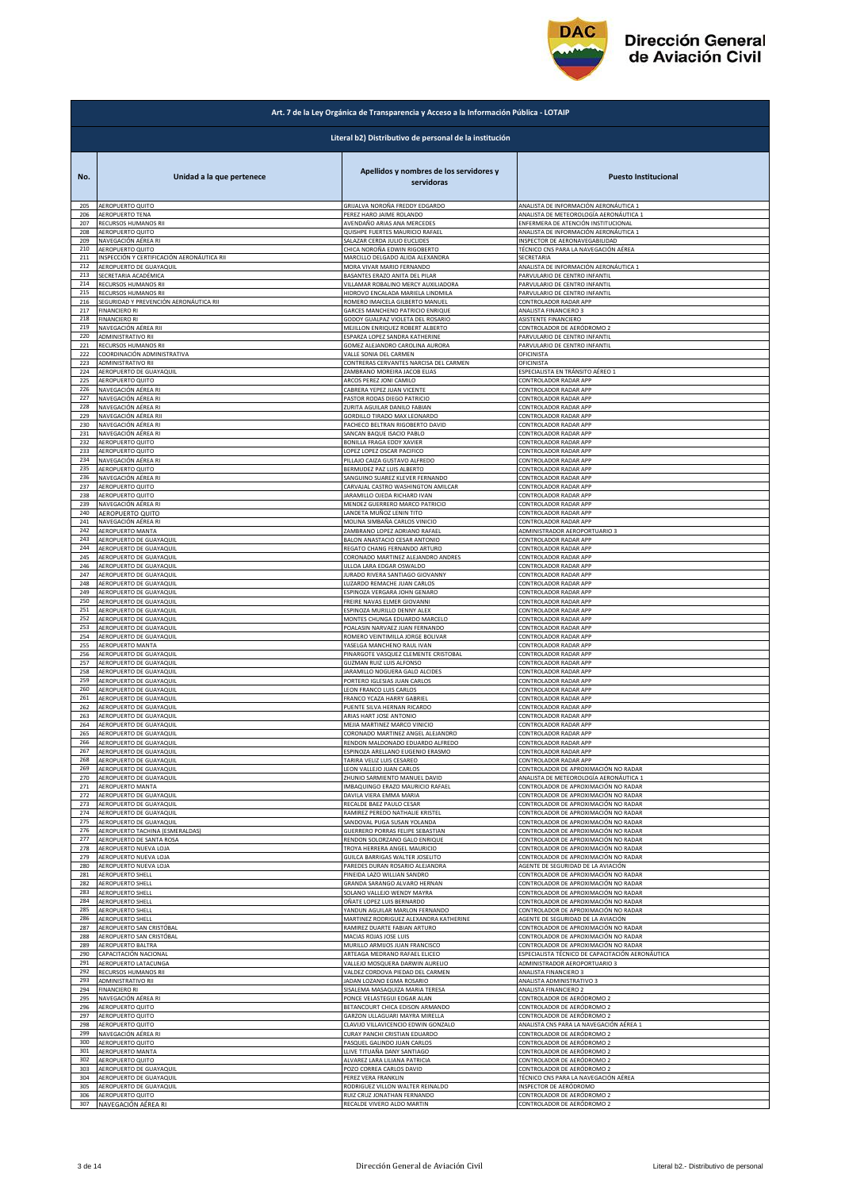# Dirección General de Aviación Civil

## Art. 7 de la Ley Orgánica de Transparencia y Acceso a la Información Pública - LOTAIP

### Literal b2) Distributivo de personal de la institución

| No. | Unidad a la que pertenece | Apellidos y nombres de los servidores y servidoras | Puesto Institucional |
|---|---|---|---|
| 205 | AEROPUERTO QUITO | GRIJALVA NOROÑA FREDDY EDGARDO | ANALISTA DE INFORMACIÓN AERONÁUTICA 1 |
| 206 | AEROPUERTO TENA | PEREZ HARO JAIME ROLANDO | ANALISTA DE METEOROLOGÍA AERONÁUTICA 1 |
| 207 | RECURSOS HUMANOS RII | AVENDAÑO ARIAS ANA MERCEDES | ENFERMERA DE ATENCIÓN INSTITUCIONAL |
| 208 | AEROPUERTO QUITO | QUISHPE FUERTES MAURICIO RAFAEL | ANALISTA DE INFORMACIÓN AERONÁUTICA 1 |
| 209 | NAVEGACIÓN AÉREA RI | SALAZAR CERDA JULIO EUCLIDES | INSPECTOR DE AERONAVEGABILIDAD |
| 210 | AEROPUERTO QUITO | CHICA NOROÑA EDWIN RIGOBERTO | TÉCNICO CNS PARA LA NAVEGACIÓN AÉREA |
| 211 | INSPECCIÓN Y CERTIFICACIÓN AERONÁUTICA RII | MARCILLO DELGADO ALIDA ALEXANDRA | SECRETARIA |
| 212 | AEROPUERTO DE GUAYAQUIL | MORA VIVAR MARIO FERNANDO | ANALISTA DE INFORMACIÓN AERONÁUTICA 1 |
| 213 | SECRETARIA ACADÉMICA | BASANTES ERAZO ANITA DEL PILAR | PARVULARIO DE CENTRO INFANTIL |
| 214 | RECURSOS HUMANOS RII | VILLAMAR ROBALINO MERCY AUXILIADORA | PARVULARIO DE CENTRO INFANTIL |
| 215 | RECURSOS HUMANOS RII | HIDROVO ENCALADA MARIELA LINDMILA | PARVULARIO DE CENTRO INFANTIL |
| 216 | SEGURIDAD Y PREVENCIÓN AERONÁUTICA RII | ROMERO IMAICELA GILBERTO MANUEL | CONTROLADOR RADAR APP |
| 217 | FINANCIERO RI | GARCES MANCHENO PATRICIO ENRIQUE | ANALISTA FINANCIERO 3 |
| 218 | FINANCIERO RI | GODOY GUALPAZ VIOLETA DEL ROSARIO | ASISTENTE FINANCIERO |
| 219 | NAVEGACIÓN AÉREA RII | MEJILLON ENRIQUEZ ROBERT ALBERTO | CONTROLADOR DE AERÓDROMO 2 |
| 220 | ADMINISTRATIVO RII | ESPARZA LOPEZ SANDRA KATHERINE | PARVULARIO DE CENTRO INFANTIL |
| 221 | RECURSOS HUMANOS RII | GOMEZ ALEJANDRO CAROLINA AURORA | PARVULARIO DE CENTRO INFANTIL |
| 222 | COORDINACIÓN ADMINISTRATIVA | VALLE SONIA DEL CARMEN | OFICINISTA |
| 223 | ADMINISTRATIVO RII | CONTRERAS CERVANTES NARCISA DEL CARMEN | OFICINISTA |
| 224 | AEROPUERTO DE GUAYAQUIL | ZAMBRANO MOREIRA JACOB ELIAS | ESPECIALISTA EN TRÁNSITO AÉREO 1 |
| 225 | AEROPUERTO QUITO | ARCOS PEREZ JONI CAMILO | CONTROLADOR RADAR APP |
| 226 | NAVEGACIÓN AÉREA RI | CABRERA YEPEZ JUAN VICENTE | CONTROLADOR RADAR APP |
| 227 | NAVEGACIÓN AÉREA RI | PASTOR RODAS DIEGO PATRICIO | CONTROLADOR RADAR APP |
| 228 | NAVEGACIÓN AÉREA RI | ZURITA AGUILAR DANILO FABIAN | CONTROLADOR RADAR APP |
| 229 | NAVEGACIÓN AÉREA RII | GORDILLO TIRADO MAX LEONARDO | CONTROLADOR RADAR APP |
| 230 | NAVEGACIÓN AÉREA RI | PACHECO BELTRAN RIGOBERTO DAVID | CONTROLADOR RADAR APP |
| 231 | NAVEGACIÓN AÉREA RI | SANCAN BAQUE ISACIO PABLO | CONTROLADOR RADAR APP |
| 232 | AEROPUERTO QUITO | BONILLA FRAGA EDDY XAVIER | CONTROLADOR RADAR APP |
| 233 | AEROPUERTO QUITO | LOPEZ LOPEZ OSCAR PACIFICO | CONTROLADOR RADAR APP |
| 234 | NAVEGACIÓN AÉREA RI | PILLAJO CAIZA GUSTAVO ALFREDO | CONTROLADOR RADAR APP |
| 235 | AEROPUERTO QUITO | BERMUDEZ PAZ LUIS ALBERTO | CONTROLADOR RADAR APP |
| 236 | NAVEGACIÓN AÉREA RI | SANGUINO SUAREZ KLEVER FERNANDO | CONTROLADOR RADAR APP |
| 237 | AEROPUERTO QUITO | CARVAJAL CASTRO WASHINGTON AMILCAR | CONTROLADOR RADAR APP |
| 238 | AEROPUERTO QUITO | JARAMILLO OJEDA RICHARD IVAN | CONTROLADOR RADAR APP |
| 239 | NAVEGACIÓN AÉREA RI | MENDEZ GUERRERO MARCO PATRICIO | CONTROLADOR RADAR APP |
| 240 | AEROPUERTO QUITO | LANDETA MUÑOZ LENIN TITO | CONTROLADOR RADAR APP |
| 241 | NAVEGACIÓN AÉREA RI | MOLINA SIMBAÑA CARLOS VINICIO | CONTROLADOR RADAR APP |
| 242 | AEROPUERTO MANTA | ZAMBRANO LOPEZ ADRIANO RAFAEL | ADMINISTRADOR AEROPORTUARIO 3 |
| 243 | AEROPUERTO DE GUAYAQUIL | BALON ANASTACIO CESAR ANTONIO | CONTROLADOR RADAR APP |
| 244 | AEROPUERTO DE GUAYAQUIL | REGATO CHANG FERNANDO ARTURO | CONTROLADOR RADAR APP |
| 245 | AEROPUERTO DE GUAYAQUIL | CORONADO MARTINEZ ALEJANDRO ANDRES | CONTROLADOR RADAR APP |
| 246 | AEROPUERTO DE GUAYAQUIL | ULLOA LARA EDGAR OSWALDO | CONTROLADOR RADAR APP |
| 247 | AEROPUERTO DE GUAYAQUIL | JURADO RIVERA SANTIAGO GIOVANNY | CONTROLADOR RADAR APP |
| 248 | AEROPUERTO DE GUAYAQUIL | LUZARDO REMACHE JUAN CARLOS | CONTROLADOR RADAR APP |
| 249 | AEROPUERTO DE GUAYAQUIL | ESPINOZA VERGARA JOHN GENARO | CONTROLADOR RADAR APP |
| 250 | AEROPUERTO DE GUAYAQUIL | FREIRE NAVAS ELMER GIOVANNI | CONTROLADOR RADAR APP |
| 251 | AEROPUERTO DE GUAYAQUIL | ESPINOZA MURILLO DENNY ALEX | CONTROLADOR RADAR APP |
| 252 | AEROPUERTO DE GUAYAQUIL | MONTES CHUNGA EDUARDO MARCELO | CONTROLADOR RADAR APP |
| 253 | AEROPUERTO DE GUAYAQUIL | POALASIN NARVAEZ JUAN FERNANDO | CONTROLADOR RADAR APP |
| 254 | AEROPUERTO DE GUAYAQUIL | ROMERO VEINTIMILLA JORGE BOLIVAR | CONTROLADOR RADAR APP |
| 255 | AEROPUERTO MANTA | YASELGA MANCHENO RAUL IVAN | CONTROLADOR RADAR APP |
| 256 | AEROPUERTO DE GUAYAQUIL | PINARGOTE VASQUEZ CLEMENTE CRISTOBAL | CONTROLADOR RADAR APP |
| 257 | AEROPUERTO DE GUAYAQUIL | GUZMAN RUIZ LUIS ALFONSO | CONTROLADOR RADAR APP |
| 258 | AEROPUERTO DE GUAYAQUIL | JARAMILLO NOGUERA GALO ALCIDES | CONTROLADOR RADAR APP |
| 259 | AEROPUERTO DE GUAYAQUIL | PORTERO IGLESIAS JUAN CARLOS | CONTROLADOR RADAR APP |
| 260 | AEROPUERTO DE GUAYAQUIL | LEON FRANCO LUIS CARLOS | CONTROLADOR RADAR APP |
| 261 | AEROPUERTO DE GUAYAQUIL | FRANCO YCAZA HARRY GABRIEL | CONTROLADOR RADAR APP |
| 262 | AEROPUERTO DE GUAYAQUIL | PUENTE SILVA HERNAN RICARDO | CONTROLADOR RADAR APP |
| 263 | AEROPUERTO DE GUAYAQUIL | ARIAS HART JOSE ANTONIO | CONTROLADOR RADAR APP |
| 264 | AEROPUERTO DE GUAYAQUIL | MEJIA MARTINEZ MARCO VINICIO | CONTROLADOR RADAR APP |
| 265 | AEROPUERTO DE GUAYAQUIL | CORONADO MARTINEZ ANGEL ALEJANDRO | CONTROLADOR RADAR APP |
| 266 | AEROPUERTO DE GUAYAQUIL | RENDON MALDONADO EDUARDO ALFREDO | CONTROLADOR RADAR APP |
| 267 | AEROPUERTO DE GUAYAQUIL | ESPINOZA ARELLANO EUGENIO ERASMO | CONTROLADOR RADAR APP |
| 268 | AEROPUERTO DE GUAYAQUIL | TARIRA VELIZ LUIS CESAREO | CONTROLADOR RADAR APP |
| 269 | AEROPUERTO DE GUAYAQUIL | LEON VALLEJO JUAN CARLOS | CONTROLADOR DE APROXIMACIÓN NO RADAR |
| 270 | AEROPUERTO DE GUAYAQUIL | ZHUNIO SARMIENTO MANUEL DAVID | ANALISTA DE METEOROLOGÍA AERONÁUTICA 1 |
| 271 | AEROPUERTO MANTA | IMBAQUINGO ERAZO MAURICIO RAFAEL | CONTROLADOR DE APROXIMACIÓN NO RADAR |
| 272 | AEROPUERTO DE GUAYAQUIL | DAVILA VIERA EMMA MARIA | CONTROLADOR DE APROXIMACIÓN NO RADAR |
| 273 | AEROPUERTO DE GUAYAQUIL | RECALDE BAEZ PAULO CESAR | CONTROLADOR DE APROXIMACIÓN NO RADAR |
| 274 | AEROPUERTO DE GUAYAQUIL | RAMIREZ PEREDO NATHALIE KRISTEL | CONTROLADOR DE APROXIMACIÓN NO RADAR |
| 275 | AEROPUERTO DE GUAYAQUIL | SANDOVAL PUGA SUSAN YOLANDA | CONTROLADOR DE APROXIMACIÓN NO RADAR |
| 276 | AEROPUERTO TACHINA (ESMERALDAS) | GUERRERO PORRAS FELIPE SEBASTIAN | CONTROLADOR DE APROXIMACIÓN NO RADAR |
| 277 | AEROPUERTO DE SANTA ROSA | RENDON SOLORZANO GALO ENRIQUE | CONTROLADOR DE APROXIMACIÓN NO RADAR |
| 278 | AEROPUERTO NUEVA LOJA | TROYA HERRERA ANGEL MAURICIO | CONTROLADOR DE APROXIMACIÓN NO RADAR |
| 279 | AEROPUERTO NUEVA LOJA | GUILCA BARRIGAS WALTER JOSELITO | CONTROLADOR DE APROXIMACIÓN NO RADAR |
| 280 | AEROPUERTO NUEVA LOJA | PAREDES DURAN ROSARIO ALEJANDRA | AGENTE DE SEGURIDAD DE LA AVIACIÓN |
| 281 | AEROPUERTO SHELL | PINEIDA LAZO WILLIAN SANDRO | CONTROLADOR DE APROXIMACIÓN NO RADAR |
| 282 | AEROPUERTO SHELL | GRANDA SARANGO ALVARO HERNAN | CONTROLADOR DE APROXIMACIÓN NO RADAR |
| 283 | AEROPUERTO SHELL | SOLANO VALLEJO WENDY MAYRA | CONTROLADOR DE APROXIMACIÓN NO RADAR |
| 284 | AEROPUERTO SHELL | OÑATE LOPEZ LUIS BERNARDO | CONTROLADOR DE APROXIMACIÓN NO RADAR |
| 285 | AEROPUERTO SHELL | YANDUN AGUILAR MARLON FERNANDO | CONTROLADOR DE APROXIMACIÓN NO RADAR |
| 286 | AEROPUERTO SHELL | MARTINEZ RODRIGUEZ ALEXANDRA KATHERINE | AGENTE DE SEGURIDAD DE LA AVIACIÓN |
| 287 | AEROPUERTO SAN CRISTÓBAL | RAMIREZ DUARTE FABIAN ARTURO | CONTROLADOR DE APROXIMACIÓN NO RADAR |
| 288 | AEROPUERTO SAN CRISTÓBAL | MACIAS ROJAS JOSE LUIS | CONTROLADOR DE APROXIMACIÓN NO RADAR |
| 289 | AEROPUERTO BALTRA | MURILLO ARMIJOS JUAN FRANCISCO | CONTROLADOR DE APROXIMACIÓN NO RADAR |
| 290 | CAPACITACIÓN NACIONAL | ARTEAGA MEDRANO RAFAEL ELICEO | ESPECIALISTA TÉCNICO DE CAPACITACIÓN AERONÁUTICA |
| 291 | AEROPUERTO LATACUNGA | VALLEJO MOSQUERA DARWIN AURELIO | ADMINISTRADOR AEROPORTUARIO 3 |
| 292 | RECURSOS HUMANOS RII | VALDEZ CORDOVA PIEDAD DEL CARMEN | ANALISTA FINANCIERO 3 |
| 293 | ADMINISTRATIVO RII | JADAN LOZANO EGMA ROSARIO | ANALISTA ADMINISTRATIVO 3 |
| 294 | FINANCIERO RI | SISALEMA MASAQUIZA MARIA TERESA | ANALISTA FINANCIERO 2 |
| 295 | NAVEGACIÓN AÉREA RI | PONCE VELASTEGUI EDGAR ALAN | CONTROLADOR DE AERÓDROMO 2 |
| 296 | AEROPUERTO QUITO | BETANCOURT CHICA EDISON ARMANDO | CONTROLADOR DE AERÓDROMO 2 |
| 297 | AEROPUERTO QUITO | GARZON ULLAGUARI MAYRA MIRELLA | CONTROLADOR DE AERÓDROMO 2 |
| 298 | AEROPUERTO QUITO | CLAVIJO VILLAVICENCIO EDWIN GONZALO | ANALISTA CNS PARA LA NAVEGACIÓN AÉREA 1 |
| 299 | NAVEGACIÓN AÉREA RI | CURAY PANCHI CRISTIAN EDUARDO | CONTROLADOR DE AERÓDROMO 2 |
| 300 | AEROPUERTO QUITO | PASQUEL GALINDO JUAN CARLOS | CONTROLADOR DE AERÓDROMO 2 |
| 301 | AEROPUERTO MANTA | LLIVE TITUAÑA DANY SANTIAGO | CONTROLADOR DE AERÓDROMO 2 |
| 302 | AEROPUERTO QUITO | ALVAREZ LARA LILIANA PATRICIA | CONTROLADOR DE AERÓDROMO 2 |
| 303 | AEROPUERTO DE GUAYAQUIL | POZO CORREA CARLOS DAVID | CONTROLADOR DE AERÓDROMO 2 |
| 304 | AEROPUERTO DE GUAYAQUIL | PEREZ VERA FRANKLIN | TÉCNICO CNS PARA LA NAVEGACIÓN AÉREA |
| 305 | AEROPUERTO DE GUAYAQUIL | RODRIGUEZ VILLON WALTER REINALDO | INSPECTOR DE AERÓDROMO |
| 306 | AEROPUERTO QUITO | RUIZ CRUZ JONATHAN FERNANDO | CONTROLADOR DE AERÓDROMO 2 |
| 307 | NAVEGACIÓN AÉREA RI | RECALDE VIVERO ALDO MARTIN | CONTROLADOR DE AERÓDROMO 2 |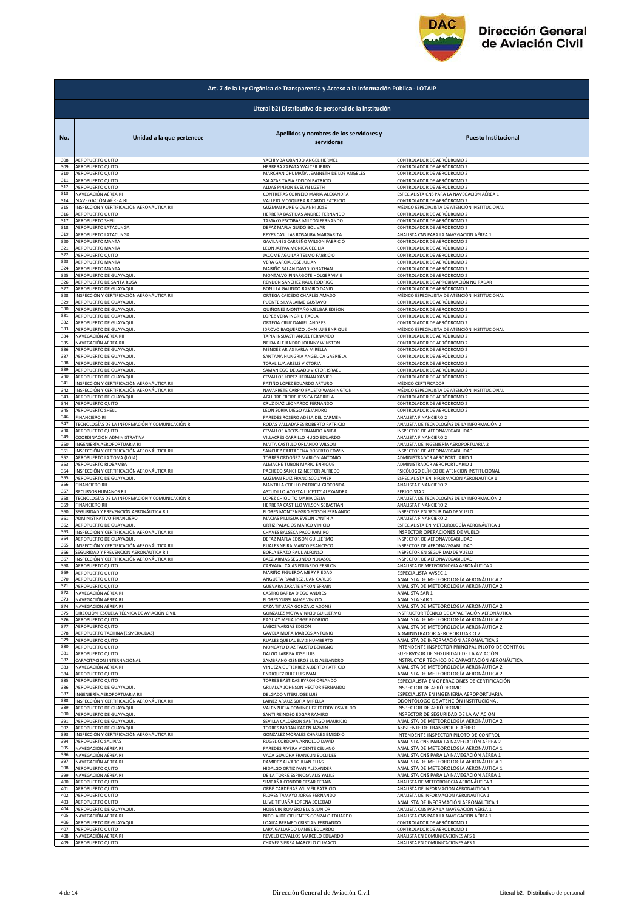| Art. 7 de la Ley Orgánica de Transparencia y Acceso a la Información Pública - LOTAIP | | | |
|---|---|---|---|
| Literal b2) Distributivo de personal de la institución | | | |
| No. | Unidad a la que pertenece | Apellidos y nombres de los servidores y servidoras | Puesto Institucional |
| 308 | AEROPUERTO QUITO | YACHIMBA OBANDO ANGEL HERMEL | CONTROLADOR DE AERÓDROMO 2 |
| 309 | AEROPUERTO QUITO | HERRERA ZAPATA WALTER JERRY | CONTROLADOR DE AERÓDROMO 2 |
| 310 | AEROPUERTO QUITO | MARCHAN CHUMAÑA JEANNETH DE LOS ANGELES | CONTROLADOR DE AERÓDROMO 2 |
| 311 | AEROPUERTO QUITO | SALAZAR TAPIA EDISON PATRICIO | CONTROLADOR DE AERÓDROMO 2 |
| 312 | AEROPUERTO QUITO | ALDAS PINZON EVELYN LIZETH | CONTROLADOR DE AERÓDROMO 2 |
| 313 | NAVEGACIÓN AÉREA RI | CONTRERAS CORNEJO MARIA ALEXANDRA | ESPECIALISTA CNS PARA LA NAVEGACIÓN AÉREA 1 |
| 314 | NAVEGACIÓN AÉREA RI | VALLEJO MOSQUERA RICARDO PATRICIO | CONTROLADOR DE AERÓDROMO 2 |
| 315 | INSPECCIÓN Y CERTIFICACIÓN AERONÁUTICA RII | GUZMAN KURE GIOVANNI JOSE | MÉDICO ESPECIALISTA DE ATENCIÓN INSTITUCIONAL |
| 316 | AEROPUERTO QUITO | HERRERA BASTIDAS ANDRES FERNANDO | CONTROLADOR DE AERÓDROMO 2 |
| 317 | AEROPUERTO SHELL | TAMAYO ESCOBAR MILTON FERNANDO | CONTROLADOR DE AERÓDROMO 2 |
| 318 | AEROPUERTO LATACUNGA | DEFAZ MAFLA GUIDO BOLIVAR | CONTROLADOR DE AERÓDROMO 2 |
| 319 | AEROPUERTO LATACUNGA | REYES CASILLAS ROSAURA MARGARITA | ANALISTA CNS PARA LA NAVEGACIÓN AÉREA 1 |
| 320 | AEROPUERTO MANTA | GAVILANES CARREÑO WILSON FABRICIO | CONTROLADOR DE AERÓDROMO 2 |
| 321 | AEROPUERTO MANTA | LEON JATIVA MONICA CECILIA | CONTROLADOR DE AERÓDROMO 2 |
| 322 | AEROPUERTO QUITO | JACOME AGUILAR TELMO FABRICIO | CONTROLADOR DE AERÓDROMO 2 |
| 323 | AEROPUERTO MANTA | VERA GARCIA JOSE JULIAN | CONTROLADOR DE AERÓDROMO 2 |
| 324 | AEROPUERTO MANTA | MARIÑO SALAN DAVID JONATHAN | CONTROLADOR DE AERÓDROMO 2 |
| 325 | AEROPUERTO DE GUAYAQUIL | MONTALVO PINARGOTE HOLGER VIVIE | CONTROLADOR DE AERÓDROMO 2 |
| 326 | AEROPUERTO DE SANTA ROSA | RENDON SANCHEZ RAUL RODRIGO | CONTROLADOR DE APROXIMACIÓN NO RADAR |
| 327 | AEROPUERTO DE GUAYAQUIL | BONILLA GALINDO RAMIRO DAVID | CONTROLADOR DE AERÓDROMO 2 |
| 328 | INSPECCIÓN Y CERTIFICACIÓN AERONÁUTICA RII | ORTEGA CAICEDO CHARLES AMADO | MÉDICO ESPECIALISTA DE ATENCIÓN INSTITUCIONAL |
| 329 | AEROPUERTO DE GUAYAQUIL | PUENTE SILVA JAIME GUSTAVO | CONTROLADOR DE AERÓDROMO 2 |
| 330 | AEROPUERTO DE GUAYAQUIL | QUIÑONEZ MONTAÑO MELGAR EDISON | CONTROLADOR DE AERÓDROMO 2 |
| 331 | AEROPUERTO DE GUAYAQUIL | LOPEZ VERA INGRID PAOLA | CONTROLADOR DE AERÓDROMO 2 |
| 332 | AEROPUERTO DE GUAYAQUIL | ORTEGA CRUZ DANIEL ANDRES | CONTROLADOR DE AERÓDROMO 2 |
| 333 | AEROPUERTO DE GUAYAQUIL | IDROVO BAQUERIZO JOHN LUIS ENRIQUE | MÉDICO ESPECIALISTA DE ATENCIÓN INSTITUCIONAL |
| 334 | NAVEGACIÓN AÉREA RII | TAPIA INSUASTI ANGEL FERNANDO | CONTROLADOR DE AERÓDROMO 2 |
| 335 | NAVEGACIÓN AÉREA RII | NEIRA ALEJANDRO JOHNNY WINSTON | CONTROLADOR DE AERÓDROMO 2 |
| 336 | AEROPUERTO DE GUAYAQUIL | MENDEZ ARIAS KARLA MIRELLA | CONTROLADOR DE AERÓDROMO 2 |
| 337 | AEROPUERTO DE GUAYAQUIL | SANTANA HUNGRIA ANGELICA GABRIELA | CONTROLADOR DE AERÓDROMO 2 |
| 338 | AEROPUERTO DE GUAYAQUIL | TORAL LUA ARELIS VICTORIA | CONTROLADOR DE AERÓDROMO 2 |
| 339 | AEROPUERTO DE GUAYAQUIL | SAMANIEGO DELGADO VICTOR ISRAEL | CONTROLADOR DE AERÓDROMO 2 |
| 340 | AEROPUERTO DE GUAYAQUIL | CEVALLOS LOPEZ HERNAN XAVIER | CONTROLADOR DE AERÓDROMO 2 |
| 341 | INSPECCIÓN Y CERTIFICACIÓN AERONÁUTICA RII | PATIÑO LOPEZ EDUARDO ARTURO | MÉDICO CERTIFICADOR |
| 342 | INSPECCIÓN Y CERTIFICACIÓN AERONÁUTICA RII | NAVARRETE CARPIO FAUSTO WASHINGTON | MÉDICO ESPECIALISTA DE ATENCIÓN INSTITUCIONAL |
| 343 | AEROPUERTO DE GUAYAQUIL | AGUIRRE FREIRE JESSICA GABRIELA | CONTROLADOR DE AERÓDROMO 2 |
| 344 | AEROPUERTO QUITO | CRUZ DIAZ LEONARDO FERNANDO | CONTROLADOR DE AERÓDROMO 2 |
| 345 | AEROPUERTO SHELL | LEON SORIA DIEGO ALEJANDRO | CONTROLADOR DE AERÓDROMO 2 |
| 346 | FINANCIERO RI | PAREDES ROSERO ADELA DEL CARMEN | ANALISTA FINANCIERO 2 |
| 347 | TECNOLOGÍAS DE LA INFORMACIÓN Y COMUNICACIÓN RI | RODAS VALLADARES ROBERTO PATRICIO | ANALISTA DE TECNOLOGÍAS DE LA INFORMACIÓN 2 |
| 348 | AEROPUERTO QUITO | CEVALLOS ARCOS FERNANDO ANIBAL | INSPECTOR DE AERONAVEGABILIDAD |
| 349 | COORDINACIÓN ADMINISTRATIVA | VILLACRES CARRILLO HUGO EDUARDO | ANALISTA FINANCIERO 2 |
| 350 | INGENIERÍA AEROPORTUARIA RI | MAITA CASTILLO ORLANDO WILSON | ANALISTA DE INGENIERÍA AEROPORTUARIA 2 |
| 351 | INSPECCIÓN Y CERTIFICACIÓN AERONÁUTICA RII | SANCHEZ CARTAGENA ROBERTO EDWIN | INSPECTOR DE AERONAVEGABILIDAD |
| 352 | AEROPUERTO LA TOMA (LOJA) | TORRES ORDOÑEZ MARLON ANTONIO | ADMINISTRADOR AEROPORTUARIO 1 |
| 353 | AEROPUERTO RIOBAMBA | ALMACHE TUBON MARIO ENRIQUE | ADMINISTRADOR AEROPORTUARIO 1 |
| 354 | INSPECCIÓN Y CERTIFICACIÓN AERONÁUTICA RII | PACHECO SANCHEZ NESTOR ALFREDO | PSICÓLOGO CLÍNICO DE ATENCIÓN INSTITUCIONAL |
| 355 | AEROPUERTO DE GUAYAQUIL | GUZMAN RUIZ FRANCISCO JAVIER | ESPECIALISTA EN INFORMACIÓN AERONÁUTICA 1 |
| 356 | FINANCIERO RII | MANTILLA COELLO PATRICIA GIOCONDA | ANALISTA FINANCIERO 2 |
| 357 | RECURSOS HUMANOS RII | ASTUDILLO ACOSTA LUCETTY ALEXANDRA | PERIODISTA 2 |
| 358 | TECNOLOGÍAS DE LA INFORMACIÓN Y COMUNICACIÓN RII | LOPEZ CHIQUITO MARIA CELIA | ANALISTA DE TECNOLOGÍAS DE LA INFORMACIÓN 2 |
| 359 | FINANCIERO RII | HERRERA CASTILLO WILSON SEBASTIAN | ANALISTA FINANCIERO 2 |
| 360 | SEGURIDAD Y PREVENCIÓN AERONÁUTICA RII | FLORES MONTENEGRO EDISON FERNANDO | INSPECTOR EN SEGURIDAD DE VUELO |
| 361 | ADMINISTRATIVO FINANCIERO | MACIAS PILLIGUA EVELIN CYNTHIA | ANALISTA FINANCIERO 2 |
| 362 | AEROPUERTO DE GUAYAQUIL | ORTIZ PALACIOS MARCO VINICIO | ESPECIALISTA EN METEOROLOGÍA AERONÁUTICA 1 |
| 363 | INSPECCIÓN Y CERTIFICACIÓN AERONÁUTICA RII | CHAVES BALSECA PACO RAMIRO | INSPECTOR OPERACIONES DE VUELO |
| 364 | AEROPUERTO DE GUAYAQUIL | DEFAZ MAFLA EDISON GUILLERMO | INSPECTOR DE AERONAVEGABILIDAD |
| 365 | INSPECCIÓN Y CERTIFICACIÓN AERONÁUTICA RII | RUALES NEIRA MARCO FRANCISCO | INSPECTOR DE AERONAVEGABILIDAD |
| 366 | SEGURIDAD Y PREVENCIÓN AERONÁUTICA RII | BORJA ERAZO PAUL ALFONSO | INSPECTOR EN SEGURIDAD DE VUELO |
| 367 | INSPECCIÓN Y CERTIFICACIÓN AERONÁUTICA RII | BAEZ ARMAS SEGUNDO NOLASCO | INSPECTOR DE AERONAVEGABILIDAD |
| 368 | AEROPUERTO QUITO | CARVAJAL CAJAS EDUARDO EPSILON | ANALISTA DE METEOROLOGÍA AERONÁUTICA 2 |
| 369 | AEROPUERTO QUITO | MARIÑO FIGUEROA MERY PIEDAD | ESPECIALISTA AVSEC 1 |
| 370 | AEROPUERTO QUITO | ANGUETA RAMIREZ JUAN CARLOS | ANALISTA DE METEOROLOGÍA AERONÁUTICA 2 |
| 371 | AEROPUERTO QUITO | GUEVARA ZARATE BYRON EFRAIN | ANALISTA DE METEOROLOGÍA AERONÁUTICA 2 |
| 372 | NAVEGACIÓN AÉREA RI | CASTRO BARBA DIEGO ANDRES | ANALISTA SAR 1 |
| 373 | NAVEGACIÓN AÉREA RI | FLORES YUGSI JAIME VINICIO | ANALISTA SAR 1 |
| 374 | NAVEGACIÓN AÉREA RI | CAZA TITUAÑA GONZALO ADONIS | ANALISTA DE METEOROLOGÍA AERONÁUTICA 2 |
| 375 | DIRECCIÓN ESCUELA TÉCNICA DE AVIACIÓN CIVIL | GONZALEZ MOYA VINICIO GUILLERMO | INSTRUCTOR TÉCNICO DE CAPACITACIÓN AERONÁUTICA |
| 376 | AEROPUERTO QUITO | PAGUAY MEJIA JORGE RODRIGO | ANALISTA DE METEOROLOGÍA AERONÁUTICA 2 |
| 377 | AEROPUERTO QUITO | LAGOS VARGAS EDISON | ANALISTA DE METEOROLOGÍA AERONÁUTICA 2 |
| 378 | AEROPUERTO TACHINA (ESMERALDAS) | GAVELA MORA MARCOS ANTONIO | ADMINISTRADOR AEROPORTUARIO 2 |
| 379 | AEROPUERTO QUITO | RUALES QUELAL ELVIS HUMBERTO | ANALISTA DE INFORMACIÓN AERONÁUTICA 2 |
| 380 | AEROPUERTO QUITO | MONCAYO DIAZ FAUSTO BENIGNO | INTENDENTE INSPECTOR PRINCIPAL PILOTO DE CONTROL |
| 381 | AEROPUERTO QUITO | DALGO LARREA JOSE LUIS | SUPERVISOR DE SEGURIDAD DE LA AVIACIÓN |
| 382 | CAPACITACIÓN INTERNACIONAL | ZAMBRANO CISNEROS LUIS ALEJANDRO | INSTRUCTOR TÉCNICO DE CAPACITACIÓN AERONÁUTICA |
| 383 | NAVEGACIÓN AÉREA RI | VINUEZA GUTIERREZ ALBERTO PATRICIO | ANALISTA DE METEOROLOGÍA AERONÁUTICA 2 |
| 384 | AEROPUERTO QUITO | ENRIQUEZ RUIZ LUIS IVAN | ANALISTA DE METEOROLOGÍA AERONÁUTICA 2 |
| 385 | AEROPUERTO QUITO | TORRES BASTIDAS BYRON ORLANDO | ESPECIALISTA EN OPERACIONES DE CERTIFICACIÓN |
| 386 | AEROPUERTO DE GUAYAQUIL | GRIJALVA JOHNSON HECTOR FERNANDO | INSPECTOR DE AERÓDROMO |
| 387 | INGENIERÍA AEROPORTUARIA RII | DELGADO VITERI JOSE LUIS | ESPECIALISTA EN INGENIERÍA AEROPORTUARIA |
| 388 | INSPECCIÓN Y CERTIFICACIÓN AERONÁUTICA RII | LAINEZ ARAUZ SOFIA MIRELLA | ODONTÓLOGO DE ATENCIÓN INSTITUCIONAL |
| 389 | AEROPUERTO DE GUAYAQUIL | VALENZUELA DOMINGUEZ FREDDY OSWALDO | INSPECTOR DE AERÓDROMO |
| 390 | AEROPUERTO DE GUAYAQUIL | SANTI REINOSO EDGAR RAMIRO | INSPECTOR DE SEGURIDAD DE LA AVIACIÓN |
| 391 | AEROPUERTO DE GUAYAQUIL | SEVILLA CALDERON SANTIAGO MAURICIO | ANALISTA DE METEOROLOGÍA AERONÁUTICA 2 |
| 392 | AEROPUERTO DE GUAYAQUIL | TORRES MORAN KAREN JAZMIN | ASISTENTE DE TRANSPORTE AÉREO |
| 393 | INSPECCIÓN Y CERTIFICACIÓN AERONÁUTICA RII | GONZALEZ MORALES CHARLES EMIGDIO | INTENDENTE INSPECTOR PILOTO DE CONTROL |
| 394 | AEROPUERTO SALINAS | RUGEL CORDOVA ARNOLDO DAVID | ANALISTA CNS PARA LA NAVEGACIÓN AÉREA 2 |
| 395 | NAVEGACIÓN AÉREA RI | PAREDES RIVERA VICENTE CELIANO | ANALISTA DE METEOROLOGÍA AERONÁUTICA 1 |
| 396 | NAVEGACIÓN AÉREA RI | VACA GUAICHA FRANKLIN EUCLIDES | ANALISTA CNS PARA LA NAVEGACIÓN AÉREA 1 |
| 397 | NAVEGACIÓN AÉREA RI | RAMIREZ ALVARO JUAN ELIAS | ANALISTA DE METEOROLOGÍA AERONÁUTICA 1 |
| 398 | AEROPUERTO QUITO | HIDALGO ORTIZ IVAN ALEXANDER | ANALISTA DE METEOROLOGÍA AERONÁUTICA 1 |
| 399 | NAVEGACIÓN AÉREA RI | DE LA TORRE ESPINOSA ALIS YALILE | ANALISTA CNS PARA LA NAVEGACIÓN AÉREA 1 |
| 400 | AEROPUERTO QUITO | SIMBAÑA CONDOR CESAR EFRAIN | ANALISTA DE METEOROLOGÍA AERONÁUTICA 1 |
| 401 | AEROPUERTO QUITO | ORBE CARDENAS WILMER PATRICIO | ANALISTA DE INFORMACIÓN AERONÁUTICA 1 |
| 402 | AEROPUERTO QUITO | FLORES TAMAYO JORGE FERNANDO | ANALISTA DE INFORMACIÓN AERONÁUTICA 1 |
| 403 | AEROPUERTO QUITO | LLIVE TITUAÑA LORENA SOLEDAD | ANALISTA DE INFORMACIÓN AERONÁUTICA 1 |
| 404 | AEROPUERTO DE GUAYAQUIL | HOLGUIN ROMERO ELVIS JUNIOR | ANALISTA CNS PARA LA NAVEGACIÓN AÉREA 1 |
| 405 | NAVEGACIÓN AÉREA RI | NICOLALDE CIFUENTES GONZALO EDUARDO | ANALISTA CNS PARA LA NAVEGACIÓN AÉREA 1 |
| 406 | AEROPUERTO DE GUAYAQUIL | LOAIZA BERMEO CRISTIAN FERNANDO | CONTROLADOR DE AERÓDROMO 1 |
| 407 | AEROPUERTO QUITO | LARA GALLARDO DANIEL EDUARDO | CONTROLADOR DE AERÓDROMO 1 |
| 408 | NAVEGACIÓN AÉREA RI | REVELO CEVALLOS MARCELO EDUARDO | ANALISTA EN COMUNICACIONES AFS 1 |
| 409 | AEROPUERTO QUITO | CHAVEZ SIERRA MARCELO CLIMACO | ANALISTA EN COMUNICACIONES AFS 1 |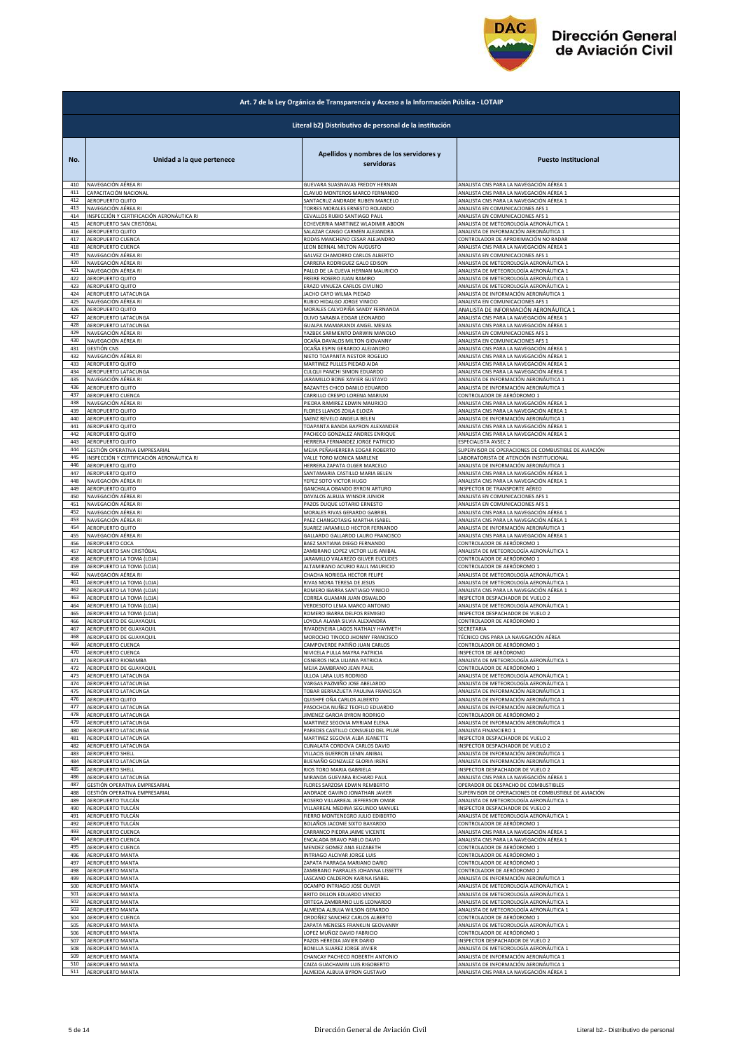**Dirección General de Aviación Civil**

## Art. 7 de la Ley Orgánica de Transparencia y Acceso a la Información Pública - LOTAIP

### Literal b2) Distributivo de personal de la institución

| No. | Unidad a la que pertenece | Apellidos y nombres de los servidores y servidoras | Puesto Institucional |
|---|---|---|---|
| 410 | NAVEGACIÓN AÉREA RI | GUEVARA SUASNAVAS FREDDY HERNAN | ANALISTA CNS PARA LA NAVEGACIÓN AÉREA 1 |
| 411 | CAPACITACIÓN NACIONAL | CLAVIJO MONTEROS MARCO FERNANDO | ANALISTA CNS PARA LA NAVEGACIÓN AÉREA 1 |
| 412 | AEROPUERTO QUITO | SANTACRUZ ANDRADE RUBEN MARCELO | ANALISTA CNS PARA LA NAVEGACIÓN AÉREA 1 |
| 413 | NAVEGACIÓN AÉREA RI | TORRES MORALES ERNESTO ROLANDO | ANALISTA EN COMUNICACIONES AFS 1 |
| 414 | INSPECCIÓN Y CERTIFICACIÓN AERONÁUTICA RI | CEVALLOS RUBIO SANTIAGO PAUL | ANALISTA EN COMUNICACIONES AFS 1 |
| 415 | AEROPUERTO SAN CRISTÓBAL | ECHEVERRIA MARTINEZ WLADIMIR ABDON | ANALISTA DE METEOROLOGÍA AERONÁUTICA 1 |
| 416 | AEROPUERTO QUITO | SALAZAR CANGO CARMEN ALEJANDRA | ANALISTA DE INFORMACIÓN AERONÁUTICA 1 |
| 417 | AEROPUERTO CUENCA | RODAS MANCHENO CESAR ALEJANDRO | CONTROLADOR DE APROXIMACIÓN NO RADAR |
| 418 | AEROPUERTO CUENCA | LEON BERNAL MILTON AUGUSTO | ANALISTA CNS PARA LA NAVEGACIÓN AÉREA 1 |
| 419 | NAVEGACIÓN AÉREA RI | GALVEZ CHAMORRO CARLOS ALBERTO | ANALISTA EN COMUNICACIONES AFS 1 |
| 420 | NAVEGACIÓN AÉREA RI | CARRERA RODRIGUEZ GALO EDISON | ANALISTA DE METEOROLOGÍA AERONÁUTICA 1 |
| 421 | NAVEGACIÓN AÉREA RI | PALLO DE LA CUEVA HERNAN MAURICIO | ANALISTA DE METEOROLOGÍA AERONÁUTICA 1 |
| 422 | AEROPUERTO QUITO | FREIRE ROSERO JUAN RAMIRO | ANALISTA DE METEOROLOGÍA AERONÁUTICA 1 |
| 423 | AEROPUERTO QUITO | ERAZO VINUEZA CARLOS CIVILINO | ANALISTA DE METEOROLOGÍA AERONÁUTICA 1 |
| 424 | AEROPUERTO LATACUNGA | JACHO CAYO WILMA PIEDAD | ANALISTA DE INFORMACIÓN AERONÁUTICA 1 |
| 425 | NAVEGACIÓN AÉREA RI | RUBIO HIDALGO JORGE VINICIO | ANALISTA EN COMUNICACIONES AFS 1 |
| 426 | AEROPUERTO QUITO | MORALES CALVOPIÑA SANDY FERNANDA | ANALISTA DE INFORMACIÓN AERONÁUTICA 1 |
| 427 | AEROPUERTO LATACUNGA | OLIVO SARABIA EDGAR LEONARDO | ANALISTA CNS PARA LA NAVEGACIÓN AÉREA 1 |
| 428 | AEROPUERTO LATACUNGA | GUALPA MAMARANDI ANGEL MESIAS | ANALISTA CNS PARA LA NAVEGACIÓN AÉREA 1 |
| 429 | NAVEGACIÓN AÉREA RI | YAZBEK SARMIENTO DARWIN MANOLO | ANALISTA EN COMUNICACIONES AFS 1 |
| 430 | NAVEGACIÓN AÉREA RI | OCAÑA DAVALOS MILTON GIOVANNY | ANALISTA EN COMUNICACIONES AFS 1 |
| 431 | GESTIÓN CNS | OCAÑA ESPIN GERARDO ALEJANDRO | ANALISTA CNS PARA LA NAVEGACIÓN AÉREA 1 |
| 432 | NAVEGACIÓN AÉREA RI | NIETO TOAPANTA NESTOR ROGELIO | ANALISTA CNS PARA LA NAVEGACIÓN AÉREA 1 |
| 433 | AEROPUERTO QUITO | MARTINEZ PULLES PIEDAD AIDA | ANALISTA CNS PARA LA NAVEGACIÓN AÉREA 1 |
| 434 | AEROPUERTO LATACUNGA | CULQUI PANCHI SIMON EDUARDO | ANALISTA CNS PARA LA NAVEGACIÓN AÉREA 1 |
| 435 | NAVEGACIÓN AÉREA RI | JARAMILLO BONE XAVIER GUSTAVO | ANALISTA DE INFORMACIÓN AERONÁUTICA 1 |
| 436 | AEROPUERTO QUITO | BAZANTES CHICO DANILO EDUARDO | ANALISTA DE INFORMACIÓN AERONÁUTICA 1 |
| 437 | AEROPUERTO CUENCA | CARRILLO CRESPO LORENA MARIUXI | CONTROLADOR DE AERÓDROMO 1 |
| 438 | NAVEGACIÓN AÉREA RI | PIEDRA RAMIREZ EDWIN MAURICIO | ANALISTA CNS PARA LA NAVEGACIÓN AÉREA 1 |
| 439 | AEROPUERTO QUITO | FLORES LLANOS ZOILA ELOIZA | ANALISTA CNS PARA LA NAVEGACIÓN AÉREA 1 |
| 440 | AEROPUERTO QUITO | SAENZ REVELO ANGELA BELEN | ANALISTA DE INFORMACIÓN AERONÁUTICA 1 |
| 441 | AEROPUERTO QUITO | TOAPANTA BANDA BAYRON ALEXANDER | ANALISTA CNS PARA LA NAVEGACIÓN AÉREA 1 |
| 442 | AEROPUERTO QUITO | PACHECO GONZALEZ ANDRES ENRIQUE | ANALISTA CNS PARA LA NAVEGACIÓN AÉREA 1 |
| 443 | AEROPUERTO QUITO | HERRERA FERNANDEZ JORGE PATRICIO | ESPECIALISTA AVSEC 2 |
| 444 | GESTIÓN OPERATIVA EMPRESARIAL | MEJIA PEÑAHERRERA EDGAR ROBERTO | SUPERVISOR DE OPERACIONES DE COMBUSTIBLE DE AVIACIÓN |
| 445 | INSPECCIÓN Y CERTIFICACIÓN AERONÁUTICA RI | VALLE TORO MONICA MARLENE | LABORATORISTA DE ATENCIÓN INSTITUCIONAL |
| 446 | AEROPUERTO QUITO | HERRERA ZAPATA OLGER MARCELO | ANALISTA DE INFORMACIÓN AERONÁUTICA 1 |
| 447 | AEROPUERTO QUITO | SANTAMARIA CASTILLO MARIA BELEN | ANALISTA CNS PARA LA NAVEGACIÓN AÉREA 1 |
| 448 | NAVEGACIÓN AÉREA RI | YEPEZ SOTO VICTOR HUGO | ANALISTA CNS PARA LA NAVEGACIÓN AÉREA 1 |
| 449 | AEROPUERTO QUITO | GANCHALA OBANDO BYRON ARTURO | INSPECTOR DE TRANSPORTE AÉREO |
| 450 | NAVEGACIÓN AÉREA RI | DAVALOS ALBUJA WINSOR JUNIOR | ANALISTA EN COMUNICACIONES AFS 1 |
| 451 | NAVEGACIÓN AÉREA RI | PAZOS DUQUE LOTARIO ERNESTO | ANALISTA EN COMUNICACIONES AFS 1 |
| 452 | NAVEGACIÓN AÉREA RI | MORALES RIVAS GERARDO GABRIEL | ANALISTA CNS PARA LA NAVEGACIÓN AÉREA 1 |
| 453 | NAVEGACIÓN AÉREA RI | PAEZ CHANGOTASIG MARTHA ISABEL | ANALISTA CNS PARA LA NAVEGACIÓN AÉREA 1 |
| 454 | AEROPUERTO QUITO | SUAREZ JARAMILLO HECTOR FERNANDO | ANALISTA DE INFORMACIÓN AERONÁUTICA 1 |
| 455 | NAVEGACIÓN AÉREA RI | GALLARDO GALLARDO LAURO FRANCISCO | ANALISTA CNS PARA LA NAVEGACIÓN AÉREA 1 |
| 456 | AEROPUERTO COCA | BAEZ SANTIANA DIEGO FERNANDO | CONTROLADOR DE AERÓDROMO 1 |
| 457 | AEROPUERTO SAN CRISTÓBAL | ZAMBRANO LOPEZ VICTOR LUIS ANIBAL | ANALISTA DE METEOROLOGÍA AERONÁUTICA 1 |
| 458 | AEROPUERTO LA TOMA (LOJA) | JARAMILLO VALAREZO GILVER EUCLIDES | CONTROLADOR DE AERÓDROMO 1 |
| 459 | AEROPUERTO LA TOMA (LOJA) | ALTAMIRANO ACURIO RAUL MAURICIO | CONTROLADOR DE AERÓDROMO 1 |
| 460 | NAVEGACIÓN AÉREA RI | CHACHA NORIEGA HECTOR FELIPE | ANALISTA DE METEOROLOGÍA AERONÁUTICA 1 |
| 461 | AEROPUERTO LA TOMA (LOJA) | RIVAS MORA TERESA DE JESUS | ANALISTA DE METEOROLOGÍA AERONÁUTICA 1 |
| 462 | AEROPUERTO LA TOMA (LOJA) | ROMERO IBARRA SANTIAGO VINICIO | ANALISTA CNS PARA LA NAVEGACIÓN AÉREA 1 |
| 463 | AEROPUERTO LA TOMA (LOJA) | CORREA GUAMAN JUAN OSWALDO | INSPECTOR DESPACHADOR DE VUELO 2 |
| 464 | AEROPUERTO LA TOMA (LOJA) | VERDESOTO LEMA MARCO ANTONIO | ANALISTA DE METEOROLOGÍA AERONÁUTICA 1 |
| 465 | AEROPUERTO LA TOMA (LOJA) | ROMERO IBARRA DELFOS REMIGIO | INSPECTOR DESPACHADOR DE VUELO 2 |
| 466 | AEROPUERTO DE GUAYAQUIL | LOYOLA ALAMA SILVIA ALEXANDRA | CONTROLADOR DE AERÓDROMO 1 |
| 467 | AEROPUERTO DE GUAYAQUIL | RIVADENEIRA LAGOS NATHALY HAYMETH | SECRETARIA |
| 468 | AEROPUERTO DE GUAYAQUIL | MOROCHO TINOCO JHONNY FRANCISCO | TÉCNICO CNS PARA LA NAVEGACIÓN AÉREA |
| 469 | AEROPUERTO CUENCA | CAMPOVERDE PATIÑO JUAN CARLOS | CONTROLADOR DE AERÓDROMO 1 |
| 470 | AEROPUERTO CUENCA | NIVICELA PULLA MAYRA PATRICIA | INSPECTOR DE AERÓDROMO |
| 471 | AEROPUERTO RIOBAMBA | CISNEROS INCA LILIANA PATRICIA | ANALISTA DE METEOROLOGÍA AERONÁUTICA 1 |
| 472 | AEROPUERTO DE GUAYAQUIL | MEJIA ZAMBRANO JEAN PAUL | CONTROLADOR DE AERÓDROMO 1 |
| 473 | AEROPUERTO LATACUNGA | ULLOA LARA LUIS RODRIGO | ANALISTA DE METEOROLOGÍA AERONÁUTICA 1 |
| 474 | AEROPUERTO LATACUNGA | VARGAS PAZMIÑO JOSE ABELARDO | ANALISTA DE METEOROLOGÍA AERONÁUTICA 1 |
| 475 | AEROPUERTO LATACUNGA | TOBAR BERRAZUETA PAULINA FRANCISCA | ANALISTA DE INFORMACIÓN AERONÁUTICA 1 |
| 476 | AEROPUERTO QUITO | QUISHPE OÑA CARLOS ALBERTO | ANALISTA DE INFORMACIÓN AERONÁUTICA 1 |
| 477 | AEROPUERTO LATACUNGA | PASOCHOA NUÑEZ TEOFILO EDUARDO | ANALISTA DE INFORMACIÓN AERONÁUTICA 1 |
| 478 | AEROPUERTO LATACUNGA | JIMENEZ GARCIA BYRON RODRIGO | CONTROLADOR DE AERÓDROMO 2 |
| 479 | AEROPUERTO LATACUNGA | MARTINEZ SEGOVIA MYRIAM ELENA | ANALISTA DE INFORMACIÓN AERONÁUTICA 1 |
| 480 | AEROPUERTO LATACUNGA | PAREDES CASTILLO CONSUELO DEL PILAR | ANALISTA FINANCIERO 1 |
| 481 | AEROPUERTO LATACUNGA | MARTINEZ SEGOVIA ALBA JEANETTE | INSPECTOR DESPACHADOR DE VUELO 2 |
| 482 | AEROPUERTO LATACUNGA | CUNALATA CORDOVA CARLOS DAVID | INSPECTOR DESPACHADOR DE VUELO 2 |
| 483 | AEROPUERTO SHELL | VILLACIS GUERRON LENIN ANIBAL | ANALISTA DE INFORMACIÓN AERONÁUTICA 1 |
| 484 | AEROPUERTO LATACUNGA | BUENAÑO GONZALEZ GLORIA IRENE | ANALISTA DE INFORMACIÓN AERONÁUTICA 1 |
| 485 | AEROPUERTO SHELL | RIOS TORO MARIA GABRIELA | INSPECTOR DESPACHADOR DE VUELO 2 |
| 486 | AEROPUERTO LATACUNGA | MIRANDA GUEVARA RICHARD PAUL | ANALISTA CNS PARA LA NAVEGACIÓN AÉREA 1 |
| 487 | GESTIÓN OPERATIVA EMPRESARIAL | FLORES SARZOSA EDWIN REMBERTO | OPERADOR DE DESPACHO DE COMBUSTIBLES |
| 488 | GESTIÓN OPERATIVA EMPRESARIAL | ANDRADE GAVINO JONATHAN JAVIER | SUPERVISOR DE OPERACIONES DE COMBUSTIBLE DE AVIACIÓN |
| 489 | AEROPUERTO TULCÁN | ROSERO VILLARREAL JEFFERSON OMAR | ANALISTA DE METEOROLOGÍA AERONÁUTICA 1 |
| 490 | AEROPUERTO TULCÁN | VILLARREAL MEDINA SEGUNDO MANUEL | INSPECTOR DESPACHADOR DE VUELO 2 |
| 491 | AEROPUERTO TULCÁN | FIERRO MONTENEGRO JULIO EDIBERTO | ANALISTA DE METEOROLOGÍA AERONÁUTICA 1 |
| 492 | AEROPUERTO TULCÁN | BOLAÑOS JACOME SIXTO BAYARDO | CONTROLADOR DE AERÓDROMO 1 |
| 493 | AEROPUERTO CUENCA | CARRANCO PIEDRA JAIME VICENTE | ANALISTA CNS PARA LA NAVEGACIÓN AÉREA 1 |
| 494 | AEROPUERTO CUENCA | ENCALADA BRAVO PABLO DAVID | ANALISTA CNS PARA LA NAVEGACIÓN AÉREA 1 |
| 495 | AEROPUERTO CUENCA | MENDEZ GOMEZ ANA ELIZABETH | CONTROLADOR DE AERÓDROMO 1 |
| 496 | AEROPUERTO MANTA | INTRIAGO ALCIVAR JORGE LUIS | CONTROLADOR DE AERÓDROMO 1 |
| 497 | AEROPUERTO MANTA | ZAPATA PARRAGA MARIANO DARIO | CONTROLADOR DE AERÓDROMO 1 |
| 498 | AEROPUERTO MANTA | ZAMBRANO PARRALES JOHANNA LISSETTE | CONTROLADOR DE AERÓDROMO 2 |
| 499 | AEROPUERTO MANTA | LASCANO CALDERON KARINA ISABEL | ANALISTA DE INFORMACIÓN AERONÁUTICA 1 |
| 500 | AEROPUERTO MANTA | OCAMPO INTRIAGO JOSE OLIVER | ANALISTA DE METEOROLOGÍA AERONÁUTICA 1 |
| 501 | AEROPUERTO MANTA | BRITO DILLON EDUARDO VINICIO | ANALISTA DE METEOROLOGÍA AERONÁUTICA 1 |
| 502 | AEROPUERTO MANTA | ORTEGA ZAMBRANO LUIS LEONARDO | ANALISTA DE METEOROLOGÍA AERONÁUTICA 1 |
| 503 | AEROPUERTO MANTA | ALMEIDA ALBUJA WILSON GERARDO | ANALISTA DE METEOROLOGÍA AERONÁUTICA 1 |
| 504 | AEROPUERTO CUENCA | ORDOÑEZ SANCHEZ CARLOS ALBERTO | CONTROLADOR DE AERÓDROMO 1 |
| 505 | AEROPUERTO MANTA | ZAPATA MENESES FRANKLIN GEOVANNY | ANALISTA DE METEOROLOGÍA AERONÁUTICA 1 |
| 506 | AEROPUERTO MANTA | LOPEZ MUÑOZ DAVID FABRICIO | CONTROLADOR DE AERÓDROMO 1 |
| 507 | AEROPUERTO MANTA | PAZOS HEREDIA JAVIER DARIO | INSPECTOR DESPACHADOR DE VUELO 2 |
| 508 | AEROPUERTO MANTA | BONILLA SUAREZ JORGE JAVIER | ANALISTA DE METEOROLOGÍA AERONÁUTICA 1 |
| 509 | AEROPUERTO MANTA | CHANCAY PACHECO ROBERTH ANTONIO | ANALISTA DE INFORMACIÓN AERONÁUTICA 1 |
| 510 | AEROPUERTO MANTA | CAIZA GUACHAMIN LUIS RIGOBERTO | ANALISTA DE INFORMACIÓN AERONÁUTICA 1 |
| 511 | AEROPUERTO MANTA | ALMEIDA ALBUJA BYRON GUSTAVO | ANALISTA CNS PARA LA NAVEGACIÓN AÉREA 1 |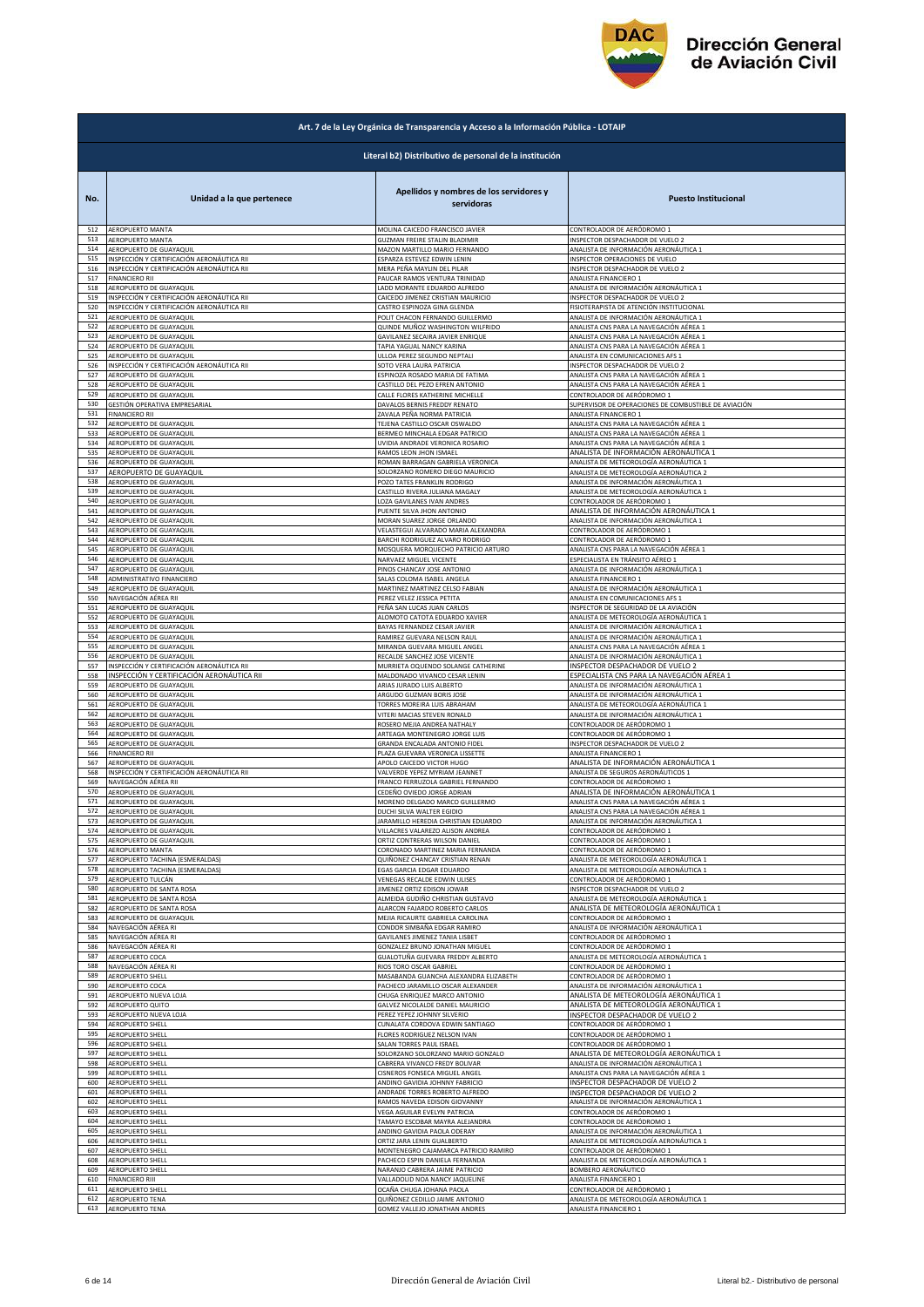## Art. 7 de la Ley Orgánica de Transparencia y Acceso a la Información Pública - LOTAIP

### Literal b2) Distributivo de personal de la institución

| No. | Unidad a la que pertenece | Apellidos y nombres de los servidores y servidoras | Puesto Institucional |
|---|---|---|---|
| 512 | AEROPUERTO MANTA | MOLINA CAICEDO FRANCISCO JAVIER | CONTROLADOR DE AERÓDROMO 1 |
| 513 | AEROPUERTO MANTA | GUZMAN FREIRE STALIN BLADIMIR | INSPECTOR DESPACHADOR DE VUELO 2 |
| 514 | AEROPUERTO DE GUAYAQUIL | MAZON MARTILLO MARIO FERNANDO | ANALISTA DE INFORMACIÓN AERONÁUTICA 1 |
| 515 | INSPECCIÓN Y CERTIFICACIÓN AERONÁUTICA RII | ESPARZA ESTEVEZ EDWIN LENIN | INSPECTOR OPERACIONES DE VUELO |
| 516 | INSPECCIÓN Y CERTIFICACIÓN AERONÁUTICA RII | MERA PEÑA MAYLIN DEL PILAR | INSPECTOR DESPACHADOR DE VUELO 2 |
| 517 | FINANCIERO RII | PAUCAR RAMOS VENTURA TRINIDAD | ANALISTA FINANCIERO 1 |
| 518 | AEROPUERTO DE GUAYAQUIL | LADD MORANTE EDUARDO ALFREDO | ANALISTA DE INFORMACIÓN AERONÁUTICA 1 |
| 519 | INSPECCIÓN Y CERTIFICACIÓN AERONÁUTICA RII | CAICEDO JIMENEZ CRISTIAN MAURICIO | INSPECTOR DESPACHADOR DE VUELO 2 |
| 520 | INSPECCIÓN Y CERTIFICACIÓN AERONÁUTICA RII | CASTRO ESPINOZA GINA GLENDA | FISIOTERAPISTA DE ATENCIÓN INSTITUCIONAL |
| 521 | AEROPUERTO DE GUAYAQUIL | POLIT CHACON FERNANDO GUILLERMO | ANALISTA DE INFORMACIÓN AERONÁUTICA 1 |
| 522 | AEROPUERTO DE GUAYAQUIL | QUINDE MUÑOZ WASHINGTON WILFRIDO | ANALISTA CNS PARA LA NAVEGACIÓN AÉREA 1 |
| 523 | AEROPUERTO DE GUAYAQUIL | GAVILANEZ SECAIRA JAVIER ENRIQUE | ANALISTA CNS PARA LA NAVEGACIÓN AÉREA 1 |
| 524 | AEROPUERTO DE GUAYAQUIL | TAPIA YAGUAL NANCY KARINA | ANALISTA CNS PARA LA NAVEGACIÓN AÉREA 1 |
| 525 | AEROPUERTO DE GUAYAQUIL | ULLOA PEREZ SEGUNDO NEPTALI | ANALISTA EN COMUNICACIONES AFS 1 |
| 526 | INSPECCIÓN Y CERTIFICACIÓN AERONÁUTICA RII | SOTO VERA LAURA PATRICIA | INSPECTOR DESPACHADOR DE VUELO 2 |
| 527 | AEROPUERTO DE GUAYAQUIL | ESPINOZA ROSADO MARIA DE FATIMA | ANALISTA CNS PARA LA NAVEGACIÓN AÉREA 1 |
| 528 | AEROPUERTO DE GUAYAQUIL | CASTILLO DEL PEZO EFREN ANTONIO | ANALISTA CNS PARA LA NAVEGACIÓN AÉREA 1 |
| 529 | AEROPUERTO DE GUAYAQUIL | CALLE FLORES KATHERINE MICHELLE | CONTROLADOR DE AERÓDROMO 1 |
| 530 | GESTIÓN OPERATIVA EMPRESARIAL | DAVALOS BERNIS FREDDY RENATO | SUPERVISOR DE OPERACIONES DE COMBUSTIBLE DE AVIACIÓN |
| 531 | FINANCIERO RII | ZAVALA PEÑA NORMA PATRICIA | ANALISTA FINANCIERO 1 |
| 532 | AEROPUERTO DE GUAYAQUIL | TEJENA CASTILLO OSCAR OSWALDO | ANALISTA CNS PARA LA NAVEGACIÓN AÉREA 1 |
| 533 | AEROPUERTO DE GUAYAQUIL | BERMEO MINCHALA EDGAR PATRICIO | ANALISTA CNS PARA LA NAVEGACIÓN AÉREA 1 |
| 534 | AEROPUERTO DE GUAYAQUIL | UVIDIA ANDRADE VERONICA ROSARIO | ANALISTA CNS PARA LA NAVEGACIÓN AÉREA 1 |
| 535 | AEROPUERTO DE GUAYAQUIL | RAMOS LEON JHON ISMAEL | ANALISTA DE INFORMACIÓN AERONÁUTICA 1 |
| 536 | AEROPUERTO DE GUAYAQUIL | ROMAN BARRAGAN GABRIELA VERONICA | ANALISTA DE METEOROLOGÍA AERONÁUTICA 1 |
| 537 | AEROPUERTO DE GUAYAQUIL | SOLORZANO ROMERO DIEGO MAURICIO | ANALISTA DE METEOROLOGÍA AERONÁUTICA 2 |
| 538 | AEROPUERTO DE GUAYAQUIL | POZO TATES FRANKLIN RODRIGO | ANALISTA DE INFORMACIÓN AERONÁUTICA 1 |
| 539 | AEROPUERTO DE GUAYAQUIL | CASTILLO RIVERA JULIANA MAGALY | ANALISTA DE METEOROLOGÍA AERONÁUTICA 1 |
| 540 | AEROPUERTO DE GUAYAQUIL | LOZA GAVILANES IVAN ANDRES | CONTROLADOR DE AERÓDROMO 1 |
| 541 | AEROPUERTO DE GUAYAQUIL | PUENTE SILVA JHON ANTONIO | ANALISTA DE INFORMACIÓN AERONÁUTICA 1 |
| 542 | AEROPUERTO DE GUAYAQUIL | MORAN SUAREZ JORGE ORLANDO | ANALISTA DE INFORMACIÓN AERONÁUTICA 1 |
| 543 | AEROPUERTO DE GUAYAQUIL | VELASTEGUI ALVARADO MARIA ALEXANDRA | CONTROLADOR DE AERÓDROMO 1 |
| 544 | AEROPUERTO DE GUAYAQUIL | BARCHI RODRIGUEZ ALVARO RODRIGO | CONTROLADOR DE AERÓDROMO 1 |
| 545 | AEROPUERTO DE GUAYAQUIL | MOSQUERA MORQUECHO PATRICIO ARTURO | ANALISTA CNS PARA LA NAVEGACIÓN AÉREA 1 |
| 546 | AEROPUERTO DE GUAYAQUIL | NARVAEZ MIGUEL VICENTE | ESPECIALISTA EN TRÁNSITO AÉREO 1 |
| 547 | AEROPUERTO DE GUAYAQUIL | PINOS CHANCAY JOSE ANTONIO | ANALISTA DE INFORMACIÓN AERONÁUTICA 1 |
| 548 | ADMINISTRATIVO FINANCIERO | SALAS COLOMA ISABEL ANGELA | ANALISTA FINANCIERO 1 |
| 549 | AEROPUERTO DE GUAYAQUIL | MARTINEZ MARTINEZ CELSO FABIAN | ANALISTA DE INFORMACIÓN AERONÁUTICA 1 |
| 550 | NAVEGACIÓN AÉREA RII | PEREZ VELEZ JESSICA PETITA | ANALISTA EN COMUNICACIONES AFS 1 |
| 551 | AEROPUERTO DE GUAYAQUIL | PEÑA SAN LUCAS JUAN CARLOS | INSPECTOR DE SEGURIDAD DE LA AVIACIÓN |
| 552 | AEROPUERTO DE GUAYAQUIL | ALOMOTO CATOTA EDUARDO XAVIER | ANALISTA DE METEOROLOGÍA AERONÁUTICA 1 |
| 553 | AEROPUERTO DE GUAYAQUIL | BAYAS FERNANDEZ CESAR JAVIER | ANALISTA DE INFORMACIÓN AERONÁUTICA 1 |
| 554 | AEROPUERTO DE GUAYAQUIL | RAMIREZ GUEVARA NELSON RAUL | ANALISTA DE INFORMACIÓN AERONÁUTICA 1 |
| 555 | AEROPUERTO DE GUAYAQUIL | MIRANDA GUEVARA MIGUEL ANGEL | ANALISTA CNS PARA LA NAVEGACIÓN AÉREA 1 |
| 556 | AEROPUERTO DE GUAYAQUIL | RECALDE SANCHEZ JOSE VICENTE | ANALISTA DE INFORMACIÓN AERONÁUTICA 1 |
| 557 | INSPECCIÓN Y CERTIFICACIÓN AERONÁUTICA RII | MURRIETA OQUENDO SOLANGE CATHERINE | INSPECTOR DESPACHADOR DE VUELO 2 |
| 558 | INSPECCIÓN Y CERTIFICACIÓN AERONÁUTICA RII | MALDONADO VIVANCO CESAR LENIN | ESPECIALISTA CNS PARA LA NAVEGACIÓN AÉREA 1 |
| 559 | AEROPUERTO DE GUAYAQUIL | ARIAS JURADO LUIS ALBERTO | ANALISTA DE INFORMACIÓN AERONÁUTICA 1 |
| 560 | AEROPUERTO DE GUAYAQUIL | ARGUDO GUZMAN BORIS JOSE | ANALISTA DE INFORMACIÓN AERONÁUTICA 1 |
| 561 | AEROPUERTO DE GUAYAQUIL | TORRES MOREIRA LUIS ABRAHAM | ANALISTA DE METEOROLOGÍA AERONÁUTICA 1 |
| 562 | AEROPUERTO DE GUAYAQUIL | VITERI MACIAS STEVEN RONALD | ANALISTA DE INFORMACIÓN AERONÁUTICA 1 |
| 563 | AEROPUERTO DE GUAYAQUIL | ROSERO MEJIA ANDREA NATHALY | CONTROLADOR DE AERÓDROMO 1 |
| 564 | AEROPUERTO DE GUAYAQUIL | ARTEAGA MONTENEGRO JORGE LUIS | CONTROLADOR DE AERÓDROMO 1 |
| 565 | AEROPUERTO DE GUAYAQUIL | GRANDA ENCALADA ANTONIO FIDEL | INSPECTOR DESPACHADOR DE VUELO 2 |
| 566 | FINANCIERO RII | PLAZA GUEVARA VERONICA LISSETTE | ANALISTA FINANCIERO 1 |
| 567 | AEROPUERTO DE GUAYAQUIL | APOLO CAICEDO VICTOR HUGO | ANALISTA DE INFORMACIÓN AERONÁUTICA 1 |
| 568 | INSPECCIÓN Y CERTIFICACIÓN AERONÁUTICA RII | VALVERDE YEPEZ MYRIAM JEANNET | ANALISTA DE SEGUROS AERONÁUTICOS 1 |
| 569 | NAVEGACIÓN AÉREA RII | FRANCO FERRUZOLA GABRIEL FERNANDO | CONTROLADOR DE AERÓDROMO 1 |
| 570 | AEROPUERTO DE GUAYAQUIL | CEDEÑO OVIEDO JORGE ADRIAN | ANALISTA DE INFORMACIÓN AERONÁUTICA 1 |
| 571 | AEROPUERTO DE GUAYAQUIL | MORENO DELGADO MARCO GUILLERMO | ANALISTA CNS PARA LA NAVEGACIÓN AÉREA 1 |
| 572 | AEROPUERTO DE GUAYAQUIL | DUCHI SILVA WALTER EGIDIO | ANALISTA CNS PARA LA NAVEGACIÓN AÉREA 1 |
| 573 | AEROPUERTO DE GUAYAQUIL | JARAMILLO HEREDIA CHRISTIAN EDUARDO | ANALISTA DE INFORMACIÓN AERONÁUTICA 1 |
| 574 | AEROPUERTO DE GUAYAQUIL | VILLACRES VALAREZO ALISON ANDREA | CONTROLADOR DE AERÓDROMO 1 |
| 575 | AEROPUERTO DE GUAYAQUIL | ORTIZ CONTRERAS WILSON DANIEL | CONTROLADOR DE AERÓDROMO 1 |
| 576 | AEROPUERTO MANTA | CORONADO MARTINEZ MARIA FERNANDA | CONTROLADOR DE AERÓDROMO 1 |
| 577 | AEROPUERTO TACHINA (ESMERALDAS) | QUIÑONEZ CHANCAY CRISTIAN RENAN | ANALISTA DE METEOROLOGÍA AERONÁUTICA 1 |
| 578 | AEROPUERTO TACHINA (ESMERALDAS) | EGAS GARCIA EDGAR EDUARDO | ANALISTA DE METEOROLOGÍA AERONÁUTICA 1 |
| 579 | AEROPUERTO TULCÁN | VENEGAS RECALDE EDWIN ULISES | CONTROLADOR DE AERÓDROMO 1 |
| 580 | AEROPUERTO DE SANTA ROSA | JIMENEZ ORTIZ EDISON JOWAR | INSPECTOR DESPACHADOR DE VUELO 2 |
| 581 | AEROPUERTO DE SANTA ROSA | ALMEIDA GUDIÑO CHRISTIAN GUSTAVO | ANALISTA DE METEOROLOGÍA AERONÁUTICA 1 |
| 582 | AEROPUERTO DE SANTA ROSA | ALARCON FAJARDO ROBERTO CARLOS | ANALISTA DE METEOROLOGÍA AERONÁUTICA 1 |
| 583 | AEROPUERTO DE GUAYAQUIL | MEJIA RICAURTE GABRIELA CAROLINA | CONTROLADOR DE AERÓDROMO 1 |
| 584 | NAVEGACIÓN AÉREA RI | CONDOR SIMBAÑA EDGAR RAMIRO | ANALISTA DE INFORMACIÓN AERONÁUTICA 1 |
| 585 | NAVEGACIÓN AÉREA RI | GAVILANES JIMENEZ TANIA LISBET | CONTROLADOR DE AERÓDROMO 1 |
| 586 | NAVEGACIÓN AÉREA RI | GONZALEZ BRUNO JONATHAN MIGUEL | CONTROLADOR DE AERÓDROMO 1 |
| 587 | AEROPUERTO COCA | GUALOTUÑA GUEVARA FREDDY ALBERTO | ANALISTA DE METEOROLOGÍA AERONÁUTICA 1 |
| 588 | NAVEGACIÓN AÉREA RI | RIOS TORO OSCAR GABRIEL | CONTROLADOR DE AERÓDROMO 1 |
| 589 | AEROPUERTO COCA | MASABANDA GUANCHA ALEXANDRA ELIZABETH | CONTROLADOR DE AERÓDROMO 1 |
| 590 | AEROPUERTO COCA | PACHECO JARAMILLO OSCAR ALEXANDER | ANALISTA DE INFORMACIÓN AERONÁUTICA 1 |
| 591 | AEROPUERTO NUEVA LOJA | CHUGA ENRIQUEZ MARCO ANTONIO | ANALISTA DE METEOROLOGÍA AERONÁUTICA 1 |
| 592 | AEROPUERTO QUITO | GALVEZ NICOLALDE DANIEL MAURICIO | ANALISTA DE METEOROLOGÍA AERONÁUTICA 1 |
| 593 | AEROPUERTO NUEVA LOJA | PEREZ YEPEZ JOHNNY SILVERIO | INSPECTOR DESPACHADOR DE VUELO 2 |
| 594 | AEROPUERTO SHELL | CUNALATA CORDOVA EDWIN SANTIAGO | CONTROLADOR DE AERÓDROMO 1 |
| 595 | AEROPUERTO SHELL | FLORES RODRIGUEZ NELSON IVAN | CONTROLADOR DE AERÓDROMO 1 |
| 596 | AEROPUERTO SHELL | SALAN TORRES PAUL ISRAEL | CONTROLADOR DE AERÓDROMO 1 |
| 597 | AEROPUERTO SHELL | SOLORZANO SOLORZANO MARIO GONZALO | ANALISTA DE METEOROLOGÍA AERONÁUTICA 1 |
| 598 | AEROPUERTO SHELL | CABRERA VIVANCO FREDY BOLIVAR | ANALISTA DE INFORMACIÓN AERONÁUTICA 1 |
| 599 | AEROPUERTO SHELL | CISNEROS FONSECA MIGUEL ANGEL | ANALISTA CNS PARA LA NAVEGACIÓN AÉREA 1 |
| 600 | AEROPUERTO SHELL | ANDINO GAVIDIA JOHNNY FABRICIO | INSPECTOR DESPACHADOR DE VUELO 2 |
| 601 | AEROPUERTO SHELL | ANDRADE TORRES ROBERTO ALFREDO | INSPECTOR DESPACHADOR DE VUELO 2 |
| 602 | AEROPUERTO SHELL | RAMOS NAVEDA EDISON GIOVANNY | ANALISTA DE INFORMACIÓN AERONÁUTICA 1 |
| 603 | AEROPUERTO SHELL | VEGA AGUILAR EVELYN PATRICIA | CONTROLADOR DE AERÓDROMO 1 |
| 604 | AEROPUERTO SHELL | TAMAYO ESCOBAR MAYRA ALEJANDRA | CONTROLADOR DE AERÓDROMO 1 |
| 605 | AEROPUERTO SHELL | ANDINO GAVIDIA PAOLA ODERAY | ANALISTA DE INFORMACIÓN AERONÁUTICA 1 |
| 606 | AEROPUERTO SHELL | ORTIZ JARA LENIN GUALBERTO | ANALISTA DE METEOROLOGÍA AERONÁUTICA 1 |
| 607 | AEROPUERTO SHELL | MONTENEGRO CAJAMARCA PATRICIO RAMIRO | CONTROLADOR DE AERÓDROMO 1 |
| 608 | AEROPUERTO SHELL | PACHECO ESPIN DANIELA FERNANDA | ANALISTA DE METEOROLOGÍA AERONÁUTICA 1 |
| 609 | AEROPUERTO SHELL | NARANJO CABRERA JAIME PATRICIO | BOMBERO AERONÁUTICO |
| 610 | FINANCIERO RIII | VALLADOLID NOA NANCY JAQUELINE | ANALISTA FINANCIERO 1 |
| 611 | AEROPUERTO SHELL | OCAÑA CHUGA JOHANA PAOLA | CONTROLADOR DE AERÓDROMO 1 |
| 612 | AEROPUERTO TENA | QUIÑONEZ CEDILLO JAIME ANTONIO | ANALISTA DE METEOROLOGÍA AERONÁUTICA 1 |
| 613 | AEROPUERTO TENA | GOMEZ VALLEJO JONATHAN ANDRES | ANALISTA FINANCIERO 1 |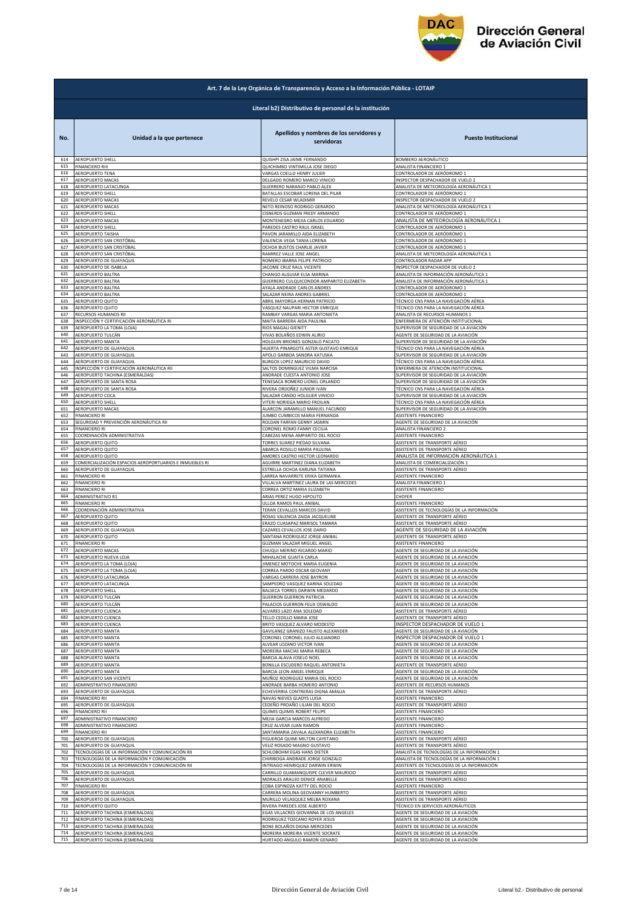# Art. 7 de la Ley Orgánica de Transparencia y Acceso a la Información Pública - LOTAIP

## Literal b2) Distributivo de personal de la institución

| No. | Unidad a la que pertenece | Apellidos y nombres de los servidores y servidoras | Puesto Institucional |
|---|---|---|---|
| 614 | AEROPUERTO SHELL | QUISHPI ZISA JAIME FERNANDO | BOMBERO AERONÁUTICO |
| 615 | FINANCIERO RIII | QUICHIMBO VINTIMILLA JOSE DIEGO | ANALISTA FINANCIERO 1 |
| 616 | AEROPUERTO TENA | VARGAS COELLO HENRY JULIER | CONTROLADOR DE AERÓDROMO 1 |
| 617 | AEROPUERTO MACAS | DELGADO ROMERO MARCO VINICIO | INSPECTOR DESPACHADOR DE VUELO 2 |
| 618 | AEROPUERTO LATACUNGA | GUERRERO NARANJO PABLO ALEX | ANALISTA DE METEOROLOGÍA AERONÁUTICA 1 |
| 619 | AEROPUERTO SHELL | BATALLAS ESCOBAR LORENA DEL PILAR | CONTROLADOR DE AERÓDROMO 1 |
| 620 | AEROPUERTO MACAS | REVELO CESAR WLADIMIR | INSPECTOR DESPACHADOR DE VUELO 2 |
| 621 | AEROPUERTO MACAS | NETO REINOSO RODRIGO GERARDO | ANALISTA DE METEOROLOGÍA AERONÁUTICA 1 |
| 622 | AEROPUERTO SHELL | CISNEROS GUZMAN FREDY ARMANDO | CONTROLADOR DE AERÓDROMO 1 |
| 623 | AEROPUERTO MACAS | MONTENEGRO MEJIA CARLOS EDUARDO | ANALISTA DE METEOROLOGÍA AERONÁUTICA 1 |
| 624 | AEROPUERTO SHELL | PAREDES CASTRO RAUL ISRAEL | CONTROLADOR DE AERÓDROMO 1 |
| 625 | AEROPUERTO TAISHA | PAVON JARAMILLO AIDA ELIZABETH | CONTROLADOR DE AERÓDROMO 1 |
| 626 | AEROPUERTO SAN CRISTÓBAL | VALENCIA VEGA TANIA LORENA | CONTROLADOR DE AERÓDROMO 1 |
| 627 | AEROPUERTO SAN CRISTÓBAL | OCHOA BUSTOS CHARLIE JAVIER | CONTROLADOR DE AERÓDROMO 1 |
| 628 | AEROPUERTO SAN CRISTÓBAL | RAMIREZ VALLE JOSE ANGEL | ANALISTA DE METEOROLOGÍA AERONÁUTICA 1 |
| 629 | AEROPUERTO DE GUAYAQUIL | ROMERO IBARRA FELIPE PATRICIO | CONTROLADOR RADAR APP |
| 630 | AEROPUERTO DE ISABELA | JACOME CRUZ RAUL VICENTE | INSPECTOR DESPACHADOR DE VUELO 2 |
| 631 | AEROPUERTO BALTRA | CHANGO ALGUIAR ELSA MARINA | ANALISTA DE INFORMACIÓN AERONÁUTICA 1 |
| 632 | AEROPUERTO BALTRA | GUERRERO CULQUICONDOR AMPARITO ELIZABETH | ANALISTA DE INFORMACIÓN AERONÁUTICA 1 |
| 633 | AEROPUERTO BALTRA | AYALA ANDRADE CARLOS ANDRES | CONTROLADOR DE AERÓDROMO 1 |
| 634 | AEROPUERTO BALTRA | SALAZAR NEIRA ANDRES GABRIEL | CONTROLADOR DE AERÓDROMO 1 |
| 635 | AEROPUERTO QUITO | ABRIL MAYORGA HERNAN PATRICIO | TÉCNICO CNS PARA LA NAVEGACIÓN AÉREA |
| 636 | AEROPUERTO QUITO | VASQUEZ NAUPARI HECTOR ENRIQUE | TÉCNICO CNS PARA LA NAVEGACIÓN AÉREA |
| 637 | RECURSOS HUMANOS RII | RAMBAY VARGAS MARIA ANTONIETA | ANALISTA DE RECURSOS HUMANOS 1 |
| 638 | INSPECCIÓN Y CERTIFICACIÓN AERONÁUTICA RI | MAITA BARRERA AIDA PAULINA | ENFERMERA DE ATENCIÓN INSTITUCIONAL |
| 639 | AEROPUERTO LA TOMA (LOJA) | RIOS MAGALI GIENITT | SUPERVISOR DE SEGURIDAD DE LA AVIACIÓN |
| 640 | AEROPUERTO TULCÁN | VIVAS BOLAÑOS EDWIN ALIRIO | AGENTE DE SEGURIDAD DE LA AVIACIÓN |
| 641 | AEROPUERTO MANTA | HOLGUIN BRIONES GONZALO PACATO | SUPERVISOR DE SEGURIDAD DE LA AVIACIÓN |
| 642 | AEROPUERTO DE GUAYAQUIL | HUERTA PINARGOTE ASTER GUSTAVO ENRIQUE | TÉCNICO CNS PARA LA NAVEGACIÓN AÉREA |
| 643 | AEROPUERTO DE GUAYAQUIL | APOLO GARBOA SANDRA KATIUSKA | SUPERVISOR DE SEGURIDAD DE LA AVIACIÓN |
| 644 | AEROPUERTO DE GUAYAQUIL | BURGOS LOPEZ MAURICIO DAVID | TÉCNICO CNS PARA LA NAVEGACIÓN AÉREA |
| 645 | INSPECCIÓN Y CERTIFICACIÓN AERONÁUTICA RII | SALTOS DOMINGUEZ VILMA NARCISA | ENFERMERA DE ATENCIÓN INSTITUCIONAL |
| 646 | AEROPUERTO TACHINA (ESMERALDAS) | ANDRADE CUESTA ANTONIO JOSE | SUPERVISOR DE SEGURIDAD DE LA AVIACIÓN |
| 647 | AEROPUERTO DE SANTA ROSA | TENESACA ROMERO LIONEL ORLANDO | SUPERVISOR DE SEGURIDAD DE LA AVIACIÓN |
| 648 | AEROPUERTO DE SANTA ROSA | RIVERA ORDOÑEZ JUNIOR IVAN | TÉCNICO CNS PARA LA NAVEGACIÓN AÉREA |
| 649 | AEROPUERTO COCA | SALAZAR CANDO HOLGUER VINICIO | SUPERVISOR DE SEGURIDAD DE LA AVIACIÓN |
| 650 | AEROPUERTO SHELL | VITERI NORIEGA MARIO FROILAN | TÉCNICO CNS PARA LA NAVEGACIÓN AÉREA |
| 651 | AEROPUERTO MACAS | ALARCON JARAMILLO MANUEL FACUNDO | SUPERVISOR DE SEGURIDAD DE LA AVIACIÓN |
| 652 | FINANCIERO RI | JUMBO CUMBICOS MARIA FERNANDA | ASISTENTE FINANCIERO |
| 653 | SEGURIDAD Y PREVENCIÓN AERONÁUTICA RII | ROLDAN FARFAN GENNY JASMIN | AGENTE DE SEGURIDAD DE LA AVIACIÓN |
| 654 | FINANCIERO RI | CORONEL ROMO FANNY CECILIA | ANALISTA FINANCIERO 2 |
| 655 | COORDINACIÓN ADMINISTRATIVA | CABEZAS MENA AMPARITO DEL ROCIO | ASISTENTE FINANCIERO |
| 656 | AEROPUERTO QUITO | TORRES SUAREZ PIEDAD SILVANA | ASISTENTE DE TRANSPORTE AÉREO |
| 657 | AEROPUERTO QUITO | ABARCA ROSILLO MARIA PAULINA | ASISTENTE DE TRANSPORTE AÉREO |
| 658 | AEROPUERTO QUITO | AMORES CASTRO HECTOR LEONARDO | ANALISTA DE INFORMACIÓN AERONÁUTICA 1 |
| 659 | COMERCIALIZACIÓN ESPACIOS AEROPORTUARIOS E INMUEBLES RI | AGUIRRE MARTINEZ DIANA ELIZABETH | ANALISTA DE COMERCIALIZACIÓN 1 |
| 660 | AEROPUERTO DE GUAYAQUIL | ESTRELLA OCHOA KARLINA TATIANA | ASISTENTE DE TRANSPORTE AÉREO |
| 661 | FINANCIERO RI | LARREA NAVARRETE ERIKA GERMANIA | ASISTENTE FINANCIERO |
| 662 | FINANCIERO RI | VILLALVA MARTINEZ LAURA DE LAS MERCEDES | ANALISTA FINANCIERO 1 |
| 663 | FINANCIERO RI | CORREA ORTIZ MARIA ELIZABETH | ASISTENTE FINANCIERO |
| 664 | ADMINISTRATIVO R1 | ARIAS PEREZ HUGO HIPOLITO | CHOFER |
| 665 | FINANCIERO RI | ULLOA RAMOS PAUL ANIBAL | ASISTENTE FINANCIERO |
| 666 | COORDINACIÓN ADMINISTRATIVA | TERAN CEVALLOS MARCOS DAVID | ASISTENTE DE TECNOLOGÍAS DE LA INFORMACIÓN |
| 667 | AEROPUERTO QUITO | ROSAS VALENCIA ZAIDA JACQUELINE | ASISTENTE DE TRANSPORTE AÉREO |
| 668 | AEROPUERTO QUITO | ERAZO CUASAPAZ MARISOL TAMARA | ASISTENTE DE TRANSPORTE AÉREO |
| 669 | AEROPUERTO DE GUAYAQUIL | CAZARES CEVALLOS JOSE DARIO | AGENTE DE SEGURIDAD DE LA AVIACIÓN |
| 670 | AEROPUERTO QUITO | SANTANA RODRIGUEZ JORGE ANIBAL | ASISTENTE DE TRANSPORTE AÉREO |
| 671 | FINANCIERO RI | GUZMAN SALAZAR MIGUEL ANGEL | ASISTENTE FINANCIERO |
| 672 | AEROPUERTO MACAS | CHUQUI MERINO RICARDO MARIO | AGENTE DE SEGURIDAD DE LA AVIACIÓN |
| 673 | AEROPUERTO NUEVA LOJA | MIHALACHE GUAITA CARLA | AGENTE DE SEGURIDAD DE LA AVIACIÓN |
| 674 | AEROPUERTO LA TOMA (LOJA) | JIMENEZ MOTOCHE MARIA EUGENIA | AGENTE DE SEGURIDAD DE LA AVIACIÓN |
| 675 | AEROPUERTO LA TOMA (LOJA) | CORREA PARDO OSCAR GEOVANY | AGENTE DE SEGURIDAD DE LA AVIACIÓN |
| 676 | AEROPUERTO LATACUNGA | VARGAS CARRERA JOSE BAYRON | AGENTE DE SEGURIDAD DE LA AVIACIÓN |
| 677 | AEROPUERTO LATACUNGA | SAMPEDRO VASQUEZ KARINA SOLEDAD | AGENTE DE SEGURIDAD DE LA AVIACIÓN |
| 678 | AEROPUERTO SHELL | BALSECA TORRES DARWIN MEDARDO | AGENTE DE SEGURIDAD DE LA AVIACIÓN |
| 679 | AEROPUERTO TULCÁN | GUERRON GUERRON PATRICIA | AGENTE DE SEGURIDAD DE LA AVIACIÓN |
| 680 | AEROPUERTO TULCÁN | PALACIOS GUERRON FELIX OSWALDO | AGENTE DE SEGURIDAD DE LA AVIACIÓN |
| 681 | AEROPUERTO CUENCA | ALVARES LAZO ANA SOLEDAD | ASISTENTE DE TRANSPORTE AÉREO |
| 682 | AEROPUERTO CUENCA | TELLO CEDILLO MARIA JOSE | ASISTENTE DE TRANSPORTE AÉREO |
| 683 | AEROPUERTO CUENCA | BRITO VASQUEZ ALVARO MODESTO | INSPECTOR DESPACHADOR DE VUELO 1 |
| 684 | AEROPUERTO MANTA | GAVILANEZ GRANIZO FAUSTO ALEXANDER | AGENTE DE SEGURIDAD DE LA AVIACIÓN |
| 685 | AEROPUERTO MANTA | CORONEL CORONEL JULIO ALEJANDRO | INSPECTOR DESPACHADOR DE VUELO 1 |
| 686 | AEROPUERTO MANTA | ALVEAR LOZANO VICTOR IVAN | AGENTE DE SEGURIDAD DE LA AVIACIÓN |
| 687 | AEROPUERTO MANTA | MOREIRA MACIAS MARIA REBECA | AGENTE DE SEGURIDAD DE LA AVIACIÓN |
| 688 | AEROPUERTO MANTA | BARCIA ALAVA JOSELO NOEL | AGENTE DE SEGURIDAD DE LA AVIACIÓN |
| 689 | AEROPUERTO MANTA | BONILLA ESCUDERO RAQUEL ANTONIETA | ASISTENTE DE TRANSPORTE AÉREO |
| 690 | AEROPUERTO MANTA | BARCIA LEON ANGEL ENRIQUE | AGENTE DE SEGURIDAD DE LA AVIACIÓN |
| 691 | AEROPUERTO SAN VICENTE | MUÑOZ RODRIGUEZ MARIA DEL ROCIO | AGENTE DE SEGURIDAD DE LA AVIACIÓN |
| 692 | ADMINISTRATIVO FINANCIERO | ANDRADE BARBA HOMERO ANTONIO | ASISTENTE DE RECURSOS HUMANOS |
| 693 | AEROPUERTO DE GUAYAQUIL | ECHEVERRIA CONTRERAS DIGNA AMALIA | ASISTENTE DE TRANSPORTE AÉREO |
| 694 | FINANCIERO RII | NAVAS NIEVES GLADYS LUISA | ASISTENTE FINANCIERO |
| 695 | AEROPUERTO DE GUAYAQUIL | CEDEÑO PROAÑO LILIAN DEL ROCIO | ASISTENTE DE TRANSPORTE AÉREO |
| 696 | FINANCIERO RII | QUIMIS QUIMIS ROBERT FELIPE | ASISTENTE FINANCIERO |
| 697 | ADMINISTRATIVO FINANCIERO | MEJIA GARCIA MARCOS ALFREDO | ASISTENTE FINANCIERO |
| 698 | ADMINISTRATIVO FINANCIERO | CRUZ ALVEAR JUAN RAMON | ASISTENTE FINANCIERO |
| 699 | FINANCIERO RII | SANTAMARIA ZAVALA ALEXANDRA ELIZABETH | ASISTENTE FINANCIERO |
| 700 | AEROPUERTO DE GUAYAQUIL | FIGUEROA QUIMI MILTON CAYETANO | ASISTENTE DE TRANSPORTE AÉREO |
| 701 | AEROPUERTO DE GUAYAQUIL | VELIZ ROSADO MAGNO GUSTAVO | ASISTENTE DE TRANSPORTE AÉREO |
| 702 | TECNOLOGÍAS DE LA INFORMACIÓN Y COMUNICACIÓN RII | SCHLOBOHM EGAS HANS DIETER | ANALISTA DE TECNOLOGÍAS DE LA INFORMACIÓN 1 |
| 703 | TECNOLOGÍAS DE LA INFORMACIÓN Y COMUNICACIÓN | CHIRIBOGA ANDRADE JORGE GONZALO | ANALISTA DE TECNOLOGÍAS DE LA INFORMACIÓN 1 |
| 704 | TECNOLOGÍAS DE LA INFORMACIÓN Y COMUNICACIÓN RII | INTRIAGO HENRIQUEZ DARWIN ERWIN | ASISTENTE DE TECNOLOGÍAS DE LA INFORMACIÓN |
| 705 | AEROPUERTO DE GUAYAQUIL | CARRILLO GUAMANQUISPE CLEVER MAURICIO | ASISTENTE DE TRANSPORTE AÉREO |
| 706 | AEROPUERTO DE GUAYAQUIL | MORALES ARAUJO DENICE ANABELLE | ASISTENTE DE TRANSPORTE AÉREO |
| 707 | FINANCIERO RII | COBA ESPINOZA KATTY DEL ROCIO | ASISTENTE FINANCIERO |
| 708 | AEROPUERTO DE GUAYAQUIL | CARRERA MOLINA GEOVANNY HUMBERTO | ASISTENTE DE TRANSPORTE AÉREO |
| 709 | AEROPUERTO DE GUAYAQUIL | MURILLO VELASQUEZ MELBA ROXANA | ASISTENTE DE TRANSPORTE AÉREO |
| 710 | AEROPUERTO QUITO | RIVERA PAREDES JOSE ALBERTO | TÉCNICO EN SERVICIOS AERONÁUTICOS |
| 711 | AEROPUERTO TACHINA (ESMERALDAS) | EGAS VILLACRES GIOVANNA DE LOS ANGELES | AGENTE DE SEGURIDAD DE LA AVIACIÓN |
| 712 | AEROPUERTO TACHINA (ESMERALDAS) | RODRIGUEZ TOZCANO ROYER JESUS | AGENTE DE SEGURIDAD DE LA AVIACIÓN |
| 713 | AEROPUERTO TACHINA (ESMERALDAS) | BONE BOLAÑOS DIGNA MERCEDES | AGENTE DE SEGURIDAD DE LA AVIACIÓN |
| 714 | AEROPUERTO TACHINA (ESMERALDAS) | MOREIRA MOREIRA VICENTE SOCRATE | AGENTE DE SEGURIDAD DE LA AVIACIÓN |
| 715 | AEROPUERTO TACHINA (ESMERALDAS) | HURTADO ANGULO RAMON GENARO | AGENTE DE SEGURIDAD DE LA AVIACIÓN |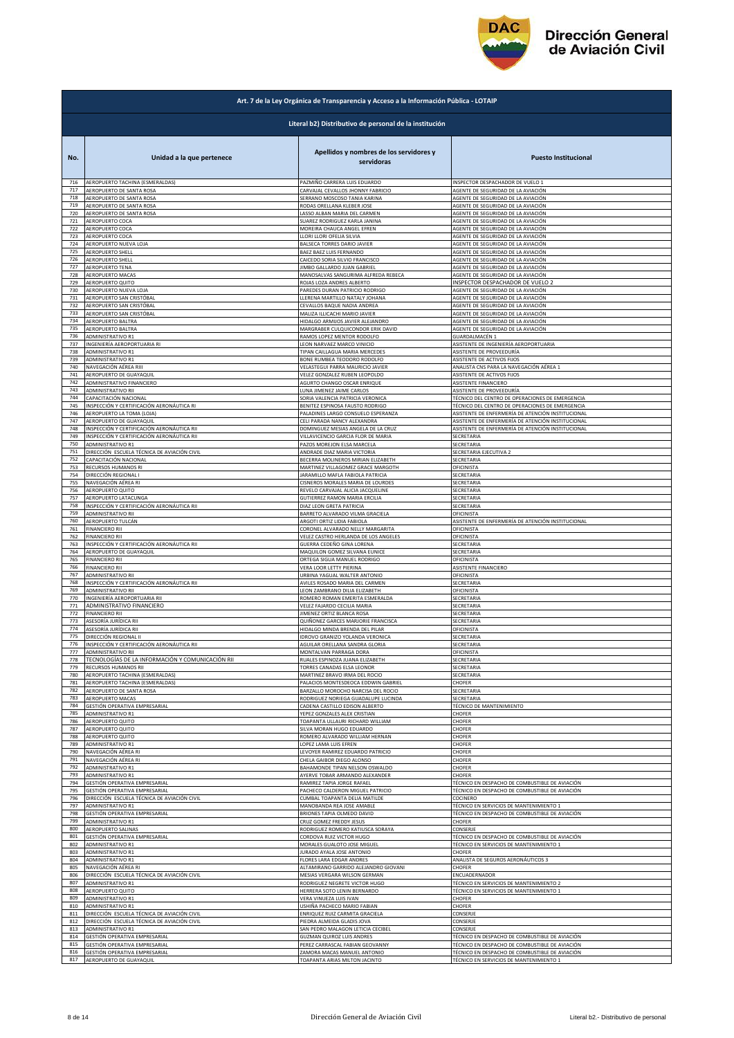## Art. 7 de la Ley Orgánica de Transparencia y Acceso a la Información Pública - LOTAIP

### Literal b2) Distributivo de personal de la institución

| No. | Unidad a la que pertenece | Apellidos y nombres de los servidores y servidoras | Puesto Institucional |
|---|---|---|---|
| 716 | AEROPUERTO TACHINA (ESMERALDAS) | PAZMIÑO CARRERA LUIS EDUARDO | INSPECTOR DESPACHADOR DE VUELO 1 |
| 717 | AEROPUERTO DE SANTA ROSA | CARVAJAL CEVALLOS JHONNY FABRICIO | AGENTE DE SEGURIDAD DE LA AVIACIÓN |
| 718 | AEROPUERTO DE SANTA ROSA | SERRANO MOSCOSO TANIA KARINA | AGENTE DE SEGURIDAD DE LA AVIACIÓN |
| 719 | AEROPUERTO DE SANTA ROSA | RODAS ORELLANA KLEBER JOSE | AGENTE DE SEGURIDAD DE LA AVIACIÓN |
| 720 | AEROPUERTO DE SANTA ROSA | LASSO ALBAN MARIA DEL CARMEN | AGENTE DE SEGURIDAD DE LA AVIACIÓN |
| 721 | AEROPUERTO COCA | SUAREZ RODRIGUEZ KARLA JANINA | AGENTE DE SEGURIDAD DE LA AVIACIÓN |
| 722 | AEROPUERTO COCA | MOREIRA CHAUCA ANGEL EFREN | AGENTE DE SEGURIDAD DE LA AVIACIÓN |
| 723 | AEROPUERTO COCA | LLORI LLORI OFELIA SILVIA | AGENTE DE SEGURIDAD DE LA AVIACIÓN |
| 724 | AEROPUERTO NUEVA LOJA | BALSECA TORRES DARIO JAVIER | AGENTE DE SEGURIDAD DE LA AVIACIÓN |
| 725 | AEROPUERTO SHELL | BAEZ BAEZ LUIS FERNANDO | AGENTE DE SEGURIDAD DE LA AVIACIÓN |
| 726 | AEROPUERTO SHELL | CAICEDO SORIA SILVIO FRANCISCO | AGENTE DE SEGURIDAD DE LA AVIACIÓN |
| 727 | AEROPUERTO TENA | JIMBO GALLARDO JUAN GABRIEL | AGENTE DE SEGURIDAD DE LA AVIACIÓN |
| 728 | AEROPUERTO MACAS | MANOSALVAS SANGURIMA ALFREDA REBECA | AGENTE DE SEGURIDAD DE LA AVIACIÓN |
| 729 | AEROPUERTO QUITO | ROJAS LOZA ANDRES ALBERTO | INSPECTOR DESPACHADOR DE VUELO 2 |
| 730 | AEROPUERTO NUEVA LOJA | PAREDES DURAN PATRICIO RODRIGO | AGENTE DE SEGURIDAD DE LA AVIACIÓN |
| 731 | AEROPUERTO SAN CRISTÓBAL | LLERENA MARTILLO NATALY JOHANA | AGENTE DE SEGURIDAD DE LA AVIACIÓN |
| 732 | AEROPUERTO SAN CRISTÓBAL | CEVALLOS BAQUE NADIA ANDREA | AGENTE DE SEGURIDAD DE LA AVIACIÓN |
| 733 | AEROPUERTO SAN CRISTÓBAL | MALIZA ILLICACHI MARIO JAVIER | AGENTE DE SEGURIDAD DE LA AVIACIÓN |
| 734 | AEROPUERTO BALTRA | HIDALGO ARMIJOS JAVIER ALEJANDRO | AGENTE DE SEGURIDAD DE LA AVIACIÓN |
| 735 | AEROPUERTO BALTRA | MARGRABER CULQUICONDOR ERIK DAVID | AGENTE DE SEGURIDAD DE LA AVIACIÓN |
| 736 | ADMINISTRATIVO R1 | RAMOS LOPEZ MENTOR RODOLFO | GUARDALMACÉN 1 |
| 737 | INGENIERÍA AEROPORTUARIA RI | LEON NARVAEZ MARCO VINICIO | ASISTENTE DE INGENIERÍA AEROPORTUARIA |
| 738 | ADMINISTRATIVO R1 | TIPAN CAILLAGUA MARIA MERCEDES | ASISTENTE DE PROVEEDURÍA |
| 739 | ADMINISTRATIVO R1 | BONE RUMBEA TEODORO RODOLFO | ASISTENTE DE ACTIVOS FIJOS |
| 740 | NAVEGACIÓN AÉREA RIII | VELASTEGUI PARRA MAURICIO JAVIER | ANALISTA CNS PARA LA NAVEGACIÓN AÉREA 1 |
| 741 | AEROPUERTO DE GUAYAQUIL | VELEZ GONZALEZ RUBEN LEOPOLDO | ASISTENTE DE ACTIVOS FIJOS |
| 742 | ADMINISTRATIVO FINANCIERO | AGURTO CHANGO OSCAR ENRIQUE | ASISTENTE FINANCIERO |
| 743 | ADMINISTRATIVO RII | LUNA JIMENEZ JAIME CARLOS | ASISTENTE DE PROVEEDURÍA |
| 744 | CAPACITACIÓN NACIONAL | SORIA VALENCIA PATRICIA VERONICA | TÉCNICO DEL CENTRO DE OPERACIONES DE EMERGENCIA |
| 745 | INSPECCIÓN Y CERTIFICACIÓN AERONÁUTICA RI | BENITEZ ESPINOSA FAUSTO RODRIGO | TÉCNICO DEL CENTRO DE OPERACIONES DE EMERGENCIA |
| 746 | AEROPUERTO LA TOMA (LOJA) | PALADINES LARGO CONSUELO ESPERANZA | ASISTENTE DE ENFERMERÍA DE ATENCIÓN INSTITUCIONAL |
| 747 | AEROPUERTO DE GUAYAQUIL | CELI PARADA NANCY ALEXANDRA | ASISTENTE DE ENFERMERÍA DE ATENCIÓN INSTITUCIONAL |
| 748 | INSPECCIÓN Y CERTIFICACIÓN AERONÁUTICA RII | DOMINGUEZ MESIAS ANGELA DE LA CRUZ | ASISTENTE DE ENFERMERÍA DE ATENCIÓN INSTITUCIONAL |
| 749 | INSPECCIÓN Y CERTIFICACIÓN AERONÁUTICA RII | VILLAVICENCIO GARCIA FLOR DE MARIA | SECRETARIA |
| 750 | ADMINISTRATIVO R1 | PAZOS MOREJON ELSA MARCELA | SECRETARIA |
| 751 | DIRECCIÓN ESCUELA TÉCNICA DE AVIACIÓN CIVIL | ANDRADE DIAZ MARIA VICTORIA | SECRETARIA EJECUTIVA 2 |
| 752 | CAPACITACIÓN NACIONAL | BECERRA MOLINEROS MIRIAN ELIZABETH | SECRETARIA |
| 753 | RECURSOS HUMANOS RI | MARTINEZ VILLAGOMEZ GRACE MARGOTH | OFICINISTA |
| 754 | DIRECCIÓN REGIONAL I | JARAMILLO MAFLA FABIOLA PATRICIA | SECRETARIA |
| 755 | NAVEGACIÓN AÉREA RI | CISNEROS MORALES MARIA DE LOURDES | SECRETARIA |
| 756 | AEROPUERTO QUITO | REVELO CARVAJAL ALICIA JACQUELINE | SECRETARIA |
| 757 | AEROPUERTO LATACUNGA | GUTIERREZ RAMON MARIA ERCILIA | SECRETARIA |
| 758 | INSPECCIÓN Y CERTIFICACIÓN AERONÁUTICA RII | DIAZ LEON GRETA PATRICIA | SECRETARIA |
| 759 | ADMINISTRATIVO RII | BARRETO ALVARADO VILMA GRACIELA | OFICINISTA |
| 760 | AEROPUERTO TULCÁN | ARGOTI ORTIZ LIDIA FABIOLA | ASISTENTE DE ENFERMERÍA DE ATENCIÓN INSTITUCIONAL |
| 761 | FINANCIERO RII | CORONEL ALVARADO NELLY MARGARITA | OFICINISTA |
| 762 | FINANCIERO RII | VELEZ CASTRO HERLANDA DE LOS ANGELES | OFICINISTA |
| 763 | INSPECCIÓN Y CERTIFICACIÓN AERONÁUTICA RII | GUERRA CEDEÑO GINA LORENA | SECRETARIA |
| 764 | AEROPUERTO DE GUAYAQUIL | MAQUILON GOMEZ SILVANA EUNICE | SECRETARIA |
| 765 | FINANCIERO RII | ORTEGA SIGUA MANUEL RODRIGO | OFICINISTA |
| 766 | FINANCIERO RII | VERA LOOR LETTY PIERINA | ASISTENTE FINANCIERO |
| 767 | ADMINISTRATIVO RII | URBINA YAGUAL WALTER ANTONIO | OFICINISTA |
| 768 | INSPECCIÓN Y CERTIFICACIÓN AERONÁUTICA RII | AVILES ROSADO MARIA DEL CARMEN | SECRETARIA |
| 769 | ADMINISTRATIVO RII | LEON ZAMBRANO DILIA ELIZABETH | OFICINISTA |
| 770 | INGENIERÍA AEROPORTUARIA RII | ROMERO ROMAN EMERITA ESMERALDA | SECRETARIA |
| 771 | ADMINISTRATIVO FINANCIERO | VELEZ FAJARDO CECILIA MARIA | SECRETARIA |
| 772 | FINANCIERO RII | JIMENEZ ORTIZ BLANCA ROSA | SECRETARIA |
| 773 | ASESORÍA JURÍDICA RII | QUIÑONEZ GARCES MARJORIE FRANCISCA | SECRETARIA |
| 774 | ASESORÍA JURÍDICA RII | HIDALGO MINDA BRENDA DEL PILAR | OFICINISTA |
| 775 | DIRECCIÓN REGIONAL II | IDROVO GRANIZO YOLANDA VERONICA | SECRETARIA |
| 776 | INSPECCIÓN Y CERTIFICACIÓN AERONÁUTICA RII | AGUILAR ORELLANA SANDRA GLORIA | SECRETARIA |
| 777 | ADMINISTRATIVO RII | MONTALVAN PARRAGA DORA | OFICINISTA |
| 778 | TECNOLOGÍAS DE LA INFORMACIÓN Y COMUNICACIÓN RII | RUALES ESPINOZA JUANA ELIZABETH | SECRETARIA |
| 779 | RECURSOS HUMANOS RII | TORRES CANADAS ELSA LEONOR | SECRETARIA |
| 780 | AEROPUERTO TACHINA (ESMERALDAS) | MARTINEZ BRAVO IRMA DEL ROCIO | SECRETARIA |
| 781 | AEROPUERTO TACHINA (ESMERALDAS) | PALACIOS MONTESDEOCA EDDWIN GABRIEL | CHOFER |
| 782 | AEROPUERTO DE SANTA ROSA | BARZALLO MOROCHO NARCISA DEL ROCIO | SECRETARIA |
| 783 | AEROPUERTO MACAS | RODRIGUEZ NORIEGA GUADALUPE LUCINDA | SECRETARIA |
| 784 | GESTIÓN OPERATIVA EMPRESARIAL | CADENA CASTILLO EDISON ALBERTO | TÉCNICO DE MANTENIMIENTO |
| 785 | ADMINISTRATIVO R1 | YEPEZ GONZALES ALEX CRISTIAN | CHOFER |
| 786 | AEROPUERTO QUITO | TOAPANTA ULLAURI RICHARD WILLIAM | CHOFER |
| 787 | AEROPUERTO QUITO | SILVA MORAN HUGO EDUARDO | CHOFER |
| 788 | AEROPUERTO QUITO | ROMERO ALVARADO WILLIAM HERNAN | CHOFER |
| 789 | ADMINISTRATIVO R1 | LOPEZ LAMA LUIS EFREN | CHOFER |
| 790 | NAVEGACIÓN AÉREA RI | LEVOYER RAMIREZ EDUARDO PATRICIO | CHOFER |
| 791 | NAVEGACIÓN AÉREA RI | CHELA GAIBOR DIEGO ALONSO | CHOFER |
| 792 | ADMINISTRATIVO R1 | BAHAMONDE TIPAN NELSON OSWALDO | CHOFER |
| 793 | ADMINISTRATIVO R1 | AYERVE TOBAR ARMANDO ALEXANDER | CHOFER |
| 794 | GESTIÓN OPERATIVA EMPRESARIAL | RAMIREZ TAPIA JORGE RAFAEL | TÉCNICO EN DESPACHO DE COMBUSTIBLE DE AVIACIÓN |
| 795 | GESTIÓN OPERATIVA EMPRESARIAL | PACHECO CALDERON MIGUEL PATRICIO | TÉCNICO EN DESPACHO DE COMBUSTIBLE DE AVIACIÓN |
| 796 | DIRECCIÓN ESCUELA TÉCNICA DE AVIACIÓN CIVIL | CUMBAL TOAPANTA DELIA MATILDE | COCINERO |
| 797 | ADMINISTRATIVO R1 | MANOBANDA REA JOSE AMABLE | TÉCNICO EN SERVICIOS DE MANTENIMIENTO 1 |
| 798 | GESTIÓN OPERATIVA EMPRESARIAL | BRIONES TAPIA OLMEDO DAVID | TÉCNICO EN DESPACHO DE COMBUSTIBLE DE AVIACIÓN |
| 799 | ADMINISTRATIVO R1 | CRUZ GOMEZ FREDDY JESUS | CHOFER |
| 800 | AEROPUERTO SALINAS | RODRIGUEZ ROMERO KATIUSCA SORAYA | CONSERJE |
| 801 | GESTIÓN OPERATIVA EMPRESARIAL | CORDOVA RUIZ VICTOR HUGO | TÉCNICO EN DESPACHO DE COMBUSTIBLE DE AVIACIÓN |
| 802 | ADMINISTRATIVO R1 | MORALES GUALOTO JOSE MIGUEL | TÉCNICO EN SERVICIOS DE MANTENIMIENTO 1 |
| 803 | ADMINISTRATIVO R1 | JURADO AYALA JOSE ANTONIO | CHOFER |
| 804 | ADMINISTRATIVO R1 | FLORES LARA EDGAR ANDRES | ANALISTA DE SEGUROS AERONÁUTICOS 3 |
| 805 | NAVEGACIÓN AÉREA RI | ALTAMIRANO GARRIDO ALEJANDRO GIOVANI | CHOFER |
| 806 | DIRECCIÓN ESCUELA TÉCNICA DE AVIACIÓN CIVIL | MESIAS VERGARA WILSON GERMAN | ENCUADERNADOR |
| 807 | ADMINISTRATIVO R1 | RODRIGUEZ NEGRETE VICTOR HUGO | TÉCNICO EN SERVICIOS DE MANTENIMIENTO 2 |
| 808 | AEROPUERTO QUITO | HERRERA SOTO LENIN BERNARDO | TÉCNICO EN SERVICIOS DE MANTENIMIENTO 1 |
| 809 | ADMINISTRATIVO R1 | VERA VINUEZA LUIS IVAN | CHOFER |
| 810 | ADMINISTRATIVO R1 | USHIÑA PACHECO MARIO FABIAN | CHOFER |
| 811 | DIRECCIÓN ESCUELA TÉCNICA DE AVIACIÓN CIVIL | ENRIQUEZ RUIZ CARMITA GRACIELA | CONSERJE |
| 812 | DIRECCIÓN ESCUELA TÉCNICA DE AVIACIÓN CIVIL | PIEDRA ALMEIDA GLADIS JOVA | CONSERJE |
| 813 | ADMINISTRATIVO R1 | SAN PEDRO MALAGON LETICIA CECIBEL | CONSERJE |
| 814 | GESTIÓN OPERATIVA EMPRESARIAL | GUZMAN QUIROZ LUIS ANDRES | TÉCNICO EN DESPACHO DE COMBUSTIBLE DE AVIACIÓN |
| 815 | GESTIÓN OPERATIVA EMPRESARIAL | PEREZ CARRASCAL FABIAN GEOVANNY | TÉCNICO EN DESPACHO DE COMBUSTIBLE DE AVIACIÓN |
| 816 | GESTIÓN OPERATIVA EMPRESARIAL | ZAMORA MACAS MANUEL ANTONIO | TÉCNICO EN DESPACHO DE COMBUSTIBLE DE AVIACIÓN |
| 817 | AEROPUERTO DE GUAYAQUIL | TOAPANTA ARIAS MILTON JACINTO | TÉCNICO EN SERVICIOS DE MANTENIMIENTO 1 |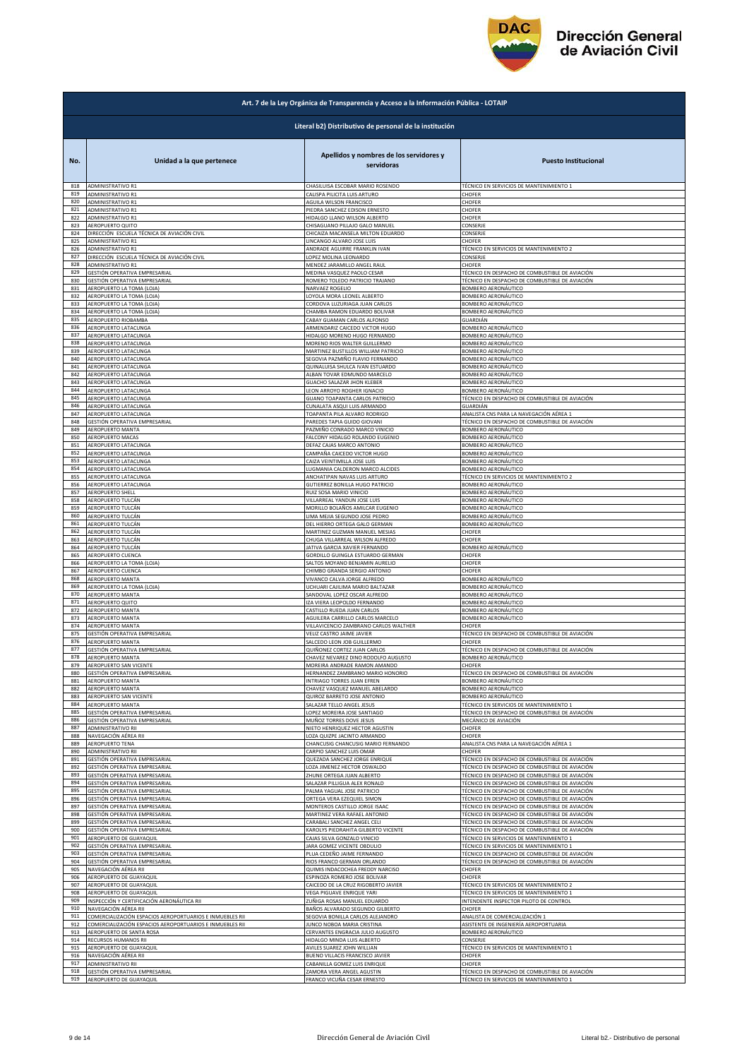| Art. 7 de la Ley Orgánica de Transparencia y Acceso a la Información Pública - LOTAIP | | | |
|---|---|---|---|
| Literal b2) Distributivo de personal de la institución | | | |
| No. | Unidad a la que pertenece | Apellidos y nombres de los servidores y servidoras | Puesto Institucional |
| 818 | ADMINISTRATIVO R1 | CHASILUISA ESCOBAR MARIO ROSENDO | TÉCNICO EN SERVICIOS DE MANTENIMIENTO 1 |
| 819 | ADMINISTRATIVO R1 | CALISPA PILICITA LUIS ARTURO | CHOFER |
| 820 | ADMINISTRATIVO R1 | AGUILA WILSON FRANCISCO | CHOFER |
| 821 | ADMINISTRATIVO R1 | PIEDRA SANCHEZ EDISON ERNESTO | CHOFER |
| 822 | ADMINISTRATIVO R1 | HIDALGO LLANO WILSON ALBERTO | CHOFER |
| 823 | AEROPUERTO QUITO | CHISAGUANO PILLAJO GALO MANUEL | CONSERJE |
| 824 | DIRECCIÓN ESCUELA TÉCNICA DE AVIACIÓN CIVIL | CHICAIZA MACANSELA MILTON EDUARDO | CONSERJE |
| 825 | ADMINISTRATIVO R1 | LINCANGO ALVARO JOSE LUIS | CHOFER |
| 826 | ADMINISTRATIVO R1 | ANDRADE AGUIRRE FRANKLIN IVAN | TÉCNICO EN SERVICIOS DE MANTENIMIENTO 2 |
| 827 | DIRECCIÓN ESCUELA TÉCNICA DE AVIACIÓN CIVIL | LOPEZ MOLINA LEONARDO | CONSERJE |
| 828 | ADMINISTRATIVO R1 | MENDEZ JARAMILLO ANGEL RAUL | CHOFER |
| 829 | GESTIÓN OPERATIVA EMPRESARIAL | MEDINA VASQUEZ PAOLO CESAR | TÉCNICO EN DESPACHO DE COMBUSTIBLE DE AVIACIÓN |
| 830 | GESTIÓN OPERATIVA EMPRESARIAL | ROMERO TOLEDO PATRICIO TRAJANO | TÉCNICO EN DESPACHO DE COMBUSTIBLE DE AVIACIÓN |
| 831 | AEROPUERTO LA TOMA (LOJA) | NARVAEZ ROGELIO | BOMBERO AERONÁUTICO |
| 832 | AEROPUERTO LA TOMA (LOJA) | LOYOLA MORA LEONEL ALBERTO | BOMBERO AERONÁUTICO |
| 833 | AEROPUERTO LA TOMA (LOJA) | CORDOVA LUZURIAGA JUAN CARLOS | BOMBERO AERONÁUTICO |
| 834 | AEROPUERTO LA TOMA (LOJA) | CHAMBA RAMON EDUARDO BOLIVAR | BOMBERO AERONÁUTICO |
| 835 | AEROPUERTO RIOBAMBA | CABAY GUAMAN CARLOS ALFONSO | GUARDIÁN |
| 836 | AEROPUERTO LATACUNGA | ARMENDARIZ CAICEDO VICTOR HUGO | BOMBERO AERONÁUTICO |
| 837 | AEROPUERTO LATACUNGA | HIDALGO MORENO HUGO FERNANDO | BOMBERO AERONÁUTICO |
| 838 | AEROPUERTO LATACUNGA | MORENO RIOS WALTER GUILLERMO | BOMBERO AERONÁUTICO |
| 839 | AEROPUERTO LATACUNGA | MARTINEZ BUSTILLOS WILLIAM PATRICIO | BOMBERO AERONÁUTICO |
| 840 | AEROPUERTO LATACUNGA | SEGOVIA PAZMIÑO FLAVIO FERNANDO | BOMBERO AERONÁUTICO |
| 841 | AEROPUERTO LATACUNGA | QUINALUISA SHULCA IVAN ESTUARDO | BOMBERO AERONÁUTICO |
| 842 | AEROPUERTO LATACUNGA | ALBAN TOVAR EDMUNDO MARCELO | BOMBERO AERONÁUTICO |
| 843 | AEROPUERTO LATACUNGA | GUACHO SALAZAR JHON KLEBER | BOMBERO AERONÁUTICO |
| 844 | AEROPUERTO LATACUNGA | LEON ARROYO ROGHER IGNACIO | BOMBERO AERONÁUTICO |
| 845 | AEROPUERTO LATACUNGA | GUANO TOAPANTA CARLOS PATRICIO | TÉCNICO EN DESPACHO DE COMBUSTIBLE DE AVIACIÓN |
| 846 | AEROPUERTO LATACUNGA | CUNALATA ASQUI LUIS ARMANDO | GUARDIÁN |
| 847 | AEROPUERTO LATACUNGA | TOAPANTA PILA ALVARO RODRIGO | ANALISTA CNS PARA LA NAVEGACIÓN AÉREA 1 |
| 848 | GESTIÓN OPERATIVA EMPRESARIAL | PAREDES TAPIA GUIDO GIOVANI | TÉCNICO EN DESPACHO DE COMBUSTIBLE DE AVIACIÓN |
| 849 | AEROPUERTO MANTA | PAZMIÑO CONRADO MARCO VINICIO | BOMBERO AERONÁUTICO |
| 850 | AEROPUERTO MACAS | FALCONY HIDALGO ROLANDO EUGENIO | BOMBERO AERONÁUTICO |
| 851 | AEROPUERTO LATACUNGA | DEFAZ CAJAS MARCO ANTONIO | BOMBERO AERONÁUTICO |
| 852 | AEROPUERTO LATACUNGA | CAMPAÑA CAICEDO VICTOR HUGO | BOMBERO AERONÁUTICO |
| 853 | AEROPUERTO LATACUNGA | CAIZA VEINTIMILLA JOSE LUIS | BOMBERO AERONÁUTICO |
| 854 | AEROPUERTO LATACUNGA | LUGMANIA CALDERON MARCO ALCIDES | BOMBERO AERONÁUTICO |
| 855 | AEROPUERTO LATACUNGA | ANCHATIPAN NAVAS LUIS ARTURO | TÉCNICO EN SERVICIOS DE MANTENIMIENTO 2 |
| 856 | AEROPUERTO LATACUNGA | GUTIERREZ BONILLA HUGO PATRICIO | BOMBERO AERONÁUTICO |
| 857 | AEROPUERTO SHELL | RUIZ SOSA MARIO VINICIO | BOMBERO AERONÁUTICO |
| 858 | AEROPUERTO TULCÁN | VILLARREAL YANDUN JOSE LUIS | BOMBERO AERONÁUTICO |
| 859 | AEROPUERTO TULCÁN | MORILLO BOLAÑOS AMILCAR EUGENIO | BOMBERO AERONÁUTICO |
| 860 | AEROPUERTO TULCÁN | LIMA MEJIA SEGUNDO JOSE PEDRO | BOMBERO AERONÁUTICO |
| 861 | AEROPUERTO TULCÁN | DEL HIERRO ORTEGA GALO GERMAN | BOMBERO AERONÁUTICO |
| 862 | AEROPUERTO TULCÁN | MARTINEZ GUZMAN MANUEL MESIAS | CHOFER |
| 863 | AEROPUERTO TULCÁN | CHUGA VILLARREAL WILSON ALFREDO | CHOFER |
| 864 | AEROPUERTO TULCÁN | JATIVA GARCIA XAVIER FERNANDO | BOMBERO AERONÁUTICO |
| 865 | AEROPUERTO CUENCA | GORDILLO GUINGLA ESTUARDO GERMAN | CHOFER |
| 866 | AEROPUERTO LA TOMA (LOJA) | SALTOS MOYANO BENJAMIN AURELIO | CHOFER |
| 867 | AEROPUERTO CUENCA | CHIMBO GRANDA SERGIO ANTONIO | CHOFER |
| 868 | AEROPUERTO MANTA | VIVANCO CALVA JORGE ALFREDO | BOMBERO AERONÁUTICO |
| 869 | AEROPUERTO LA TOMA (LOJA) | UCHUARI CAJILIMA MARIO BALTAZAR | BOMBERO AERONÁUTICO |
| 870 | AEROPUERTO MANTA | SANDOVAL LOPEZ OSCAR ALFREDO | BOMBERO AERONÁUTICO |
| 871 | AEROPUERTO QUITO | IZA VIERA LEOPOLDO FERNANDO | BOMBERO AERONÁUTICO |
| 872 | AEROPUERTO MANTA | CASTILLO RUEDA JUAN CARLOS | BOMBERO AERONÁUTICO |
| 873 | AEROPUERTO MANTA | AGUILERA CARRILLO CARLOS MARCELO | BOMBERO AERONÁUTICO |
| 874 | AEROPUERTO MANTA | VILLAVICENCIO ZAMBRANO CARLOS WALTHER | CHOFER |
| 875 | GESTIÓN OPERATIVA EMPRESARIAL | VELIZ CASTRO JAIME JAVIER | TÉCNICO EN DESPACHO DE COMBUSTIBLE DE AVIACIÓN |
| 876 | AEROPUERTO MANTA | SALCEDO LEON JOB GUILLERMO | CHOFER |
| 877 | GESTIÓN OPERATIVA EMPRESARIAL | QUIÑONEZ CORTEZ JUAN CARLOS | TÉCNICO EN DESPACHO DE COMBUSTIBLE DE AVIACIÓN |
| 878 | AEROPUERTO MANTA | CHAVEZ NEVAREZ DINO RODOLFO AUGUSTO | BOMBERO AERONÁUTICO |
| 879 | AEROPUERTO SAN VICENTE | MOREIRA ANDRADE RAMON AMANDO | CHOFER |
| 880 | GESTIÓN OPERATIVA EMPRESARIAL | HERNANDEZ ZAMBRANO MARIO HONORIO | TÉCNICO EN DESPACHO DE COMBUSTIBLE DE AVIACIÓN |
| 881 | AEROPUERTO MANTA | INTRIAGO TORRES JUAN EFREN | BOMBERO AERONÁUTICO |
| 882 | AEROPUERTO MANTA | CHAVEZ VASQUEZ MANUEL ABELARDO | BOMBERO AERONÁUTICO |
| 883 | AEROPUERTO SAN VICENTE | QUIROZ BARRETO JOSE ANTONIO | BOMBERO AERONÁUTICO |
| 884 | AEROPUERTO MANTA | SALAZAR TELLO ANGEL JESUS | TÉCNICO EN SERVICIOS DE MANTENIMIENTO 1 |
| 885 | GESTIÓN OPERATIVA EMPRESARIAL | LOPEZ MOREIRA JOSE SANTIAGO | TÉCNICO EN DESPACHO DE COMBUSTIBLE DE AVIACIÓN |
| 886 | GESTIÓN OPERATIVA EMPRESARIAL | MUÑOZ TORRES DOVE JESUS | MECÁNICO DE AVIACIÓN |
| 887 | ADMINISTRATIVO RII | NIETO HENRIQUEZ HECTOR AGUSTIN | CHOFER |
| 888 | NAVEGACIÓN AÉREA RII | LOZA QUIZPE JACINTO ARMANDO | CHOFER |
| 889 | AEROPUERTO TENA | CHANCUSIG CHANCUSIG MARIO FERNANDO | ANALISTA CNS PARA LA NAVEGACIÓN AÉREA 1 |
| 890 | ADMINISTRATIVO RII | CARPIO SANCHEZ LUIS OMAR | CHOFER |
| 891 | GESTIÓN OPERATIVA EMPRESARIAL | QUEZADA SANCHEZ JORGE ENRIQUE | TÉCNICO EN DESPACHO DE COMBUSTIBLE DE AVIACIÓN |
| 892 | GESTIÓN OPERATIVA EMPRESARIAL | LOZA JIMENEZ HECTOR OSWALDO | TÉCNICO EN DESPACHO DE COMBUSTIBLE DE AVIACIÓN |
| 893 | GESTIÓN OPERATIVA EMPRESARIAL | ZHUNE ORTEGA JUAN ALBERTO | TÉCNICO EN DESPACHO DE COMBUSTIBLE DE AVIACIÓN |
| 894 | GESTIÓN OPERATIVA EMPRESARIAL | SALAZAR PILLIGUA ALEX RONALD | TÉCNICO EN DESPACHO DE COMBUSTIBLE DE AVIACIÓN |
| 895 | GESTIÓN OPERATIVA EMPRESARIAL | PALMA YAGUAL JOSE PATRICIO | TÉCNICO EN DESPACHO DE COMBUSTIBLE DE AVIACIÓN |
| 896 | GESTIÓN OPERATIVA EMPRESARIAL | ORTEGA VERA EZEQUIEL SIMON | TÉCNICO EN DESPACHO DE COMBUSTIBLE DE AVIACIÓN |
| 897 | GESTIÓN OPERATIVA EMPRESARIAL | MONTEROS CASTILLO JORGE ISAAC | TÉCNICO EN DESPACHO DE COMBUSTIBLE DE AVIACIÓN |
| 898 | GESTIÓN OPERATIVA EMPRESARIAL | MARTINEZ VERA RAFAEL ANTONIO | TÉCNICO EN DESPACHO DE COMBUSTIBLE DE AVIACIÓN |
| 899 | GESTIÓN OPERATIVA EMPRESARIAL | CARABALI SANCHEZ ANGEL CELI | TÉCNICO EN DESPACHO DE COMBUSTIBLE DE AVIACIÓN |
| 900 | GESTIÓN OPERATIVA EMPRESARIAL | KAROLYS PIEDRAHITA GILBERTO VICENTE | TÉCNICO EN DESPACHO DE COMBUSTIBLE DE AVIACIÓN |
| 901 | AEROPUERTO DE GUAYAQUIL | CAJAS SILVA GONZALO VINICIO | TÉCNICO EN SERVICIOS DE MANTENIMIENTO 1 |
| 902 | GESTIÓN OPERATIVA EMPRESARIAL | JARA GOMEZ VICENTE OBDULIO | TÉCNICO EN SERVICIOS DE MANTENIMIENTO 1 |
| 903 | GESTIÓN OPERATIVA EMPRESARIAL | PLUA CEDEÑO JAIME FERNANDO | TÉCNICO EN DESPACHO DE COMBUSTIBLE DE AVIACIÓN |
| 904 | GESTIÓN OPERATIVA EMPRESARIAL | RIOS FRANCO GERMAN ORLANDO | TÉCNICO EN DESPACHO DE COMBUSTIBLE DE AVIACIÓN |
| 905 | NAVEGACIÓN AÉREA RII | QUIMIS INDACOCHEA FREDDY NARCISO | CHOFER |
| 906 | AEROPUERTO DE GUAYAQUIL | ESPINOZA ROMERO JOSE BOLIVAR | CHOFER |
| 907 | AEROPUERTO DE GUAYAQUIL | CAICEDO DE LA CRUZ RIGOBERTO JAVIER | TÉCNICO EN SERVICIOS DE MANTENIMIENTO 2 |
| 908 | AEROPUERTO DE GUAYAQUIL | VEGA PIGUAVE ENRIQUE YARI | TÉCNICO EN SERVICIOS DE MANTENIMIENTO 1 |
| 909 | INSPECCIÓN Y CERTIFICACIÓN AERONÁUTICA RII | ZUÑIGA ROSAS MANUEL EDUARDO | INTENDENTE INSPECTOR PILOTO DE CONTROL |
| 910 | NAVEGACIÓN AÉREA RII | BAÑOS ALVARADO SEGUNDO GILBERTO | CHOFER |
| 911 | COMERCIALIZACIÓN ESPACIOS AEROPORTUARIOS E INMUEBLES RII | SEGOVIA BONILLA CARLOS ALEJANDRO | ANALISTA DE COMERCIALIZACIÓN 1 |
| 912 | COMERCIALIZACIÓN ESPACIOS AEROPORTUARIOS E INMUEBLES RII | JUNCO NOBOA MARIA CRISTINA | ASISTENTE DE INGENIERÍA AEROPORTUARIA |
| 913 | AEROPUERTO DE SANTA ROSA | CERVANTES ENGRACIA JULIO AUGUSTO | BOMBERO AERONÁUTICO |
| 914 | RECURSOS HUMANOS RII | HIDALGO MINDA LUIS ALBERTO | CONSERJE |
| 915 | AEROPUERTO DE GUAYAQUIL | AVILES SUAREZ JOHN WILLIAN | TÉCNICO EN SERVICIOS DE MANTENIMIENTO 1 |
| 916 | NAVEGACIÓN AÉREA RII | BUENO VILLACIS FRANCISCO JAVIER | CHOFER |
| 917 | ADMINISTRATIVO RII | CABANILLA GOMEZ LUIS ENRIQUE | CHOFER |
| 918 | GESTIÓN OPERATIVA EMPRESARIAL | ZAMORA VERA ANGEL AGUSTIN | TÉCNICO EN DESPACHO DE COMBUSTIBLE DE AVIACIÓN |
| 919 | AEROPUERTO DE GUAYAQUIL | FRANCO VICUÑA CESAR ERNESTO | TÉCNICO EN SERVICIOS DE MANTENIMIENTO 1 |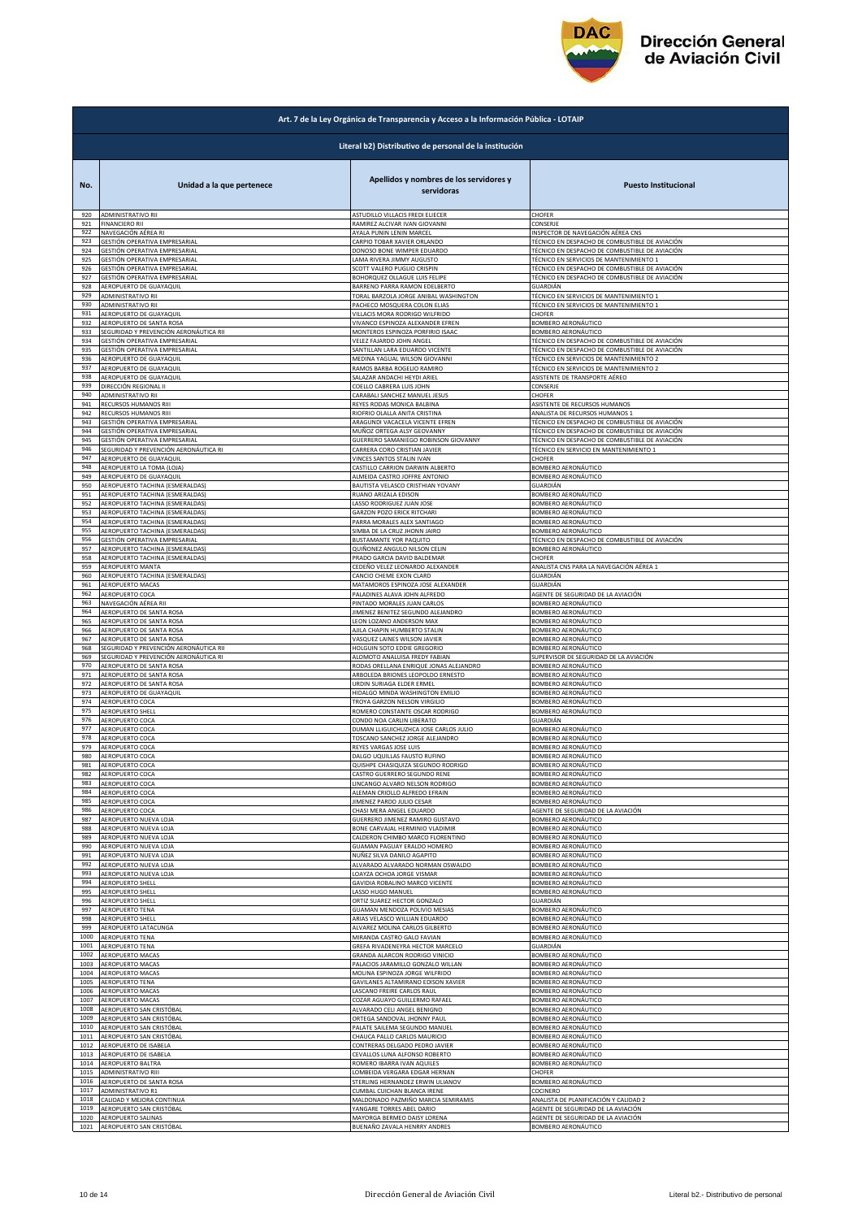## Art. 7 de la Ley Orgánica de Transparencia y Acceso a la Información Pública - LOTAIP

### Literal b2) Distributivo de personal de la institución

| No. | Unidad a la que pertenece | Apellidos y nombres de los servidores y servidoras | Puesto Institucional |
|---|---|---|---|
| 920 | ADMINISTRATIVO RII | ASTUDILLO VILLACIS FREDI ELIECER | CHOFER |
| 921 | FINANCIERO RII | RAMIREZ ALCIVAR IVAN GIOVANNI | CONSERJE |
| 922 | NAVEGACIÓN AÉREA RI | AYALA PUNIN LENIN MARCEL | INSPECTOR DE NAVEGACIÓN AÉREA CNS |
| 923 | GESTIÓN OPERATIVA EMPRESARIAL | CARPIO TOBAR XAVIER ORLANDO | TÉCNICO EN DESPACHO DE COMBUSTIBLE DE AVIACIÓN |
| 924 | GESTIÓN OPERATIVA EMPRESARIAL | DONOSO BONE WIMPER EDUARDO | TÉCNICO EN DESPACHO DE COMBUSTIBLE DE AVIACIÓN |
| 925 | GESTIÓN OPERATIVA EMPRESARIAL | LAMA RIVERA JIMMY AUGUSTO | TÉCNICO EN SERVICIOS DE MANTENIMIENTO 1 |
| 926 | GESTIÓN OPERATIVA EMPRESARIAL | SCOTT VALERO PUGLIO CRISPIN | TÉCNICO EN DESPACHO DE COMBUSTIBLE DE AVIACIÓN |
| 927 | GESTIÓN OPERATIVA EMPRESARIAL | BOHORQUEZ OLLAGUE LUIS FELIPE | TÉCNICO EN DESPACHO DE COMBUSTIBLE DE AVIACIÓN |
| 928 | AEROPUERTO DE GUAYAQUIL | BARRENO PARRA RAMON EDELBERTO | GUARDIÁN |
| 929 | ADMINISTRATIVO RII | TORAL BARZOLA JORGE ANIBAL WASHINGTON | TÉCNICO EN SERVICIOS DE MANTENIMIENTO 1 |
| 930 | ADMINISTRATIVO RII | PACHECO MOSQUERA COLON ELIAS | TÉCNICO EN SERVICIOS DE MANTENIMIENTO 1 |
| 931 | AEROPUERTO DE GUAYAQUIL | VILLACIS MORA RODRIGO WILFRIDO | CHOFER |
| 932 | AEROPUERTO DE SANTA ROSA | VIVANCO ESPINOZA ALEXANDER EFREN | BOMBERO AERONÁUTICO |
| 933 | SEGURIDAD Y PREVENCIÓN AERONÁUTICA RII | MONTEROS ESPINOZA PORFIRIO ISAAC | BOMBERO AERONÁUTICO |
| 934 | GESTIÓN OPERATIVA EMPRESARIAL | VELEZ FAJARDO JOHN ANGEL | TÉCNICO EN DESPACHO DE COMBUSTIBLE DE AVIACIÓN |
| 935 | GESTIÓN OPERATIVA EMPRESARIAL | SANTILLAN LARA EDUARDO VICENTE | TÉCNICO EN DESPACHO DE COMBUSTIBLE DE AVIACIÓN |
| 936 | AEROPUERTO DE GUAYAQUIL | MEDINA YAGUAL WILSON GIOVANNI | TÉCNICO EN SERVICIOS DE MANTENIMIENTO 2 |
| 937 | AEROPUERTO DE GUAYAQUIL | RAMOS BARBA ROGELIO RAMIRO | TÉCNICO EN SERVICIOS DE MANTENIMIENTO 2 |
| 938 | AEROPUERTO DE GUAYAQUIL | SALAZAR ANDACHI HEYDI ARIEL | ASISTENTE DE TRANSPORTE AÉREO |
| 939 | DIRECCIÓN REGIONAL II | COELLO CABRERA LUIS JOHN | CONSERJE |
| 940 | ADMINISTRATIVO RII | CARABALI SANCHEZ MANUEL JESUS | CHOFER |
| 941 | RECURSOS HUMANOS RIII | REYES RODAS MONICA BALBINA | ASISTENTE DE RECURSOS HUMANOS |
| 942 | RECURSOS HUMANOS RIII | RIOFRIO OLALLA ANITA CRISTINA | ANALISTA DE RECURSOS HUMANOS 1 |
| 943 | GESTIÓN OPERATIVA EMPRESARIAL | ARAGUNDI VACACELA VICENTE EFREN | TÉCNICO EN DESPACHO DE COMBUSTIBLE DE AVIACIÓN |
| 944 | GESTIÓN OPERATIVA EMPRESARIAL | MUÑOZ ORTEGA ALSY GEOVANNY | TÉCNICO EN DESPACHO DE COMBUSTIBLE DE AVIACIÓN |
| 945 | GESTIÓN OPERATIVA EMPRESARIAL | GUERRERO SAMANIEGO ROBINSON GIOVANNY | TÉCNICO EN DESPACHO DE COMBUSTIBLE DE AVIACIÓN |
| 946 | SEGURIDAD Y PREVENCIÓN AERONÁUTICA RI | CARRERA CORO CRISTIAN JAVIER | TÉCNICO EN SERVICIO EN MANTENIMIENTO 1 |
| 947 | AEROPUERTO DE GUAYAQUIL | VINCES SANTOS STALIN IVAN | CHOFER |
| 948 | AEROPUERTO LA TOMA (LOJA) | CASTILLO CARRION DARWIN ALBERTO | BOMBERO AERONÁUTICO |
| 949 | AEROPUERTO DE GUAYAQUIL | ALMEIDA CASTRO JOFFRE ANTONIO | BOMBERO AERONÁUTICO |
| 950 | AEROPUERTO TACHINA (ESMERALDAS) | BAUTISTA VELASCO CRISTHIAN YOVANY | GUARDIÁN |
| 951 | AEROPUERTO TACHINA (ESMERALDAS) | RUANO ARIZALA EDISON | BOMBERO AERONÁUTICO |
| 952 | AEROPUERTO TACHINA (ESMERALDAS) | LASSO RODRIGUEZ JUAN JOSE | BOMBERO AERONÁUTICO |
| 953 | AEROPUERTO TACHINA (ESMERALDAS) | GARZON POZO ERICK RITCHARI | BOMBERO AERONÁUTICO |
| 954 | AEROPUERTO TACHINA (ESMERALDAS) | PARRA MORALES ALEX SANTIAGO | BOMBERO AERONÁUTICO |
| 955 | AEROPUERTO TACHINA (ESMERALDAS) | SIMBA DE LA CRUZ JHONN JAIRO | BOMBERO AERONÁUTICO |
| 956 | GESTIÓN OPERATIVA EMPRESARIAL | BUSTAMANTE YOR PAQUITO | TÉCNICO EN DESPACHO DE COMBUSTIBLE DE AVIACIÓN |
| 957 | AEROPUERTO TACHINA (ESMERALDAS) | QUIÑONEZ ANGULO NILSON CELIN | BOMBERO AERONÁUTICO |
| 958 | AEROPUERTO TACHINA (ESMERALDAS) | PRADO GARCIA DAVID BALDEMAR | CHOFER |
| 959 | AEROPUERTO MANTA | CEDEÑO VELEZ LEONARDO ALEXANDER | ANALISTA CNS PARA LA NAVEGACIÓN AÉREA 1 |
| 960 | AEROPUERTO TACHINA (ESMERALDAS) | CANCIO CHEME EXON CLARD | GUARDIÁN |
| 961 | AEROPUERTO MACAS | MATAMOROS ESPINOZA JOSE ALEXANDER | GUARDIÁN |
| 962 | AEROPUERTO COCA | PALADINES ALAVA JOHN ALFREDO | AGENTE DE SEGURIDAD DE LA AVIACIÓN |
| 963 | NAVEGACIÓN AÉREA RII | PINTADO MORALES JUAN CARLOS | BOMBERO AERONÁUTICO |
| 964 | AEROPUERTO DE SANTA ROSA | JIMENEZ BENITEZ SEGUNDO ALEJANDRO | BOMBERO AERONÁUTICO |
| 965 | AEROPUERTO DE SANTA ROSA | LEON LOZANO ANDERSON MAX | BOMBERO AERONÁUTICO |
| 966 | AEROPUERTO DE SANTA ROSA | AJILA CHAPIN HUMBERTO STALIN | BOMBERO AERONÁUTICO |
| 967 | AEROPUERTO DE SANTA ROSA | VASQUEZ LAINES WILSON JAVIER | BOMBERO AERONÁUTICO |
| 968 | SEGURIDAD Y PREVENCIÓN AERONÁUTICA RII | HOLGUIN SOTO EDDIE GREGORIO | BOMBERO AERONÁUTICO |
| 969 | SEGURIDAD Y PREVENCIÓN AERONÁUTICA RI | ALOMOTO ANALUISA FREDY FABIAN | SUPERVISOR DE SEGURIDAD DE LA AVIACIÓN |
| 970 | AEROPUERTO DE SANTA ROSA | RODAS ORELLANA ENRIQUE JONAS ALEJANDRO | BOMBERO AERONÁUTICO |
| 971 | AEROPUERTO DE SANTA ROSA | ARBOLEDA BRIONES LEOPOLDO ERNESTO | BOMBERO AERONÁUTICO |
| 972 | AEROPUERTO DE SANTA ROSA | URDIN SURIAGA ELDER ERMEL | BOMBERO AERONÁUTICO |
| 973 | AEROPUERTO DE GUAYAQUIL | HIDALGO MINDA WASHINGTON EMILIO | BOMBERO AERONÁUTICO |
| 974 | AEROPUERTO COCA | TROYA GARZON NELSON VIRGILIO | BOMBERO AERONÁUTICO |
| 975 | AEROPUERTO SHELL | ROMERO CONSTANTE OSCAR RODRIGO | BOMBERO AERONÁUTICO |
| 976 | AEROPUERTO COCA | CONDO NOA CARLIN LIBERATO | GUARDIÁN |
| 977 | AEROPUERTO COCA | DUMAN LLIGUICHUZHCA JOSE CARLOS JULIO | BOMBERO AERONÁUTICO |
| 978 | AEROPUERTO COCA | TOSCANO SANCHEZ JORGE ALEJANDRO | BOMBERO AERONÁUTICO |
| 979 | AEROPUERTO COCA | REYES VARGAS JOSE LUIS | BOMBERO AERONÁUTICO |
| 980 | AEROPUERTO COCA | DALGO UQUILLAS FAUSTO RUFINO | BOMBERO AERONÁUTICO |
| 981 | AEROPUERTO COCA | QUISHPE CHASIQUIZA SEGUNDO RODRIGO | BOMBERO AERONÁUTICO |
| 982 | AEROPUERTO COCA | CASTRO GUERRERO SEGUNDO RENE | BOMBERO AERONÁUTICO |
| 983 | AEROPUERTO COCA | LINCANGO ALVARO NELSON RODRIGO | BOMBERO AERONÁUTICO |
| 984 | AEROPUERTO COCA | ALEMAN CRIOLLO ALFREDO EFRAIN | BOMBERO AERONÁUTICO |
| 985 | AEROPUERTO COCA | JIMENEZ PARDO JULIO CESAR | BOMBERO AERONÁUTICO |
| 986 | AEROPUERTO COCA | CHASI MERA ANGEL EDUARDO | AGENTE DE SEGURIDAD DE LA AVIACIÓN |
| 987 | AEROPUERTO NUEVA LOJA | GUERRERO JIMENEZ RAMIRO GUSTAVO | BOMBERO AERONÁUTICO |
| 988 | AEROPUERTO NUEVA LOJA | BONE CARVAJAL HERMINIO VLADIMIR | BOMBERO AERONÁUTICO |
| 989 | AEROPUERTO NUEVA LOJA | CALDERON CHIMBO MARCO FLORENTINO | BOMBERO AERONÁUTICO |
| 990 | AEROPUERTO NUEVA LOJA | GUAMAN PAGUAY ERALDO HOMERO | BOMBERO AERONÁUTICO |
| 991 | AEROPUERTO NUEVA LOJA | NUÑEZ SILVA DANILO AGAPITO | BOMBERO AERONÁUTICO |
| 992 | AEROPUERTO NUEVA LOJA | ALVARADO ALVARADO NORMAN OSWALDO | BOMBERO AERONÁUTICO |
| 993 | AEROPUERTO NUEVA LOJA | LOAYZA OCHOA JORGE VISMAR | BOMBERO AERONÁUTICO |
| 994 | AEROPUERTO SHELL | GAVIDIA ROBALINO MARCO VICENTE | BOMBERO AERONÁUTICO |
| 995 | AEROPUERTO SHELL | LASSO HUGO MANUEL | BOMBERO AERONÁUTICO |
| 996 | AEROPUERTO SHELL | ORTIZ SUAREZ HECTOR GONZALO | GUARDIÁN |
| 997 | AEROPUERTO TENA | GUAMAN MENDOZA POLIVIO MESIAS | BOMBERO AERONÁUTICO |
| 998 | AEROPUERTO SHELL | ARIAS VELASCO WILLIAN EDUARDO | BOMBERO AERONÁUTICO |
| 999 | AEROPUERTO LATACUNGA | ALVAREZ MOLINA CARLOS GILBERTO | BOMBERO AERONÁUTICO |
| 1000 | AEROPUERTO TENA | MIRANDA CASTRO GALO FAVIAN | BOMBERO AERONÁUTICO |
| 1001 | AEROPUERTO TENA | GREFA RIVADENEYRA HECTOR MARCELO | GUARDIÁN |
| 1002 | AEROPUERTO MACAS | GRANDA ALARCON RODRIGO VINICIO | BOMBERO AERONÁUTICO |
| 1003 | AEROPUERTO MACAS | PALACIOS JARAMILLO GONZALO WILLAN | BOMBERO AERONÁUTICO |
| 1004 | AEROPUERTO MACAS | MOLINA ESPINOZA JORGE WILFRIDO | BOMBERO AERONÁUTICO |
| 1005 | AEROPUERTO TENA | GAVILANES ALTAMIRANO EDISON XAVIER | BOMBERO AERONÁUTICO |
| 1006 | AEROPUERTO MACAS | LASCANO FREIRE CARLOS RAUL | BOMBERO AERONÁUTICO |
| 1007 | AEROPUERTO MACAS | COZAR AGUAYO GUILLERMO RAFAEL | BOMBERO AERONÁUTICO |
| 1008 | AEROPUERTO SAN CRISTÓBAL | ALVARADO CELI ANGEL BENIGNO | BOMBERO AERONÁUTICO |
| 1009 | AEROPUERTO SAN CRISTÓBAL | ORTEGA SANDOVAL JHONNY PAUL | BOMBERO AERONÁUTICO |
| 1010 | AEROPUERTO SAN CRISTÓBAL | PALATE SAILEMA SEGUNDO MANUEL | BOMBERO AERONÁUTICO |
| 1011 | AEROPUERTO SAN CRISTÓBAL | CHAUCA PALLO CARLOS MAURICIO | BOMBERO AERONÁUTICO |
| 1012 | AEROPUERTO DE ISABELA | CONTRERAS DELGADO PEDRO JAVIER | BOMBERO AERONÁUTICO |
| 1013 | AEROPUERTO DE ISABELA | CEVALLOS LUNA ALFONSO ROBERTO | BOMBERO AERONÁUTICO |
| 1014 | AEROPUERTO BALTRA | ROMERO IBARRA IVAN AQUILES | BOMBERO AERONÁUTICO |
| 1015 | ADMINISTRATIVO RIII | LOMBEIDA VERGARA EDGAR HERNAN | CHOFER |
| 1016 | AEROPUERTO DE SANTA ROSA | STERLING HERNANDEZ ERWIN ULIANOV | BOMBERO AERONÁUTICO |
| 1017 | ADMINISTRATIVO R1 | CUMBAL CUICHAN BLANCA IRENE | COCINERO |
| 1018 | CALIDAD Y MEJORA CONTINUA | MALDONADO PAZMIÑO MARCIA SEMIRAMIS | ANALISTA DE PLANIFICACIÓN Y CALIDAD 2 |
| 1019 | AEROPUERTO SAN CRISTÓBAL | YANGARE TORRES ABEL DARIO | AGENTE DE SEGURIDAD DE LA AVIACIÓN |
| 1020 | AEROPUERTO SALINAS | MAYORGA BERMEO DAISY LORENA | AGENTE DE SEGURIDAD DE LA AVIACIÓN |
| 1021 | AEROPUERTO SAN CRISTÓBAL | BUENAÑO ZAVALA HENRRY ANDRES | BOMBERO AERONÁUTICO |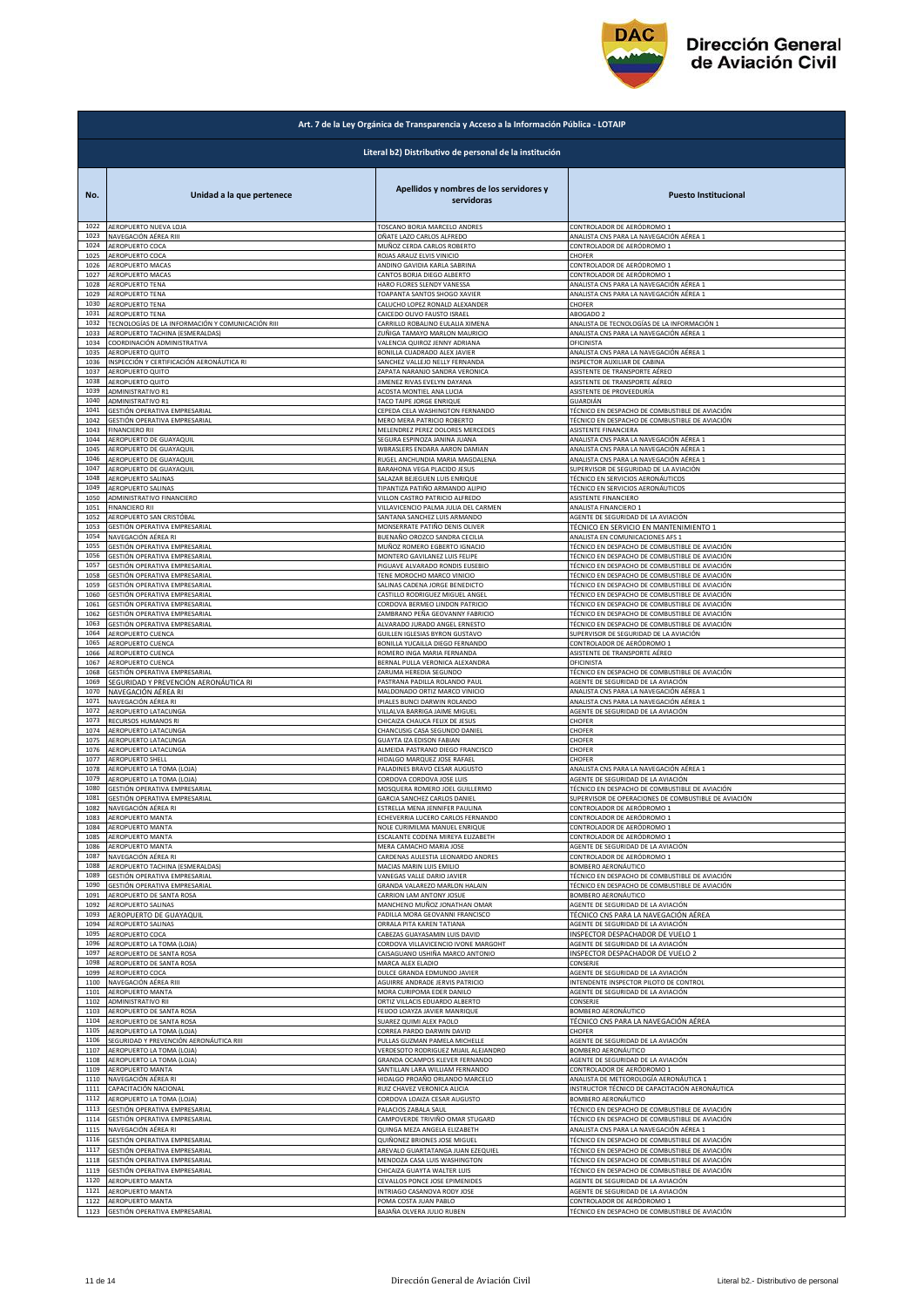## Art. 7 de la Ley Orgánica de Transparencia y Acceso a la Información Pública - LOTAIP

### Literal b2) Distributivo de personal de la institución

| No. | Unidad a la que pertenece | Apellidos y nombres de los servidores y servidoras | Puesto Institucional |
|---|---|---|---|
| 1022 | AEROPUERTO NUEVA LOJA | TOSCANO BORJA MARCELO ANDRES | CONTROLADOR DE AERÓDROMO 1 |
| 1023 | NAVEGACIÓN AÉREA RIII | OÑATE LAZO CARLOS ALFREDO | ANALISTA CNS PARA LA NAVEGACIÓN AÉREA 1 |
| 1024 | AEROPUERTO COCA | MUÑOZ CERDA CARLOS ROBERTO | CONTROLADOR DE AERÓDROMO 1 |
| 1025 | AEROPUERTO COCA | ROJAS ARAUZ ELVIS VINICIO | CHOFER |
| 1026 | AEROPUERTO MACAS | ANDINO GAVIDIA KARLA SABRINA | CONTROLADOR DE AERÓDROMO 1 |
| 1027 | AEROPUERTO MACAS | CANTOS BORJA DIEGO ALBERTO | CONTROLADOR DE AERÓDROMO 1 |
| 1028 | AEROPUERTO TENA | HARO FLORES SLENDY VANESSA | ANALISTA CNS PARA LA NAVEGACIÓN AÉREA 1 |
| 1029 | AEROPUERTO TENA | TOAPANTA SANTOS SHOGO XAVIER | ANALISTA CNS PARA LA NAVEGACIÓN AÉREA 1 |
| 1030 | AEROPUERTO TENA | CALUCHO LOPEZ RONALD ALEXANDER | CHOFER |
| 1031 | AEROPUERTO TENA | CAICEDO OLIVO FAUSTO ISRAEL | ABOGADO 2 |
| 1032 | TECNOLOGÍAS DE LA INFORMACIÓN Y COMUNICACIÓN RIII | CARRILLO ROBALINO EULALIA XIMENA | ANALISTA DE TECNOLOGÍAS DE LA INFORMACIÓN 1 |
| 1033 | AEROPUERTO TACHINA (ESMERALDAS) | ZUÑIGA TAMAYO MARLON MAURICIO | ANALISTA CNS PARA LA NAVEGACIÓN AÉREA 1 |
| 1034 | COORDINACIÓN ADMINISTRATIVA | VALENCIA QUIROZ JENNY ADRIANA | OFICINISTA |
| 1035 | AEROPUERTO QUITO | BONILLA CUADRADO ALEX JAVIER | ANALISTA CNS PARA LA NAVEGACIÓN AÉREA 1 |
| 1036 | INSPECCIÓN Y CERTIFICACIÓN AERONÁUTICA RI | SANCHEZ VALLEJO NELLY FERNANDA | INSPECTOR AUXILIAR DE CABINA |
| 1037 | AEROPUERTO QUITO | ZAPATA NARANJO SANDRA VERONICA | ASISTENTE DE TRANSPORTE AÉREO |
| 1038 | AEROPUERTO QUITO | JIMENEZ RIVAS EVELYN DAYANA | ASISTENTE DE TRANSPORTE AÉREO |
| 1039 | ADMINISTRATIVO R1 | ACOSTA MONTIEL ANA LUCIA | ASISTENTE DE PROVEEDURÍA |
| 1040 | ADMINISTRATIVO R1 | TACO TAIPE JORGE ENRIQUE | GUARDIÁN |
| 1041 | GESTIÓN OPERATIVA EMPRESARIAL | CEPEDA CELA WASHINGTON FERNANDO | TÉCNICO EN DESPACHO DE COMBUSTIBLE DE AVIACIÓN |
| 1042 | GESTIÓN OPERATIVA EMPRESARIAL | MERO MERA PATRICIO ROBERTO | TÉCNICO EN DESPACHO DE COMBUSTIBLE DE AVIACIÓN |
| 1043 | FINANCIERO RII | MELENDREZ PEREZ DOLORES MERCEDES | ASISTENTE FINANCIERA |
| 1044 | AEROPUERTO DE GUAYAQUIL | SEGURA ESPINOZA JANINA JUANA | ANALISTA CNS PARA LA NAVEGACIÓN AÉREA 1 |
| 1045 | AEROPUERTO DE GUAYAQUIL | WBRASLERS ENDARA AARON DAMIAN | ANALISTA CNS PARA LA NAVEGACIÓN AÉREA 1 |
| 1046 | AEROPUERTO DE GUAYAQUIL | RUGEL ANCHUNDIA MARIA MAGDALENA | ANALISTA CNS PARA LA NAVEGACIÓN AÉREA 1 |
| 1047 | AEROPUERTO DE GUAYAQUIL | BARAHONA VEGA PLACIDO JESUS | SUPERVISOR DE SEGURIDAD DE LA AVIACIÓN |
| 1048 | AEROPUERTO SALINAS | SALAZAR BEJEGUEN LUIS ENRIQUE | TÉCNICO EN SERVICIOS AERONÁUTICOS |
| 1049 | AEROPUERTO SALINAS | TIPANTIZA PATIÑO ARMANDO ALIPIO | TÉCNICO EN SERVICIOS AERONÁUTICOS |
| 1050 | ADMINISTRATIVO FINANCIERO | VILLON CASTRO PATRICIO ALFREDO | ASISTENTE FINANCIERO |
| 1051 | FINANCIERO RII | VILLAVICENCIO PALMA JULIA DEL CARMEN | ANALISTA FINANCIERO 1 |
| 1052 | AEROPUERTO SAN CRISTÓBAL | SANTANA SANCHEZ LUIS ARMANDO | AGENTE DE SEGURIDAD DE LA AVIACIÓN |
| 1053 | GESTIÓN OPERATIVA EMPRESARIAL | MONSERRATE PATIÑO DENIS OLIVER | TÉCNICO EN SERVICIO EN MANTENIMIENTO 1 |
| 1054 | NAVEGACIÓN AÉREA RI | BUENAÑO OROZCO SANDRA CECILIA | ANALISTA EN COMUNICACIONES AFS 1 |
| 1055 | GESTIÓN OPERATIVA EMPRESARIAL | MUÑOZ ROMERO EGBERTO IGNACIO | TÉCNICO EN DESPACHO DE COMBUSTIBLE DE AVIACIÓN |
| 1056 | GESTIÓN OPERATIVA EMPRESARIAL | MONTERO GAVILANEZ LUIS FELIPE | TÉCNICO EN DESPACHO DE COMBUSTIBLE DE AVIACIÓN |
| 1057 | GESTIÓN OPERATIVA EMPRESARIAL | PIGUAVE ALVARADO RONDIS EUSEBIO | TÉCNICO EN DESPACHO DE COMBUSTIBLE DE AVIACIÓN |
| 1058 | GESTIÓN OPERATIVA EMPRESARIAL | TENE MOROCHO MARCO VINICIO | TÉCNICO EN DESPACHO DE COMBUSTIBLE DE AVIACIÓN |
| 1059 | GESTIÓN OPERATIVA EMPRESARIAL | SALINAS CADENA JORGE BENEDICTO | TÉCNICO EN DESPACHO DE COMBUSTIBLE DE AVIACIÓN |
| 1060 | GESTIÓN OPERATIVA EMPRESARIAL | CASTILLO RODRIGUEZ MIGUEL ANGEL | TÉCNICO EN DESPACHO DE COMBUSTIBLE DE AVIACIÓN |
| 1061 | GESTIÓN OPERATIVA EMPRESARIAL | CORDOVA BERMEO LINDON PATRICIO | TÉCNICO EN DESPACHO DE COMBUSTIBLE DE AVIACIÓN |
| 1062 | GESTIÓN OPERATIVA EMPRESARIAL | ZAMBRANO PEÑA GEOVANNY FABRICIO | TÉCNICO EN DESPACHO DE COMBUSTIBLE DE AVIACIÓN |
| 1063 | GESTIÓN OPERATIVA EMPRESARIAL | ALVARADO JURADO ANGEL ERNESTO | TÉCNICO EN DESPACHO DE COMBUSTIBLE DE AVIACIÓN |
| 1064 | AEROPUERTO CUENCA | GUILLEN IGLESIAS BYRON GUSTAVO | SUPERVISOR DE SEGURIDAD DE LA AVIACIÓN |
| 1065 | AEROPUERTO CUENCA | BONILLA YUCAILLA DIEGO FERNANDO | CONTROLADOR DE AERÓDROMO 1 |
| 1066 | AEROPUERTO CUENCA | ROMERO INGA MARIA FERNANDA | ASISTENTE DE TRANSPORTE AÉREO |
| 1067 | AEROPUERTO CUENCA | BERNAL PULLA VERONICA ALEXANDRA | OFICINISTA |
| 1068 | GESTIÓN OPERATIVA EMPRESARIAL | ZARUMA HEREDIA SEGUNDO | TÉCNICO EN DESPACHO DE COMBUSTIBLE DE AVIACIÓN |
| 1069 | SEGURIDAD Y PREVENCIÓN AERONÁUTICA RI | PASTRANA PADILLA ROLANDO PAUL | AGENTE DE SEGURIDAD DE LA AVIACIÓN |
| 1070 | NAVEGACIÓN AÉREA RI | MALDONADO ORTIZ MARCO VINICIO | ANALISTA CNS PARA LA NAVEGACIÓN AÉREA 1 |
| 1071 | NAVEGACIÓN AÉREA RI | IPIALES BUNCI DARWIN ROLANDO | ANALISTA CNS PARA LA NAVEGACIÓN AÉREA 1 |
| 1072 | AEROPUERTO LATACUNGA | VILLALVA BARRIGA JAIME MIGUEL | AGENTE DE SEGURIDAD DE LA AVIACIÓN |
| 1073 | RECURSOS HUMANOS RI | CHICAIZA CHAUCA FELIX DE JESUS | CHOFER |
| 1074 | AEROPUERTO LATACUNGA | CHANCUSIG CASA SEGUNDO DANIEL | CHOFER |
| 1075 | AEROPUERTO LATACUNGA | GUAYTA IZA EDISON FABIAN | CHOFER |
| 1076 | AEROPUERTO LATACUNGA | ALMEIDA PASTRANO DIEGO FRANCISCO | CHOFER |
| 1077 | AEROPUERTO SHELL | HIDALGO MARQUEZ JOSE RAFAEL | CHOFER |
| 1078 | AEROPUERTO LA TOMA (LOJA) | PALADINES BRAVO CESAR AUGUSTO | ANALISTA CNS PARA LA NAVEGACIÓN AÉREA 1 |
| 1079 | AEROPUERTO LA TOMA (LOJA) | CORDOVA CORDOVA JOSE LUIS | AGENTE DE SEGURIDAD DE LA AVIACIÓN |
| 1080 | GESTIÓN OPERATIVA EMPRESARIAL | MOSQUERA ROMERO JOEL GUILLERMO | TÉCNICO EN DESPACHO DE COMBUSTIBLE DE AVIACIÓN |
| 1081 | GESTIÓN OPERATIVA EMPRESARIAL | GARCIA SANCHEZ CARLOS DANIEL | SUPERVISOR DE OPERACIONES DE COMBUSTIBLE DE AVIACIÓN |
| 1082 | NAVEGACIÓN AÉREA RI | ESTRELLA MENA JENNIFER PAULINA | CONTROLADOR DE AERÓDROMO 1 |
| 1083 | AEROPUERTO MANTA | ECHEVERRIA LUCERO CARLOS FERNANDO | CONTROLADOR DE AERÓDROMO 1 |
| 1084 | AEROPUERTO MANTA | NOLE CURIMILMA MANUEL ENRIQUE | CONTROLADOR DE AERÓDROMO 1 |
| 1085 | AEROPUERTO MANTA | ESCALANTE CODENA MIREYA ELIZABETH | CONTROLADOR DE AERÓDROMO 1 |
| 1086 | AEROPUERTO MANTA | MERA CAMACHO MARIA JOSE | AGENTE DE SEGURIDAD DE LA AVIACIÓN |
| 1087 | NAVEGACIÓN AÉREA RI | CARDENAS AULESTIA LEONARDO ANDRES | CONTROLADOR DE AERÓDROMO 1 |
| 1088 | AEROPUERTO TACHINA (ESMERALDAS) | MACIAS MARIN LUIS EMILIO | BOMBERO AERONÁUTICO |
| 1089 | GESTIÓN OPERATIVA EMPRESARIAL | VANEGAS VALLE DARIO JAVIER | TÉCNICO EN DESPACHO DE COMBUSTIBLE DE AVIACIÓN |
| 1090 | GESTIÓN OPERATIVA EMPRESARIAL | GRANDA VALAREZO MARLON HALAIN | TÉCNICO EN DESPACHO DE COMBUSTIBLE DE AVIACIÓN |
| 1091 | AEROPUERTO DE SANTA ROSA | CARRION LAM ANTONY JOSUE | BOMBERO AERONÁUTICO |
| 1092 | AEROPUERTO SALINAS | MANCHENO MUÑOZ JONATHAN OMAR | AGENTE DE SEGURIDAD DE LA AVIACIÓN |
| 1093 | AEROPUERTO DE GUAYAQUIL | PADILLA MORA GEOVANNI FRANCISCO | TÉCNICO CNS PARA LA NAVEGACIÓN AÉREA |
| 1094 | AEROPUERTO SALINAS | ORRALA PITA KAREN TATIANA | AGENTE DE SEGURIDAD DE LA AVIACIÓN |
| 1095 | AEROPUERTO COCA | CABEZAS GUAYASAMIN LUIS DAVID | INSPECTOR DESPACHADOR DE VUELO 1 |
| 1096 | AEROPUERTO LA TOMA (LOJA) | CORDOVA VILLAVICENCIO IVONE MARGOHT | AGENTE DE SEGURIDAD DE LA AVIACIÓN |
| 1097 | AEROPUERTO DE SANTA ROSA | CAISAGUANO USHIÑA MARCO ANTONIO | INSPECTOR DESPACHADOR DE VUELO 2 |
| 1098 | AEROPUERTO DE SANTA ROSA | MARCA ALEX ELADIO | CONSERJE |
| 1099 | AEROPUERTO COCA | DULCE GRANDA EDMUNDO JAVIER | AGENTE DE SEGURIDAD DE LA AVIACIÓN |
| 1100 | NAVEGACIÓN AÉREA RIII | AGUIRRE ANDRADE JERVIS PATRICIO | INTENDENTE INSPECTOR PILOTO DE CONTROL |
| 1101 | AEROPUERTO MANTA | MORA CURIPOMA EDER DANILO | AGENTE DE SEGURIDAD DE LA AVIACIÓN |
| 1102 | ADMINISTRATIVO RII | ORTIZ VILLACIS EDUARDO ALBERTO | CONSERJE |
| 1103 | AEROPUERTO DE SANTA ROSA | FEIJOO LOAYZA JAVIER MANRIQUE | BOMBERO AERONÁUTICO |
| 1104 | AEROPUERTO DE SANTA ROSA | SUAREZ QUIMI ALEX PAOLO | TÉCNICO CNS PARA LA NAVEGACIÓN AÉREA |
| 1105 | AEROPUERTO LA TOMA (LOJA) | CORREA PARDO DARWIN DAVID | CHOFER |
| 1106 | SEGURIDAD Y PREVENCIÓN AERONÁUTICA RIII | PULLAS GUZMAN PAMELA MICHELLE | AGENTE DE SEGURIDAD DE LA AVIACIÓN |
| 1107 | AEROPUERTO LA TOMA (LOJA) | VERDESOTO RODRIGUEZ MIJAIL ALEJANDRO | BOMBERO AERONÁUTICO |
| 1108 | AEROPUERTO LA TOMA (LOJA) | GRANDA OCAMPOS KLEVER FERNANDO | AGENTE DE SEGURIDAD DE LA AVIACIÓN |
| 1109 | AEROPUERTO MANTA | SANTILLAN LARA WILLIAM FERNANDO | CONTROLADOR DE AERÓDROMO 1 |
| 1110 | NAVEGACIÓN AÉREA RI | HIDALGO PROAÑO ORLANDO MARCELO | ANALISTA DE METEOROLOGÍA AERONÁUTICA 1 |
| 1111 | CAPACITACIÓN NACIONAL | RUIZ CHAVEZ VERONICA ALICIA | INSTRUCTOR TÉCNICO DE CAPACITACIÓN AERONÁUTICA |
| 1112 | AEROPUERTO LA TOMA (LOJA) | CORDOVA LOAIZA CESAR AUGUSTO | BOMBERO AERONÁUTICO |
| 1113 | GESTIÓN OPERATIVA EMPRESARIAL | PALACIOS ZABALA SAUL | TÉCNICO EN DESPACHO DE COMBUSTIBLE DE AVIACIÓN |
| 1114 | GESTIÓN OPERATIVA EMPRESARIAL | CAMPOVERDE TRIVIÑO OMAR STUGARD | TÉCNICO EN DESPACHO DE COMBUSTIBLE DE AVIACIÓN |
| 1115 | NAVEGACIÓN AÉREA RI | QUINGA MEZA ANGELA ELIZABETH | ANALISTA CNS PARA LA NAVEGACIÓN AÉREA 1 |
| 1116 | GESTIÓN OPERATIVA EMPRESARIAL | QUIÑONEZ BRIONES JOSE MIGUEL | TÉCNICO EN DESPACHO DE COMBUSTIBLE DE AVIACIÓN |
| 1117 | GESTIÓN OPERATIVA EMPRESARIAL | AREVALO GUARTATANGA JUAN EZEQUIEL | TÉCNICO EN DESPACHO DE COMBUSTIBLE DE AVIACIÓN |
| 1118 | GESTIÓN OPERATIVA EMPRESARIAL | MENDOZA CASA LUIS WASHINGTON | TÉCNICO EN DESPACHO DE COMBUSTIBLE DE AVIACIÓN |
| 1119 | GESTIÓN OPERATIVA EMPRESARIAL | CHICAIZA GUAYTA WALTER LUIS | TÉCNICO EN DESPACHO DE COMBUSTIBLE DE AVIACIÓN |
| 1120 | AEROPUERTO MANTA | CEVALLOS PONCE JOSE EPIMENIDES | AGENTE DE SEGURIDAD DE LA AVIACIÓN |
| 1121 | AEROPUERTO MANTA | INTRIAGO CASANOVA RODY JOSE | AGENTE DE SEGURIDAD DE LA AVIACIÓN |
| 1122 | AEROPUERTO MANTA | POMA COSTA JUAN PABLO | CONTROLADOR DE AERÓDROMO 1 |
| 1123 | GESTIÓN OPERATIVA EMPRESARIAL | BAJAÑA OLVERA JULIO RUBEN | TÉCNICO EN DESPACHO DE COMBUSTIBLE DE AVIACIÓN |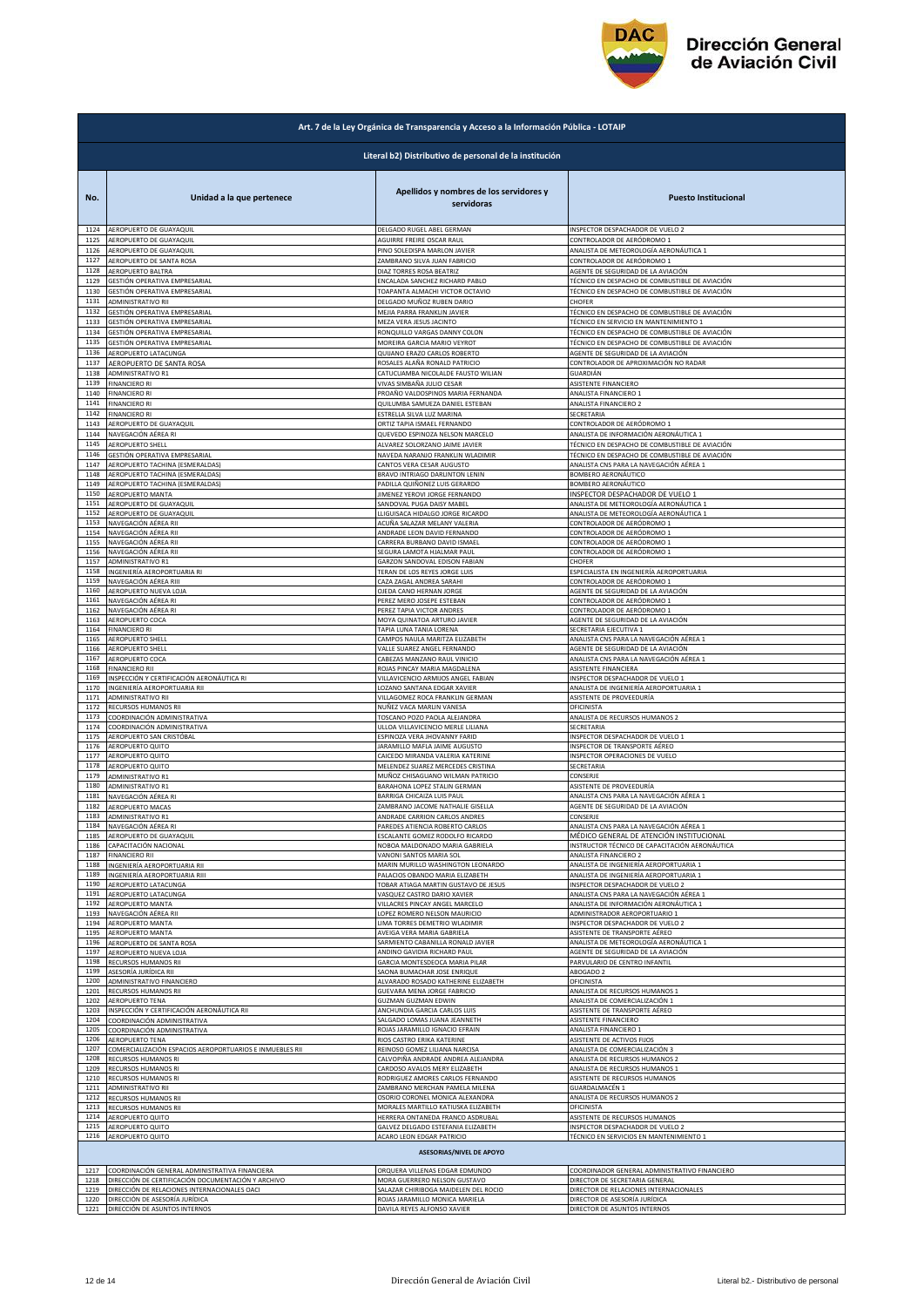# Art. 7 de la Ley Orgánica de Transparencia y Acceso a la Información Pública - LOTAIP

## Literal b2) Distributivo de personal de la institución

| No. | Unidad a la que pertenece | Apellidos y nombres de los servidores y servidoras | Puesto Institucional |
|---|---|---|---|
| 1124 | AEROPUERTO DE GUAYAQUIL | DELGADO RUGEL ABEL GERMAN | INSPECTOR DESPACHADOR DE VUELO 2 |
| 1125 | AEROPUERTO DE GUAYAQUIL | AGUIRRE FREIRE OSCAR RAUL | CONTROLADOR DE AERÓDROMO 1 |
| 1126 | AEROPUERTO DE GUAYAQUIL | PINO SOLEDISPA MARLON JAVIER | ANALISTA DE METEOROLOGÍA AERONÁUTICA 1 |
| 1127 | AEROPUERTO DE SANTA ROSA | ZAMBRANO SILVA JUAN FABRICIO | CONTROLADOR DE AERÓDROMO 1 |
| 1128 | AEROPUERTO BALTRA | DIAZ TORRES ROSA BEATRIZ | AGENTE DE SEGURIDAD DE LA AVIACIÓN |
| 1129 | GESTIÓN OPERATIVA EMPRESARIAL | ENCALADA SANCHEZ RICHARD PABLO | TÉCNICO EN DESPACHO DE COMBUSTIBLE DE AVIACIÓN |
| 1130 | GESTIÓN OPERATIVA EMPRESARIAL | TOAPANTA ALMACHI VICTOR OCTAVIO | TÉCNICO EN DESPACHO DE COMBUSTIBLE DE AVIACIÓN |
| 1131 | ADMINISTRATIVO RII | DELGADO MUÑOZ RUBEN DARIO | CHOFER |
| 1132 | GESTIÓN OPERATIVA EMPRESARIAL | MEJIA PARRA FRANKLIN JAVIER | TÉCNICO EN DESPACHO DE COMBUSTIBLE DE AVIACIÓN |
| 1133 | GESTIÓN OPERATIVA EMPRESARIAL | MEZA VERA JESUS JACINTO | TÉCNICO EN SERVICIO EN MANTENIMIENTO 1 |
| 1134 | GESTIÓN OPERATIVA EMPRESARIAL | RONQUILLO VARGAS DANNY COLON | TÉCNICO EN DESPACHO DE COMBUSTIBLE DE AVIACIÓN |
| 1135 | GESTIÓN OPERATIVA EMPRESARIAL | MOREIRA GARCIA MARIO VEYROT | TÉCNICO EN DESPACHO DE COMBUSTIBLE DE AVIACIÓN |
| 1136 | AEROPUERTO LATACUNGA | QUIJANO ERAZO CARLOS ROBERTO | AGENTE DE SEGURIDAD DE LA AVIACIÓN |
| 1137 | AEROPUERTO DE SANTA ROSA | ROSALES ALAÑA RONALD PATRICIO | CONTROLADOR DE APROXIMACIÓN NO RADAR |
| 1138 | ADMINISTRATIVO R1 | CATUCUAMBA NICOLALDE FAUSTO WILIAN | GUARDIÁN |
| 1139 | FINANCIERO RI | VIVAS SIMBAÑA JULIO CESAR | ASISTENTE FINANCIERO |
| 1140 | FINANCIERO RI | PROAÑO VALDOSPINOS MARIA FERNANDA | ANALISTA FINANCIERO 1 |
| 1141 | FINANCIERO RI | QUILUMBA SAMUEZA DANIEL ESTEBAN | ANALISTA FINANCIERO 2 |
| 1142 | FINANCIERO RI | ESTRELLA SILVA LUZ MARINA | SECRETARIA |
| 1143 | AEROPUERTO DE GUAYAQUIL | ORTIZ TAPIA ISMAEL FERNANDO | CONTROLADOR DE AERÓDROMO 1 |
| 1144 | NAVEGACIÓN AÉREA RI | QUEVEDO ESPINOZA NELSON MARCELO | ANALISTA DE INFORMACIÓN AERONÁUTICA 1 |
| 1145 | AEROPUERTO SHELL | ALVAREZ SOLORZANO JAIME JAVIER | TÉCNICO EN DESPACHO DE COMBUSTIBLE DE AVIACIÓN |
| 1146 | GESTIÓN OPERATIVA EMPRESARIAL | NAVEDA NARANJO FRANKLIN WLADIMIR | TÉCNICO EN DESPACHO DE COMBUSTIBLE DE AVIACIÓN |
| 1147 | AEROPUERTO TACHINA (ESMERALDAS) | CANTOS VERA CESAR AUGUSTO | ANALISTA CNS PARA LA NAVEGACIÓN AÉREA 1 |
| 1148 | AEROPUERTO TACHINA (ESMERALDAS) | BRAVO INTRIAGO DARLINTON LENIN | BOMBERO AERONÁUTICO |
| 1149 | AEROPUERTO TACHINA (ESMERALDAS) | PADILLA QUIÑONEZ LUIS GERARDO | BOMBERO AERONÁUTICO |
| 1150 | AEROPUERTO MANTA | JIMENEZ YEROVI JORGE FERNANDO | INSPECTOR DESPACHADOR DE VUELO 1 |
| 1151 | AEROPUERTO DE GUAYAQUIL | SANDOVAL PUGA DAISY MABEL | ANALISTA DE METEOROLOGÍA AERONÁUTICA 1 |
| 1152 | AEROPUERTO DE GUAYAQUIL | LLIGUISACA HIDALGO JORGE RICARDO | ANALISTA DE METEOROLOGÍA AERONÁUTICA 1 |
| 1153 | NAVEGACIÓN AÉREA RII | ACUÑA SALAZAR MELANY VALERIA | CONTROLADOR DE AERÓDROMO 1 |
| 1154 | NAVEGACIÓN AÉREA RII | ANDRADE LEON DAVID FERNANDO | CONTROLADOR DE AERÓDROMO 1 |
| 1155 | NAVEGACIÓN AÉREA RII | CARRERA BURBANO DAVID ISMAEL | CONTROLADOR DE AERÓDROMO 1 |
| 1156 | NAVEGACIÓN AÉREA RII | SEGURA LAMOTA HJALMAR PAUL | CONTROLADOR DE AERÓDROMO 1 |
| 1157 | ADMINISTRATIVO R1 | GARZON SANDOVAL EDISON FABIAN | CHOFER |
| 1158 | INGENIERÍA AEROPORTUARIA RI | TERAN DE LOS REYES JORGE LUIS | ESPECIALISTA EN INGENIERÍA AEROPORTUARIA |
| 1159 | NAVEGACIÓN AÉREA RIII | CAZA ZAGAL ANDREA SARAHI | CONTROLADOR DE AERÓDROMO 1 |
| 1160 | AEROPUERTO NUEVA LOJA | OJEDA CANO HERNAN JORGE | AGENTE DE SEGURIDAD DE LA AVIACIÓN |
| 1161 | NAVEGACIÓN AÉREA RI | PEREZ MERO JOSEPE ESTEBAN | CONTROLADOR DE AERÓDROMO 1 |
| 1162 | NAVEGACIÓN AÉREA RI | PEREZ TAPIA VICTOR ANDRES | CONTROLADOR DE AERÓDROMO 1 |
| 1163 | AEROPUERTO COCA | MOYA QUINATOA ARTURO JAVIER | AGENTE DE SEGURIDAD DE LA AVIACIÓN |
| 1164 | FINANCIERO RI | TAPIA LUNA TANIA LORENA | SECRETARIA EJECUTIVA 1 |
| 1165 | AEROPUERTO SHELL | CAMPOS NAULA MARITZA ELIZABETH | ANALISTA CNS PARA LA NAVEGACIÓN AÉREA 1 |
| 1166 | AEROPUERTO SHELL | VALLE SUAREZ ANGEL FERNANDO | AGENTE DE SEGURIDAD DE LA AVIACIÓN |
| 1167 | AEROPUERTO COCA | CABEZAS MANZANO RAUL VINICIO | ANALISTA CNS PARA LA NAVEGACIÓN AÉREA 1 |
| 1168 | FINANCIERO RII | ROJAS PINCAY MARIA MAGDALENA | ASISTENTE FINANCIERA |
| 1169 | INSPECCIÓN Y CERTIFICACIÓN AERONÁUTICA RI | VILLAVICENCIO ARMIJOS ANGEL FABIAN | INSPECTOR DESPACHADOR DE VUELO 1 |
| 1170 | INGENIERÍA AEROPORTUARIA RII | LOZANO SANTANA EDGAR XAVIER | ANALISTA DE INGENIERÍA AEROPORTUARIA 1 |
| 1171 | ADMINISTRATIVO RII | VILLAGOMEZ ROCA FRANKLIN GERMAN | ASISTENTE DE PROVEEDURÍA |
| 1172 | RECURSOS HUMANOS RII | NUÑEZ VACA MARLIN VANESA | OFICINISTA |
| 1173 | COORDINACIÓN ADMINISTRATIVA | TOSCANO POZO PAOLA ALEJANDRA | ANALISTA DE RECURSOS HUMANOS 2 |
| 1174 | COORDINACIÓN ADMINISTRATIVA | ULLOA VILLAVICENCIO MERLE LILIANA | SECRETARIA |
| 1175 | AEROPUERTO SAN CRISTÓBAL | ESPINOZA VERA JHOVANNY FARID | INSPECTOR DESPACHADOR DE VUELO 1 |
| 1176 | AEROPUERTO QUITO | JARAMILLO MAFLA JAIME AUGUSTO | INSPECTOR DE TRANSPORTE AÉREO |
| 1177 | AEROPUERTO QUITO | CAICEDO MIRANDA VALERIA KATERINE | INSPECTOR OPERACIONES DE VUELO |
| 1178 | AEROPUERTO QUITO | MELENDEZ SUAREZ MERCEDES CRISTINA | SECRETARIA |
| 1179 | ADMINISTRATIVO R1 | MUÑOZ CHISAGUANO WILMAN PATRICIO | CONSERJE |
| 1180 | ADMINISTRATIVO R1 | BARAHONA LOPEZ STALIN GERMAN | ASISTENTE DE PROVEEDURÍA |
| 1181 | NAVEGACIÓN AÉREA RI | BARRIGA CHICAIZA LUIS PAUL | ANALISTA CNS PARA LA NAVEGACIÓN AÉREA 1 |
| 1182 | AEROPUERTO MACAS | ZAMBRANO JACOME NATHALIE GISELLA | AGENTE DE SEGURIDAD DE LA AVIACIÓN |
| 1183 | ADMINISTRATIVO R1 | ANDRADE CARRION CARLOS ANDRES | CONSERJE |
| 1184 | NAVEGACIÓN AÉREA RI | PAREDES ATIENCIA ROBERTO CARLOS | ANALISTA CNS PARA LA NAVEGACIÓN AÉREA 1 |
| 1185 | AEROPUERTO DE GUAYAQUIL | ESCALANTE GOMEZ RODOLFO RICARDO | MÉDICO GENERAL DE ATENCIÓN INSTITUCIONAL |
| 1186 | CAPACITACIÓN NACIONAL | NOBOA MALDONADO MARIA GABRIELA | INSTRUCTOR TÉCNICO DE CAPACITACIÓN AERONÁUTICA |
| 1187 | FINANCIERO RII | VANONI SANTOS MARIA SOL | ANALISTA FINANCIERO 2 |
| 1188 | INGENIERÍA AEROPORTUARIA RII | MARIN MURILLO WASHINGTON LEONARDO | ANALISTA DE INGENIERÍA AEROPORTUARIA 1 |
| 1189 | INGENIERÍA AEROPORTUARIA RIII | PALACIOS OBANDO MARIA ELIZABETH | ANALISTA DE INGENIERÍA AEROPORTUARIA 1 |
| 1190 | AEROPUERTO LATACUNGA | TOBAR ATIAGA MARTIN GUSTAVO DE JESUS | INSPECTOR DESPACHADOR DE VUELO 2 |
| 1191 | AEROPUERTO LATACUNGA | VASQUEZ CASTRO DARIO XAVIER | ANALISTA CNS PARA LA NAVEGACIÓN AÉREA 1 |
| 1192 | AEROPUERTO MANTA | VILLACRES PINCAY ANGEL MARCELO | ANALISTA DE INFORMACIÓN AERONÁUTICA 1 |
| 1193 | NAVEGACIÓN AÉREA RII | LOPEZ ROMERO NELSON MAURICIO | ADMINISTRADOR AEROPORTUARIO 1 |
| 1194 | AEROPUERTO MANTA | LIMA TORRES DEMETRIO WLADIMIR | INSPECTOR DESPACHADOR DE VUELO 2 |
| 1195 | AEROPUERTO MANTA | AVEIGA VERA MARIA GABRIELA | ASISTENTE DE TRANSPORTE AÉREO |
| 1196 | AEROPUERTO DE SANTA ROSA | SARMIENTO CABANILLA RONALD JAVIER | ANALISTA DE METEOROLOGÍA AERONÁUTICA 1 |
| 1197 | AEROPUERTO NUEVA LOJA | ANDINO GAVIDIA RICHARD PAUL | AGENTE DE SEGURIDAD DE LA AVIACIÓN |
| 1198 | RECURSOS HUMANOS RII | GARCIA MONTESDEOCA MARIA PILAR | PARVULARIO DE CENTRO INFANTIL |
| 1199 | ASESORÍA JURÍDICA RII | SAONA BUMACHAR JOSE ENRIQUE | ABOGADO 2 |
| 1200 | ADMINISTRATIVO FINANCIERO | ALVARADO ROSADO KATHERINE ELIZABETH | OFICINISTA |
| 1201 | RECURSOS HUMANOS RII | GUEVARA MENA JORGE FABRICIO | ANALISTA DE RECURSOS HUMANOS 1 |
| 1202 | AEROPUERTO TENA | GUZMAN GUZMAN EDWIN | ANALISTA DE COMERCIALIZACIÓN 1 |
| 1203 | INSPECCIÓN Y CERTIFICACIÓN AERONÁUTICA RII | ANCHUNDIA GARCIA CARLOS LUIS | ASISTENTE DE TRANSPORTE AÉREO |
| 1204 | COORDINACIÓN ADMINISTRATIVA | SALGADO LOMAS JUANA JEANNETH | ASISTENTE FINANCIERO |
| 1205 | COORDINACIÓN ADMINISTRATIVA | ROJAS JARAMILLO IGNACIO EFRAIN | ANALISTA FINANCIERO 1 |
| 1206 | AEROPUERTO TENA | RIOS CASTRO ERIKA KATERINE | ASISTENTE DE ACTIVOS FIJOS |
| 1207 | COMERCIALIZACIÓN ESPACIOS AEROPORTUARIOS E INMUEBLES RII | REINOSO GOMEZ LILIANA NARCISA | ANALISTA DE COMERCIALIZACIÓN 3 |
| 1208 | RECURSOS HUMANOS RI | CALVOPIÑA ANDRADE ANDREA ALEJANDRA | ANALISTA DE RECURSOS HUMANOS 2 |
| 1209 | RECURSOS HUMANOS RI | CARDOSO AVALOS MERY ELIZABETH | ANALISTA DE RECURSOS HUMANOS 1 |
| 1210 | RECURSOS HUMANOS RI | RODRIGUEZ AMORES CARLOS FERNANDO | ASISTENTE DE RECURSOS HUMANOS |
| 1211 | ADMINISTRATIVO RII | ZAMBRANO MERCHAN PAMELA MILENA | GUARDALMACÉN 1 |
| 1212 | RECURSOS HUMANOS RII | OSORIO CORONEL MONICA ALEXANDRA | ANALISTA DE RECURSOS HUMANOS 2 |
| 1213 | RECURSOS HUMANOS RII | MORALES MARTILLO KATIUSKA ELIZABETH | OFICINISTA |
| 1214 | AEROPUERTO QUITO | HERRERA ONTANEDA FRANCO ASDRUBAL | ASISTENTE DE RECURSOS HUMANOS |
| 1215 | AEROPUERTO QUITO | GALVEZ DELGADO ESTEFANIA ELIZABETH | INSPECTOR DESPACHADOR DE VUELO 2 |
| 1216 | AEROPUERTO QUITO | ACARO LEON EDGAR PATRICIO | TÉCNICO EN SERVICIOS EN MANTENIMIENTO 1 |
| | **ASESORIAS/NIVEL DE APOYO** | | |
| 1217 | COORDINACIÓN GENERAL ADMINISTRATIVA FINANCIERA | ORQUERA VILLENAS EDGAR EDMUNDO | COORDINADOR GENERAL ADMINISTRATIVO FINANCIERO |
| 1218 | DIRECCIÓN DE CERTIFICACIÓN DOCUMENTACIÓN Y ARCHIVO | MORA GUERRERO NELSON GUSTAVO | DIRECTOR DE SECRETARIA GENERAL |
| 1219 | DIRECCIÓN DE RELACIONES INTERNACIONALES OACI | SALAZAR CHIRIBOGA MAIDELEN DEL ROCIO | DIRECTOR DE RELACIONES INTERNACIONALES |
| 1220 | DIRECCIÓN DE ASESORÍA JURÍDICA | ROJAS JARAMILLO MONICA MARIELA | DIRECTOR DE ASESORÍA JURÍDICA |
| 1221 | DIRECCIÓN DE ASUNTOS INTERNOS | DAVILA REYES ALFONSO XAVIER | DIRECTOR DE ASUNTOS INTERNOS |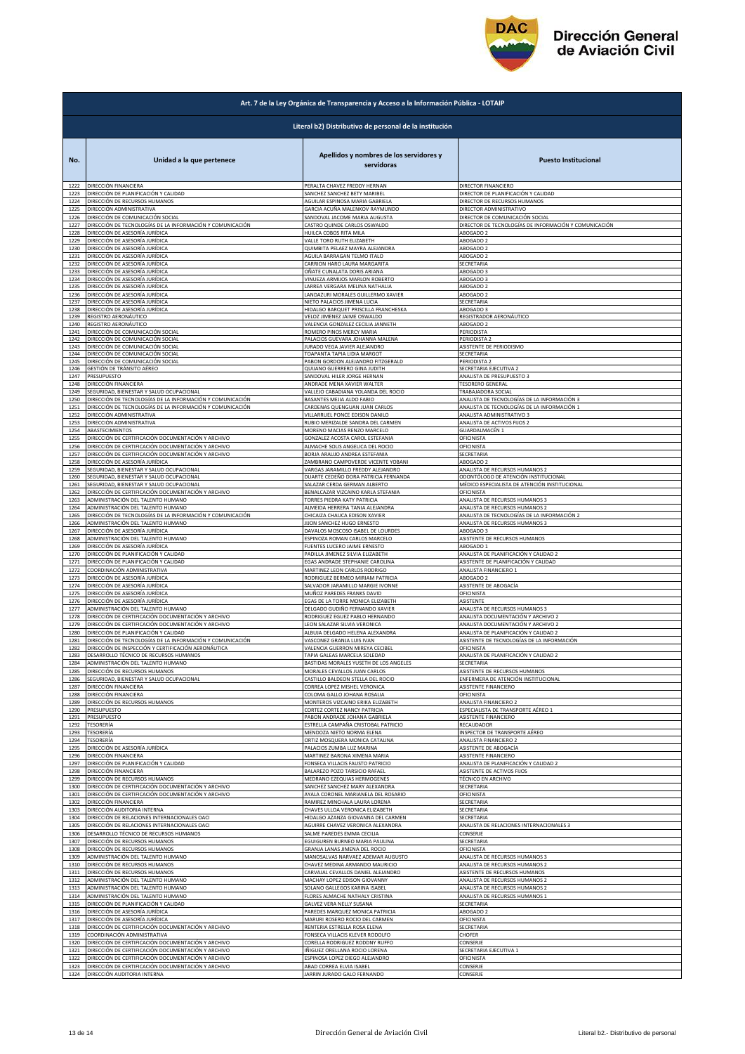| Art. 7 de la Ley Orgánica de Transparencia y Acceso a la Información Pública - LOTAIP | | | |
|---|---|---|---|
| Literal b2) Distributivo de personal de la institución | | | |
| **No.** | **Unidad a la que pertenece** | **Apellidos y nombres de los servidores y servidoras** | **Puesto Institucional** |
| 1222 | DIRECCIÓN FINANCIERA | PERALTA CHAVEZ FREDDY HERNAN | DIRECTOR FINANCIERO |
| 1223 | DIRECCIÓN DE PLANIFICACIÓN Y CALIDAD | SANCHEZ SANCHEZ BETY MARIBEL | DIRECTOR DE PLANIFICACIÓN Y CALIDAD |
| 1224 | DIRECCIÓN DE RECURSOS HUMANOS | AGUILAR ESPINOSA MARIA GABRIELA | DIRECTOR DE RECURSOS HUMANOS |
| 1225 | DIRECCIÓN ADMINISTRATIVA | GARCIA ACUÑA MALENKOV RAYMUNDO | DIRECTOR ADMINISTRATIVO |
| 1226 | DIRECCIÓN DE COMUNICACIÓN SOCIAL | SANDOVAL JACOME MARIA AUGUSTA | DIRECTOR DE COMUNICACIÓN SOCIAL |
| 1227 | DIRECCIÓN DE TECNOLOGÍAS DE LA INFORMACIÓN Y COMUNICACIÓN | CASTRO QUINDE CARLOS OSWALDO | DIRECTOR DE TECNOLOGÍAS DE LA INFORMACIÓN Y COMUNICACIÓN |
| 1228 | DIRECCIÓN DE ASESORÍA JURÍDICA | HUILCA COBOS RITA MILA | ABOGADO 2 |
| 1229 | DIRECCIÓN DE ASESORÍA JURÍDICA | VALLE TORO RUTH ELIZABETH | ABOGADO 2 |
| 1230 | DIRECCIÓN DE ASESORÍA JURÍDICA | QUIMBITA PELAEZ MAYRA ALEJANDRA | ABOGADO 2 |
| 1231 | DIRECCIÓN DE ASESORÍA JURÍDICA | AGUILA BARRAGAN TELMO ITALO | ABOGADO 2 |
| 1232 | DIRECCIÓN DE ASESORÍA JURÍDICA | CARRION HARO LAURA MARGARITA | SECRETARIA |
| 1233 | DIRECCIÓN DE ASESORÍA JURÍDICA | OÑATE CUNALATA DORIS ARIANA | ABOGADO 3 |
| 1234 | DIRECCIÓN DE ASESORÍA JURÍDICA | VINUEZA ARMIJOS MARLON ROBERTO | ABOGADO 3 |
| 1235 | DIRECCIÓN DE ASESORÍA JURÍDICA | LARREA VERGARA MELINA NATHALIA | ABOGADO 2 |
| 1236 | DIRECCIÓN DE ASESORÍA JURÍDICA | LANDAZURI MORALES GUILLERMO XAVIER | ABOGADO 2 |
| 1237 | DIRECCIÓN DE ASESORÍA JURÍDICA | NIETO PALACIOS JIMENA LUCIA | SECRETARIA |
| 1238 | DIRECCIÓN DE ASESORÍA JURÍDICA | HIDALGO BARQUET PRISCILLA FRANCHESKA | ABOGADO 3 |
| 1239 | REGISTRO AERONÁUTICO | VELOZ JIMENEZ JAIME OSWALDO | REGISTRADOR AERONÁUTICO |
| 1240 | REGISTRO AERONÁUTICO | VALENCIA GONZALEZ CECILIA JANNETH | ABOGADO 2 |
| 1241 | DIRECCIÓN DE COMUNICACIÓN SOCIAL | ROMERO PINOS MERCY MARIA | PERIODISTA |
| 1242 | DIRECCIÓN DE COMUNICACIÓN SOCIAL | PALACIOS GUEVARA JOHANNA MALENA | PERIODISTA 2 |
| 1243 | DIRECCIÓN DE COMUNICACIÓN SOCIAL | JURADO VEGA JAVIER ALEJANDRO | ASISTENTE DE PERIODISMO |
| 1244 | DIRECCIÓN DE COMUNICACIÓN SOCIAL | TOAPANTA TAPIA LIDIA MARGOT | SECRETARIA |
| 1245 | DIRECCIÓN DE COMUNICACIÓN SOCIAL | PABON GORDON ALEJANDRO FITZGERALD | PERIODISTA 2 |
| 1246 | GESTIÓN DE TRÁNSITO AÉREO | QUIJANO GUERRERO GINA JUDITH | SECRETARIA EJECUTIVA 2 |
| 1247 | PRESUPUESTO | SANDOVAL HILER JORGE HERNAN | ANALISTA DE PRESUPUESTO 3 |
| 1248 | DIRECCIÓN FINANCIERA | ANDRADE MENA XAVIER WALTER | TESORERO GENERAL |
| 1249 | SEGURIDAD, BIENESTAR Y SALUD OCUPACIONAL | VALLEJO CABADIANA YOLANDA DEL ROCIO | TRABAJADORA SOCIAL |
| 1250 | DIRECCIÓN DE TECNOLOGÍAS DE LA INFORMACIÓN Y COMUNICACIÓN | BASANTES MEJIA ALDO FABIO | ANALISTA DE TECNOLOGÍAS DE LA INFORMACIÓN 3 |
| 1251 | DIRECCIÓN DE TECNOLOGÍAS DE LA INFORMACIÓN Y COMUNICACIÓN | CARDENAS QUENGUAN JUAN CARLOS | ANALISTA DE TECNOLOGÍAS DE LA INFORMACIÓN 1 |
| 1252 | DIRECCIÓN ADMINISTRATIVA | VILLARRUEL PONCE EDISON DANILO | ANALISTA ADMINISTRATIVO 3 |
| 1253 | DIRECCIÓN ADMINISTRATIVA | RUBIO MERIZALDE SANDRA DEL CARMEN | ANALISTA DE ACTIVOS FIJOS 2 |
| 1254 | ABASTECIMIENTOS | MORENO MACIAS RENZO MARCELO | GUARDALMACÉN 1 |
| 1255 | DIRECCIÓN DE CERTIFICACIÓN DOCUMENTACIÓN Y ARCHIVO | GONZALEZ ACOSTA CAROL ESTEFANIA | OFICINISTA |
| 1256 | DIRECCIÓN DE CERTIFICACIÓN DOCUMENTACIÓN Y ARCHIVO | ALMACHE SOLIS ANGELICA DEL ROCIO | OFICINISTA |
| 1257 | DIRECCIÓN DE CERTIFICACIÓN DOCUMENTACIÓN Y ARCHIVO | BORJA ARAUJO ANDREA ESTEFANIA | SECRETARIA |
| 1258 | DIRECCIÓN DE ASESORÍA JURÍDICA | ZAMBRANO CAMPOVERDE VICENTE YOBANI | ABOGADO 2 |
| 1259 | SEGURIDAD, BIENESTAR Y SALUD OCUPACIONAL | VARGAS JARAMILLO FREDDY ALEJANDRO | ANALISTA DE RECURSOS HUMANOS 2 |
| 1260 | SEGURIDAD, BIENESTAR Y SALUD OCUPACIONAL | DUARTE CEDEÑO DORA PATRICIA FERNANDA | ODONTÓLOGO DE ATENCIÓN INSTITUCIONAL |
| 1261 | SEGURIDAD, BIENESTAR Y SALUD OCUPACIONAL | SALAZAR CERDA GERMAN ALBERTO | MÉDICO ESPECIALISTA DE ATENCIÓN INSTITUCIONAL |
| 1262 | DIRECCIÓN DE CERTIFICACIÓN DOCUMENTACIÓN Y ARCHIVO | BENALCAZAR VIZCAINO KARLA STEFANIA | OFICINISTA |
| 1263 | ADMINISTRACIÓN DEL TALENTO HUMANO | TORRES PIEDRA KATY PATRICIA | ANALISTA DE RECURSOS HUMANOS 3 |
| 1264 | ADMINISTRACIÓN DEL TALENTO HUMANO | ALMEIDA HERRERA TANIA ALEJANDRA | ANALISTA DE RECURSOS HUMANOS 2 |
| 1265 | DIRECCIÓN DE TECNOLOGÍAS DE LA INFORMACIÓN Y COMUNICACIÓN | CHICAIZA CHAUCA EDISON XAVIER | ANALISTA DE TECNOLOGÍAS DE LA INFORMACIÓN 2 |
| 1266 | ADMINISTRACIÓN DEL TALENTO HUMANO | JIJON SANCHEZ HUGO ERNESTO | ANALISTA DE RECURSOS HUMANOS 3 |
| 1267 | DIRECCIÓN DE ASESORÍA JURÍDICA | DAVALOS MOSCOSO ISABEL DE LOURDES | ABOGADO 3 |
| 1268 | ADMINISTRACIÓN DEL TALENTO HUMANO | ESPINOZA ROMAN CARLOS MARCELO | ASISTENTE DE RECURSOS HUMANOS |
| 1269 | DIRECCIÓN DE ASESORÍA JURÍDICA | FUENTES LUCERO JAIME ERNESTO | ABOGADO 1 |
| 1270 | DIRECCIÓN DE PLANIFICACIÓN Y CALIDAD | PADILLA JIMENEZ SILVIA ELIZABETH | ANALISTA DE PLANIFICACIÓN Y CALIDAD 2 |
| 1271 | DIRECCIÓN DE PLANIFICACIÓN Y CALIDAD | EGAS ANDRADE STEPHANIE CAROLINA | ASISTENTE DE PLANIFICACIÓN Y CALIDAD |
| 1272 | COORDINACIÓN ADMINISTRATIVA | MARTINEZ LEON CARLOS RODRIGO | ANALISTA FINANCIERO 1 |
| 1273 | DIRECCIÓN DE ASESORÍA JURÍDICA | RODRIGUEZ BERMEO MIRIAM PATRICIA | ABOGADO 2 |
| 1274 | DIRECCIÓN DE ASESORÍA JURÍDICA | SALVADOR JARAMILLO MARGIE IVONNE | ASISTENTE DE ABOGACÍA |
| 1275 | DIRECCIÓN DE ASESORÍA JURÍDICA | MUÑOZ PAREDES FRANKS DAVID | OFICINISTA |
| 1276 | DIRECCIÓN DE ASESORÍA JURÍDICA | EGAS DE LA TORRE MONICA ELIZABETH | ASISTENTE |
| 1277 | ADMINISTRACIÓN DEL TALENTO HUMANO | DELGADO GUDIÑO FERNANDO XAVIER | ANALISTA DE RECURSOS HUMANOS 3 |
| 1278 | DIRECCIÓN DE CERTIFICACIÓN DOCUMENTACIÓN Y ARCHIVO | RODRIGUEZ EGUEZ PABLO HERNANDO | ANALISTA DOCUMENTACIÓN Y ARCHIVO 2 |
| 1279 | DIRECCIÓN DE CERTIFICACIÓN DOCUMENTACIÓN Y ARCHIVO | LEON SALAZAR SILVIA VERONICA | ANALISTA DOCUMENTACIÓN Y ARCHIVO 2 |
| 1280 | DIRECCIÓN DE PLANIFICACIÓN Y CALIDAD | ALBUJA DELGADO HELENA ALEXANDRA | ANALISTA DE PLANIFICACIÓN Y CALIDAD 2 |
| 1281 | DIRECCIÓN DE TECNOLOGÍAS DE LA INFORMACIÓN Y COMUNICACIÓN | VASCONEZ GRANJA LUIS IVAN | ASISTENTE DE TECNOLOGÍAS DE LA INFORMACIÓN |
| 1282 | DIRECCIÓN DE INSPECCIÓN Y CERTIFICACIÓN AERONÁUTICA | VALENCIA GUERRON MIREYA CECIBEL | OFICINISTA |
| 1283 | DESARROLLO TÉCNICO DE RECURSOS HUMANOS | TAPIA GALEAS MARCELA SOLEDAD | ANALISTA DE PLANIFICACIÓN Y CALIDAD 2 |
| 1284 | ADMINISTRACIÓN DEL TALENTO HUMANO | BASTIDAS MORALES YUSETH DE LOS ANGELES | SECRETARIA |
| 1285 | DIRECCIÓN DE RECURSOS HUMANOS | MORALES CEVALLOS JUAN CARLOS | ASISTENTE DE RECURSOS HUMANOS |
| 1286 | SEGURIDAD, BIENESTAR Y SALUD OCUPACIONAL | CASTILLO BALDEON STELLA DEL ROCIO | ENFERMERA DE ATENCIÓN INSTITUCIONAL |
| 1287 | DIRECCIÓN FINANCIERA | CORREA LOPEZ MISHEL VERONICA | ASISTENTE FINANCIERO |
| 1288 | DIRECCIÓN FINANCIERA | COLOMA GALLO JOHANA ROSALIA | OFICINISTA |
| 1289 | DIRECCIÓN DE RECURSOS HUMANOS | MONTEROS VIZCAINO ERIKA ELIZABETH | ANALISTA FINANCIERO 2 |
| 1290 | PRESUPUESTO | CORTEZ CORTEZ NANCY PATRICIA | ESPECIALISTA DE TRANSPORTE AÉREO 1 |
| 1291 | PRESUPUESTO | PABON ANDRADE JOHANA GABRIELA | ASISTENTE FINANCIERO |
| 1292 | TESORERÍA | ESTRELLA CAMPAÑA CRISTOBAL PATRICIO | RECAUDADOR |
| 1293 | TESORERÍA | MENDOZA NIETO NORMA ELENA | INSPECTOR DE TRANSPORTE AÉREO |
| 1294 | TESORERÍA | ORTIZ MOSQUERA MONICA CATALINA | ANALISTA FINANCIERO 2 |
| 1295 | DIRECCIÓN DE ASESORÍA JURÍDICA | PALACIOS ZUMBA LUZ MARINA | ASISTENTE DE ABOGACÍA |
| 1296 | DIRECCIÓN FINANCIERA | MARTINEZ BARONA XIMENA MARIA | ASISTENTE FINANCIERO |
| 1297 | DIRECCIÓN DE PLANIFICACIÓN Y CALIDAD | FONSECA VILLACIS FAUSTO PATRICIO | ANALISTA DE PLANIFICACIÓN Y CALIDAD 2 |
| 1298 | DIRECCIÓN FINANCIERA | BALAREZO POZO TARSICIO RAFAEL | ASISTENTE DE ACTIVOS FIJOS |
| 1299 | DIRECCIÓN DE RECURSOS HUMANOS | MEDRANO EZEQUIAS HERMOGENES | TÉCNICO EN ARCHIVO |
| 1300 | DIRECCIÓN DE CERTIFICACIÓN DOCUMENTACIÓN Y ARCHIVO | SANCHEZ SANCHEZ MARY ALEXANDRA | SECRETARIA |
| 1301 | DIRECCIÓN DE CERTIFICACIÓN DOCUMENTACIÓN Y ARCHIVO | AYALA CORONEL MARIANELA DEL ROSARIO | OFICINISTA |
| 1302 | DIRECCIÓN FINANCIERA | RAMIREZ MINCHALA LAURA LORENA | SECRETARIA |
| 1303 | DIRECCIÓN AUDITORIA INTERNA | CHAVES ULLOA VERONICA ELIZABETH | SECRETARIA |
| 1304 | DIRECCIÓN DE RELACIONES INTERNACIONALES OACI | HIDALGO AZANZA GIOVANNA DEL CARMEN | SECRETARIA |
| 1305 | DIRECCIÓN DE RELACIONES INTERNACIONALES OACI | AGUIRRE CHAVEZ VERONICA ALEXANDRA | ANALISTA DE RELACIONES INTERNACIONALES 3 |
| 1306 | DESARROLLO TÉCNICO DE RECURSOS HUMANOS | SALME PAREDES EMMA CECILIA | CONSERJE |
| 1307 | DIRECCIÓN DE RECURSOS HUMANOS | EGUIGUREN BURNEO MARIA PAULINA | SECRETARIA |
| 1308 | DIRECCIÓN DE RECURSOS HUMANOS | GRANJA LANAS JIMENA DEL ROCIO | OFICINISTA |
| 1309 | ADMINISTRACIÓN DEL TALENTO HUMANO | MANOSALVAS NARVAEZ ADEMAR AUGUSTO | ANALISTA DE RECURSOS HUMANOS 3 |
| 1310 | DIRECCIÓN DE RECURSOS HUMANOS | CHAVEZ MEDINA ARMANDO MAURICIO | ANALISTA DE RECURSOS HUMANOS 2 |
| 1311 | DIRECCIÓN DE RECURSOS HUMANOS | CARVAJAL CEVALLOS DANIEL ALEJANDRO | ASISTENTE DE RECURSOS HUMANOS |
| 1312 | ADMINISTRACIÓN DEL TALENTO HUMANO | MACHAY LOPEZ EDISON GIOVANNY | ANALISTA DE RECURSOS HUMANOS 2 |
| 1313 | ADMINISTRACIÓN DEL TALENTO HUMANO | SOLANO GALLEGOS KARINA ISABEL | ANALISTA DE RECURSOS HUMANOS 2 |
| 1314 | ADMINISTRACIÓN DEL TALENTO HUMANO | FLORES ALMACHE NATHALY CRISTINA | ANALISTA DE RECURSOS HUMANOS 1 |
| 1315 | DIRECCIÓN DE PLANIFICACIÓN Y CALIDAD | GALVEZ VERA NELLY SUSANA | SECRETARIA |
| 1316 | DIRECCIÓN DE ASESORÍA JURÍDICA | PAREDES MARQUEZ MONICA PATRICIA | ABOGADO 2 |
| 1317 | DIRECCIÓN DE ASESORÍA JURÍDICA | MARURI ROSERO ROCIO DEL CARMEN | OFICINISTA |
| 1318 | DIRECCIÓN DE CERTIFICACIÓN DOCUMENTACIÓN Y ARCHIVO | RENTERIA ESTRELLA ROSA ELENA | SECRETARIA |
| 1319 | COORDINACIÓN ADMINISTRATIVA | FONSECA VILLACIS KLEVER RODOLFO | CHOFER |
| 1320 | DIRECCIÓN DE CERTIFICACIÓN DOCUMENTACIÓN Y ARCHIVO | CORELLA RODRIGUEZ RODDNY RUFFO | CONSERJE |
| 1321 | DIRECCIÓN DE CERTIFICACIÓN DOCUMENTACIÓN Y ARCHIVO | IÑIGUEZ ORELLANA ROCIO LORENA | SECRETARIA EJECUTIVA 1 |
| 1322 | DIRECCIÓN DE CERTIFICACIÓN DOCUMENTACIÓN Y ARCHIVO | ESPINOSA LOPEZ DIEGO ALEJANDRO | OFICINISTA |
| 1323 | DIRECCIÓN DE CERTIFICACIÓN DOCUMENTACIÓN Y ARCHIVO | ABAD CORREA ELVIA ISABEL | CONSERJE |
| 1324 | DIRECCIÓN AUDITORIA INTERNA | JARRIN JURADO GALO FERNANDO | CONSERJE |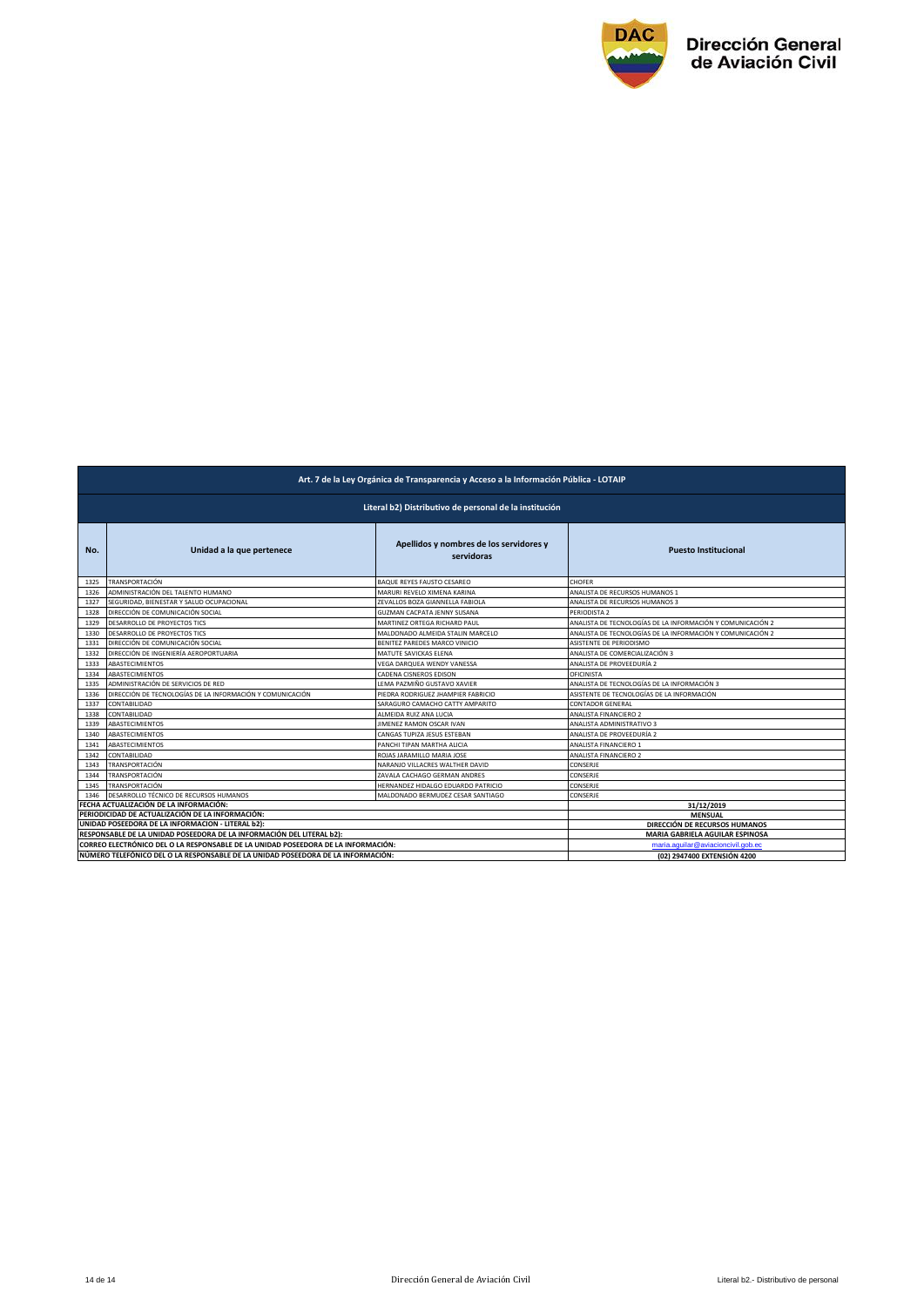| Art. 7 de la Ley Orgánica de Transparencia y Acceso a la Información Pública - LOTAIP | | | |
|---|---|---|---|
| Literal b2) Distributivo de personal de la institución | | | |
| No. | Unidad a la que pertenece | Apellidos y nombres de los servidores y servidoras | Puesto Institucional |
| 1325 | TRANSPORTACIÓN | BAQUE REYES FAUSTO CESAREO | CHOFER |
| 1326 | ADMINISTRACIÓN DEL TALENTO HUMANO | MARURI REVELO XIMENA KARINA | ANALISTA DE RECURSOS HUMANOS 1 |
| 1327 | SEGURIDAD, BIENESTAR Y SALUD OCUPACIONAL | ZEVALLOS BOZA GIANNELLA FABIOLA | ANALISTA DE RECURSOS HUMANOS 3 |
| 1328 | DIRECCIÓN DE COMUNICACIÓN SOCIAL | GUZMAN CACPATA JENNY SUSANA | PERIODISTA 2 |
| 1329 | DESARROLLO DE PROYECTOS TICS | MARTINEZ ORTEGA RICHARD PAUL | ANALISTA DE TECNOLOGÍAS DE LA INFORMACIÓN Y COMUNICACIÓN 2 |
| 1330 | DESARROLLO DE PROYECTOS TICS | MALDONADO ALMEIDA STALIN MARCELO | ANALISTA DE TECNOLOGÍAS DE LA INFORMACIÓN Y COMUNICACIÓN 2 |
| 1331 | DIRECCIÓN DE COMUNICACIÓN SOCIAL | BENITEZ PAREDES MARCO VINICIO | ASISTENTE DE PERIODISMO |
| 1332 | DIRECCIÓN DE INGENIERÍA AEROPORTUARIA | MATUTE SAVICKAS ELENA | ANALISTA DE COMERCIALIZACIÓN 3 |
| 1333 | ABASTECIMIENTOS | VEGA DARQUEA WENDY VANESSA | ANALISTA DE PROVEEDURÍA 2 |
| 1334 | ABASTECIMIENTOS | CADENA CISNEROS EDISON | OFICINISTA |
| 1335 | ADMINISTRACIÓN DE SERVICIOS DE RED | LEMA PAZMIÑO GUSTAVO XAVIER | ANALISTA DE TECNOLOGÍAS DE LA INFORMACIÓN 3 |
| 1336 | DIRECCIÓN DE TECNOLOGÍAS DE LA INFORMACIÓN Y COMUNICACIÓN | PIEDRA RODRIGUEZ JHAMPIER FABRICIO | ASISTENTE DE TECNOLOGÍAS DE LA INFORMACIÓN |
| 1337 | CONTABILIDAD | SARAGURO CAMACHO CATTY AMPARITO | CONTADOR GENERAL |
| 1338 | CONTABILIDAD | ALMEIDA RUIZ ANA LUCIA | ANALISTA FINANCIERO 2 |
| 1339 | ABASTECIMIENTOS | JIMENEZ RAMON OSCAR IVAN | ANALISTA ADMINISTRATIVO 3 |
| 1340 | ABASTECIMIENTOS | CANGAS TUPIZA JESUS ESTEBAN | ANALISTA DE PROVEEDURÍA 2 |
| 1341 | ABASTECIMIENTOS | PANCHI TIPAN MARTHA ALICIA | ANALISTA FINANCIERO 1 |
| 1342 | CONTABILIDAD | ROJAS JARAMILLO MARIA JOSE | ANALISTA FINANCIERO 2 |
| 1343 | TRANSPORTACIÓN | NARANJO VILLACRES WALTHER DAVID | CONSERJE |
| 1344 | TRANSPORTACIÓN | ZAVALA CACHAGO GERMAN ANDRES | CONSERJE |
| 1345 | TRANSPORTACIÓN | HERNANDEZ HIDALGO EDUARDO PATRICIO | CONSERJE |
| 1346 | DESARROLLO TÉCNICO DE RECURSOS HUMANOS | MALDONADO BERMUDEZ CESAR SANTIAGO | CONSERJE |
| FECHA ACTUALIZACIÓN DE LA INFORMACIÓN: | | | 31/12/2019 |
| PERIODICIDAD DE ACTUALIZACIÓN DE LA INFORMACIÓN: | | | MENSUAL |
| UNIDAD POSEEDORA DE LA INFORMACION - LITERAL b2): | | | DIRECCIÓN DE RECURSOS HUMANOS |
| RESPONSABLE DE LA UNIDAD POSEEDORA DE LA INFORMACIÓN DEL LITERAL b2): | | | MARIA GABRIELA AGUILAR ESPINOSA |
| CORREO ELECTRÓNICO DEL O LA RESPONSABLE DE LA UNIDAD POSEEDORA DE LA INFORMACIÓN: | | | maria.aguilar@aviacioncivil.gob.ec |
| NÚMERO TELEFÓNICO DEL O LA RESPONSABLE DE LA UNIDAD POSEEDORA DE LA INFORMACIÓN: | | | (02) 2947400 EXTENSIÓN 4200 |